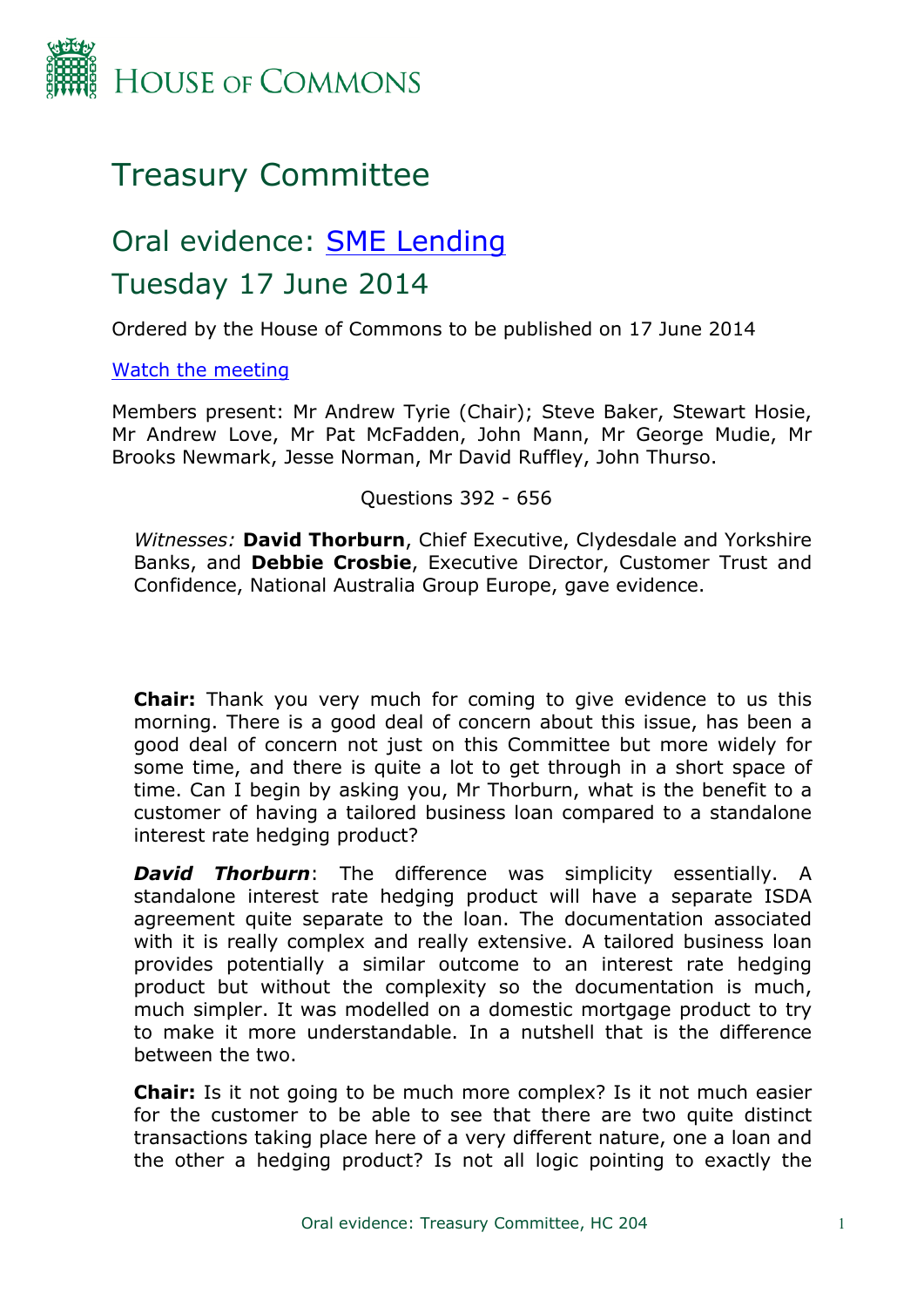# House of Commons

# Treasury Committee

## Oral evidence: [SME Lending](#)

## Tuesday 17 June 2014

Ordered by the House of Commons to be published on 17 June 2014

[Watch the meeting](#)

Members present: Mr Andrew Tyrie (Chair); Steve Baker, Stewart Hosie, Mr Andrew Love, Mr Pat McFadden, John Mann, Mr George Mudie, Mr Brooks Newmark, Jesse Norman, Mr David Ruffley, John Thurso.

Questions 392 - 656

*Witnesses:* **David Thorburn**, Chief Executive, Clydesdale and Yorkshire Banks, and **Debbie Crosbie**, Executive Director, Customer Trust and Confidence, National Australia Group Europe, gave evidence.

**Chair:** Thank you very much for coming to give evidence to us this morning. There is a good deal of concern about this issue, has been a good deal of concern not just on this Committee but more widely for some time, and there is quite a lot to get through in a short space of time. Can I begin by asking you, Mr Thorburn, what is the benefit to a customer of having a tailored business loan compared to a standalone interest rate hedging product?

***David Thorburn***: The difference was simplicity essentially. A standalone interest rate hedging product will have a separate ISDA agreement quite separate to the loan. The documentation associated with it is really complex and really extensive. A tailored business loan provides potentially a similar outcome to an interest rate hedging product but without the complexity so the documentation is much, much simpler. It was modelled on a domestic mortgage product to try to make it more understandable. In a nutshell that is the difference between the two.

**Chair:** Is it not going to be much more complex? Is it not much easier for the customer to be able to see that there are two quite distinct transactions taking place here of a very different nature, one a loan and the other a hedging product? Is not all logic pointing to exactly the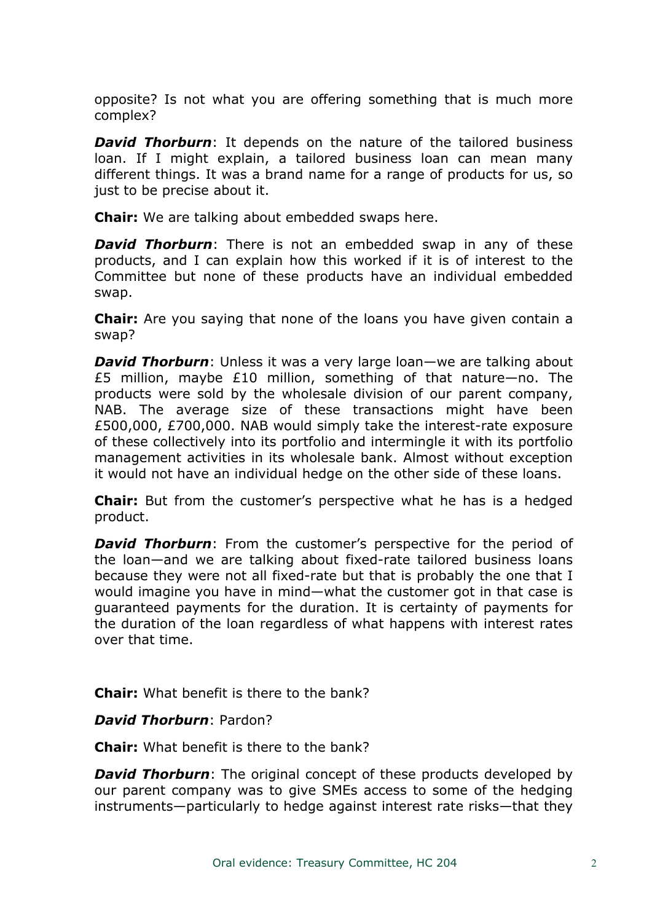opposite? Is not what you are offering something that is much more complex?

***David Thorburn***: It depends on the nature of the tailored business loan. If I might explain, a tailored business loan can mean many different things. It was a brand name for a range of products for us, so just to be precise about it.

**Chair:** We are talking about embedded swaps here.

***David Thorburn***: There is not an embedded swap in any of these products, and I can explain how this worked if it is of interest to the Committee but none of these products have an individual embedded swap.

**Chair:** Are you saying that none of the loans you have given contain a swap?

***David Thorburn***: Unless it was a very large loan—we are talking about £5 million, maybe £10 million, something of that nature—no. The products were sold by the wholesale division of our parent company, NAB. The average size of these transactions might have been £500,000, £700,000. NAB would simply take the interest-rate exposure of these collectively into its portfolio and intermingle it with its portfolio management activities in its wholesale bank. Almost without exception it would not have an individual hedge on the other side of these loans.

**Chair:** But from the customer's perspective what he has is a hedged product.

***David Thorburn***: From the customer's perspective for the period of the loan—and we are talking about fixed-rate tailored business loans because they were not all fixed-rate but that is probably the one that I would imagine you have in mind—what the customer got in that case is guaranteed payments for the duration. It is certainty of payments for the duration of the loan regardless of what happens with interest rates over that time.

**Chair:** What benefit is there to the bank?

***David Thorburn***: Pardon?

**Chair:** What benefit is there to the bank?

***David Thorburn***: The original concept of these products developed by our parent company was to give SMEs access to some of the hedging instruments—particularly to hedge against interest rate risks—that they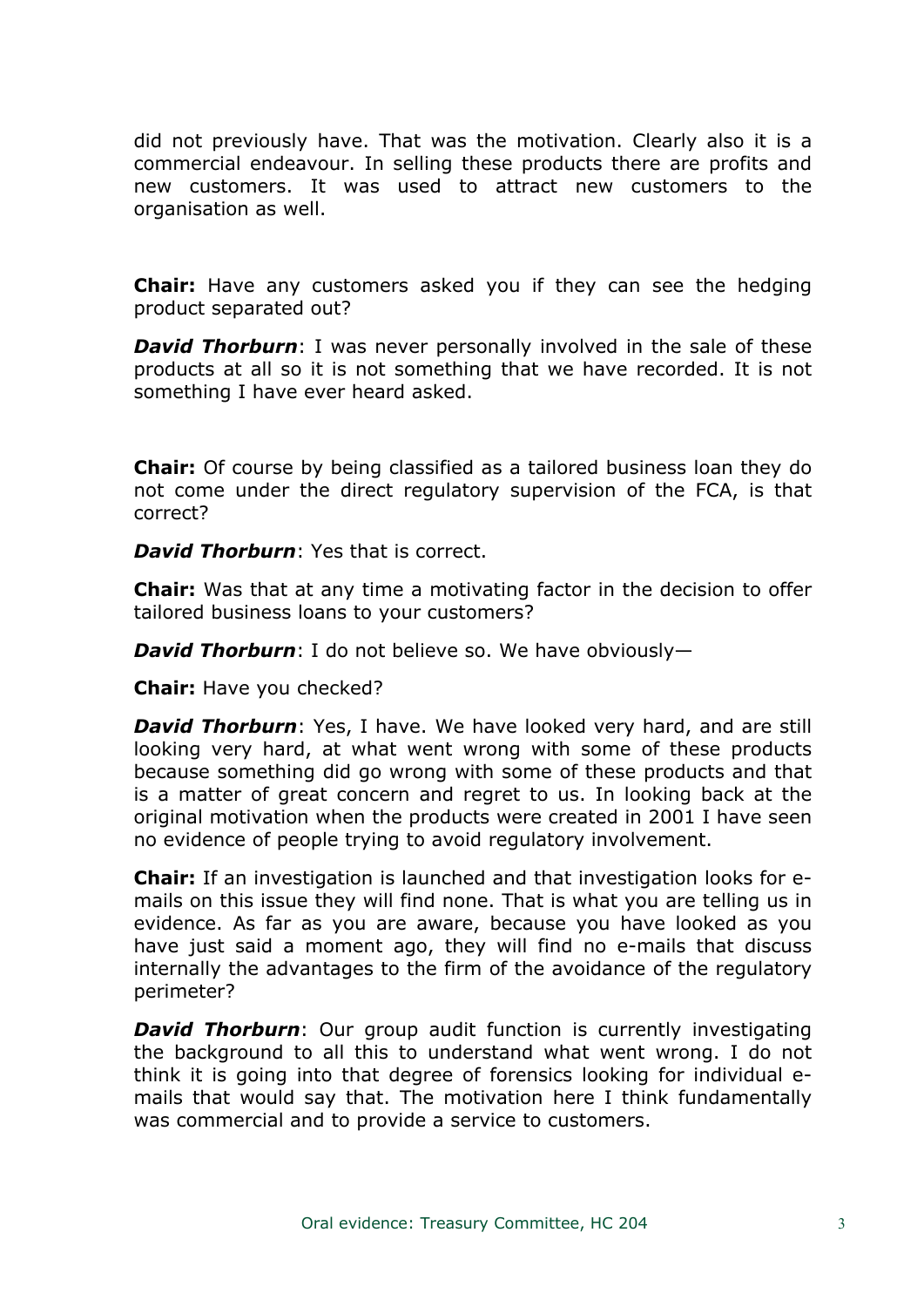did not previously have. That was the motivation. Clearly also it is a commercial endeavour. In selling these products there are profits and new customers. It was used to attract new customers to the organisation as well.

**Chair:** Have any customers asked you if they can see the hedging product separated out?

***David Thorburn***: I was never personally involved in the sale of these products at all so it is not something that we have recorded. It is not something I have ever heard asked.

**Chair:** Of course by being classified as a tailored business loan they do not come under the direct regulatory supervision of the FCA, is that correct?

***David Thorburn***: Yes that is correct.

**Chair:** Was that at any time a motivating factor in the decision to offer tailored business loans to your customers?

***David Thorburn***: I do not believe so. We have obviously—

**Chair:** Have you checked?

***David Thorburn***: Yes, I have. We have looked very hard, and are still looking very hard, at what went wrong with some of these products because something did go wrong with some of these products and that is a matter of great concern and regret to us. In looking back at the original motivation when the products were created in 2001 I have seen no evidence of people trying to avoid regulatory involvement.

**Chair:** If an investigation is launched and that investigation looks for e-mails on this issue they will find none. That is what you are telling us in evidence. As far as you are aware, because you have looked as you have just said a moment ago, they will find no e-mails that discuss internally the advantages to the firm of the avoidance of the regulatory perimeter?

***David Thorburn***: Our group audit function is currently investigating the background to all this to understand what went wrong. I do not think it is going into that degree of forensics looking for individual e-mails that would say that. The motivation here I think fundamentally was commercial and to provide a service to customers.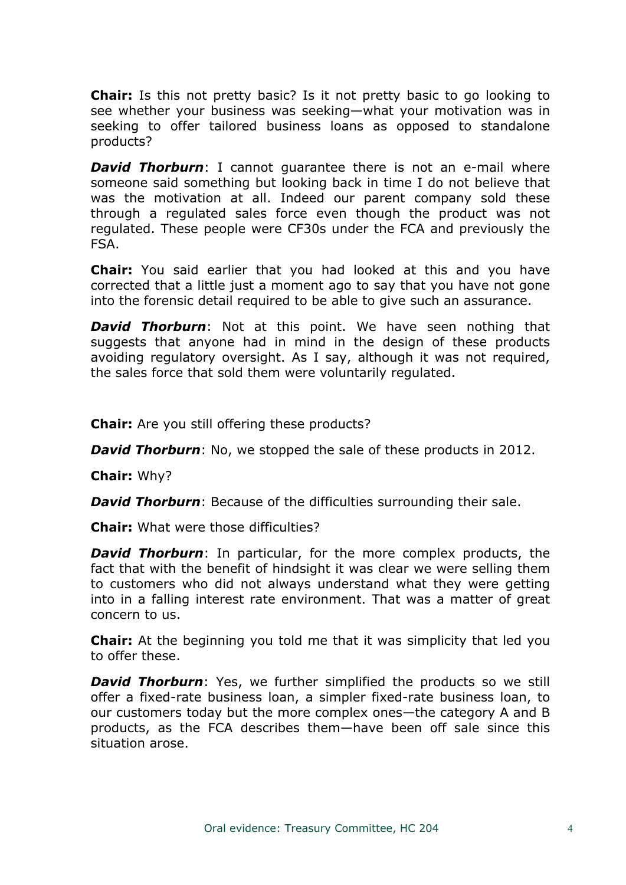**Chair:** Is this not pretty basic? Is it not pretty basic to go looking to see whether your business was seeking—what your motivation was in seeking to offer tailored business loans as opposed to standalone products?

***David Thorburn***: I cannot guarantee there is not an e-mail where someone said something but looking back in time I do not believe that was the motivation at all. Indeed our parent company sold these through a regulated sales force even though the product was not regulated. These people were CF30s under the FCA and previously the FSA.

**Chair:** You said earlier that you had looked at this and you have corrected that a little just a moment ago to say that you have not gone into the forensic detail required to be able to give such an assurance.

***David Thorburn***: Not at this point. We have seen nothing that suggests that anyone had in mind in the design of these products avoiding regulatory oversight. As I say, although it was not required, the sales force that sold them were voluntarily regulated.

**Chair:** Are you still offering these products?

***David Thorburn***: No, we stopped the sale of these products in 2012.

**Chair:** Why?

***David Thorburn***: Because of the difficulties surrounding their sale.

**Chair:** What were those difficulties?

***David Thorburn***: In particular, for the more complex products, the fact that with the benefit of hindsight it was clear we were selling them to customers who did not always understand what they were getting into in a falling interest rate environment. That was a matter of great concern to us.

**Chair:** At the beginning you told me that it was simplicity that led you to offer these.

***David Thorburn***: Yes, we further simplified the products so we still offer a fixed-rate business loan, a simpler fixed-rate business loan, to our customers today but the more complex ones—the category A and B products, as the FCA describes them—have been off sale since this situation arose.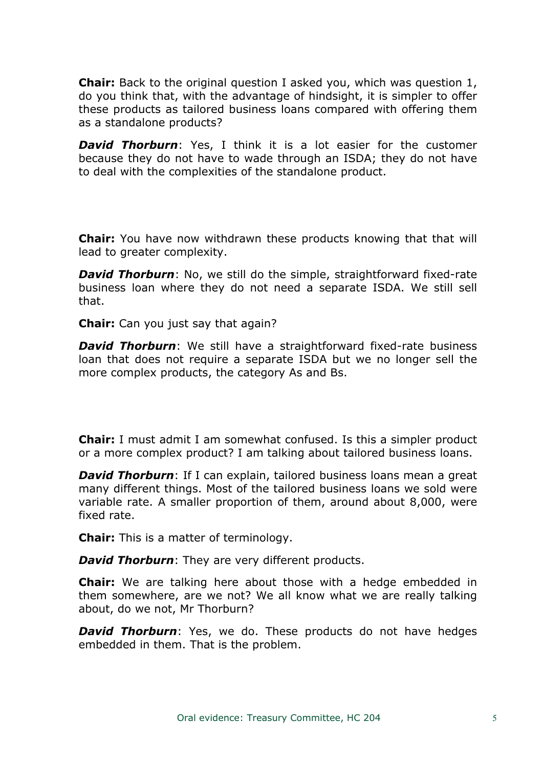**Chair:** Back to the original question I asked you, which was question 1, do you think that, with the advantage of hindsight, it is simpler to offer these products as tailored business loans compared with offering them as a standalone products?

***David Thorburn***: Yes, I think it is a lot easier for the customer because they do not have to wade through an ISDA; they do not have to deal with the complexities of the standalone product.

**Chair:** You have now withdrawn these products knowing that that will lead to greater complexity.

***David Thorburn***: No, we still do the simple, straightforward fixed-rate business loan where they do not need a separate ISDA. We still sell that.

**Chair:** Can you just say that again?

***David Thorburn***: We still have a straightforward fixed-rate business loan that does not require a separate ISDA but we no longer sell the more complex products, the category As and Bs.

**Chair:** I must admit I am somewhat confused. Is this a simpler product or a more complex product? I am talking about tailored business loans.

***David Thorburn***: If I can explain, tailored business loans mean a great many different things. Most of the tailored business loans we sold were variable rate. A smaller proportion of them, around about 8,000, were fixed rate.

**Chair:** This is a matter of terminology.

***David Thorburn***: They are very different products.

**Chair:** We are talking here about those with a hedge embedded in them somewhere, are we not? We all know what we are really talking about, do we not, Mr Thorburn?

***David Thorburn***: Yes, we do. These products do not have hedges embedded in them. That is the problem.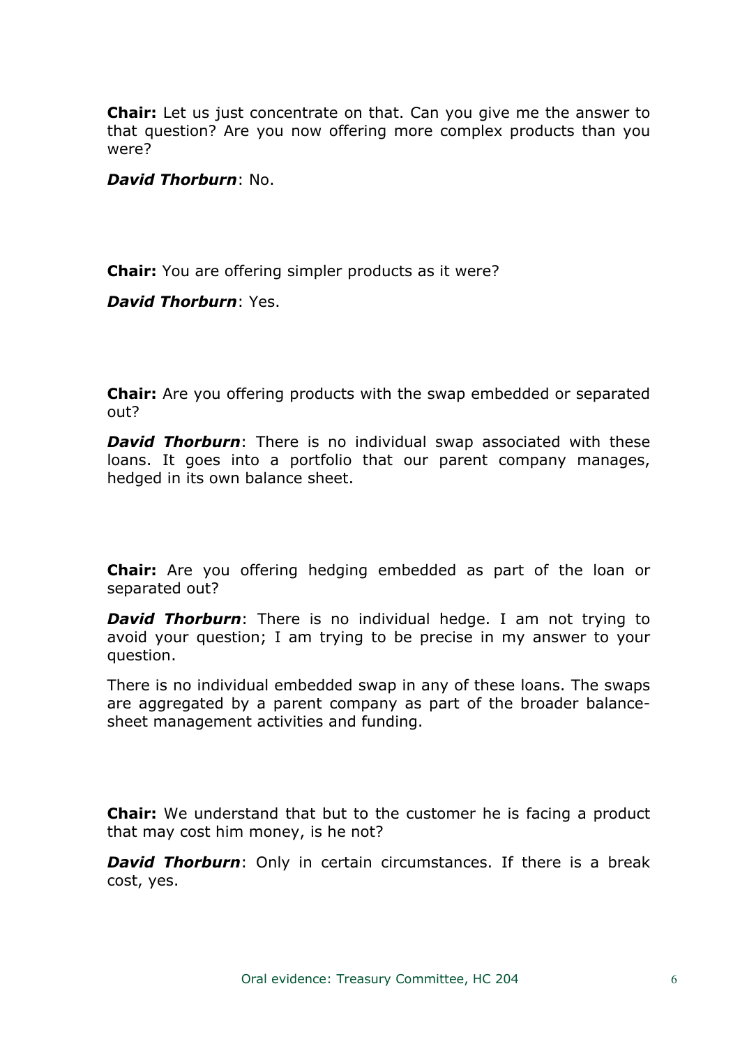**Chair:** Let us just concentrate on that. Can you give me the answer to that question? Are you now offering more complex products than you were?

***David Thorburn***: No.

**Chair:** You are offering simpler products as it were?

***David Thorburn***: Yes.

**Chair:** Are you offering products with the swap embedded or separated out?

***David Thorburn***: There is no individual swap associated with these loans. It goes into a portfolio that our parent company manages, hedged in its own balance sheet.

**Chair:** Are you offering hedging embedded as part of the loan or separated out?

***David Thorburn***: There is no individual hedge. I am not trying to avoid your question; I am trying to be precise in my answer to your question.

There is no individual embedded swap in any of these loans. The swaps are aggregated by a parent company as part of the broader balance-sheet management activities and funding.

**Chair:** We understand that but to the customer he is facing a product that may cost him money, is he not?

***David Thorburn***: Only in certain circumstances. If there is a break cost, yes.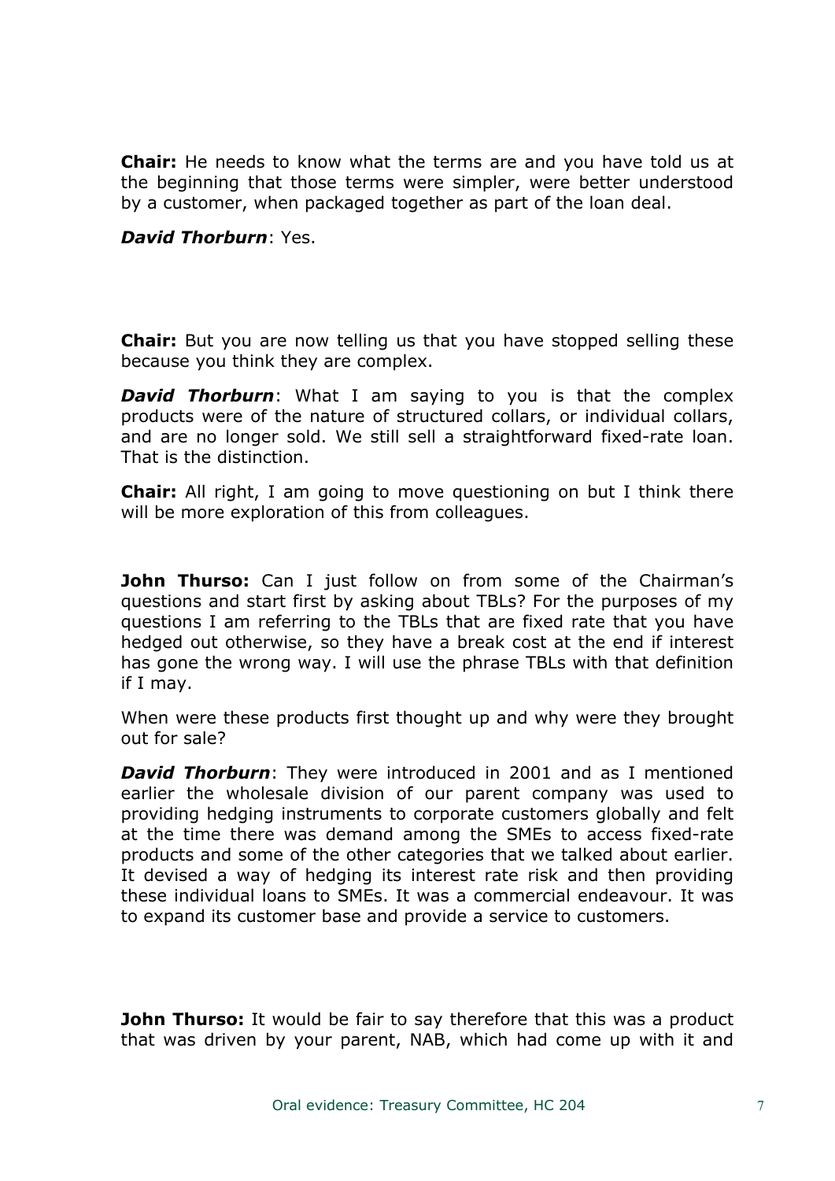**Chair:** He needs to know what the terms are and you have told us at the beginning that those terms were simpler, were better understood by a customer, when packaged together as part of the loan deal.

***David Thorburn***: Yes.

**Chair:** But you are now telling us that you have stopped selling these because you think they are complex.

***David Thorburn***: What I am saying to you is that the complex products were of the nature of structured collars, or individual collars, and are no longer sold. We still sell a straightforward fixed-rate loan. That is the distinction.

**Chair:** All right, I am going to move questioning on but I think there will be more exploration of this from colleagues.

**John Thurso:** Can I just follow on from some of the Chairman's questions and start first by asking about TBLs? For the purposes of my questions I am referring to the TBLs that are fixed rate that you have hedged out otherwise, so they have a break cost at the end if interest has gone the wrong way. I will use the phrase TBLs with that definition if I may.

When were these products first thought up and why were they brought out for sale?

***David Thorburn***: They were introduced in 2001 and as I mentioned earlier the wholesale division of our parent company was used to providing hedging instruments to corporate customers globally and felt at the time there was demand among the SMEs to access fixed-rate products and some of the other categories that we talked about earlier. It devised a way of hedging its interest rate risk and then providing these individual loans to SMEs. It was a commercial endeavour. It was to expand its customer base and provide a service to customers.

**John Thurso:** It would be fair to say therefore that this was a product that was driven by your parent, NAB, which had come up with it and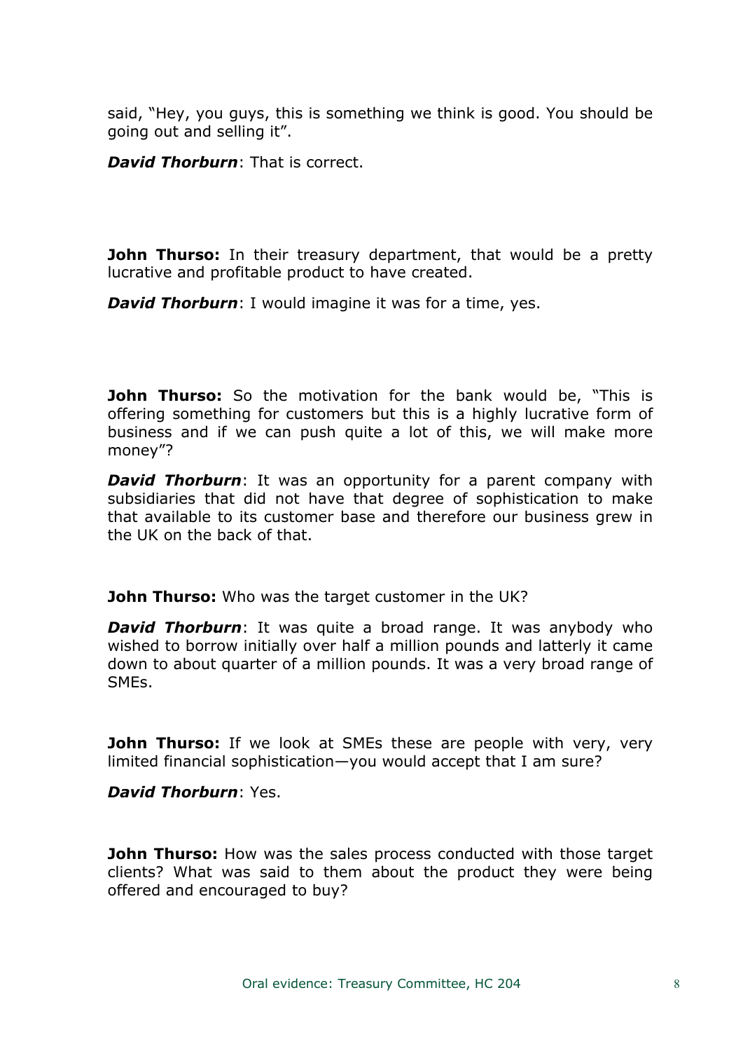said, "Hey, you guys, this is something we think is good. You should be going out and selling it".

***David Thorburn***: That is correct.

**John Thurso:** In their treasury department, that would be a pretty lucrative and profitable product to have created.

***David Thorburn***: I would imagine it was for a time, yes.

**John Thurso:** So the motivation for the bank would be, "This is offering something for customers but this is a highly lucrative form of business and if we can push quite a lot of this, we will make more money"?

***David Thorburn***: It was an opportunity for a parent company with subsidiaries that did not have that degree of sophistication to make that available to its customer base and therefore our business grew in the UK on the back of that.

**John Thurso:** Who was the target customer in the UK?

***David Thorburn***: It was quite a broad range. It was anybody who wished to borrow initially over half a million pounds and latterly it came down to about quarter of a million pounds. It was a very broad range of SMEs.

**John Thurso:** If we look at SMEs these are people with very, very limited financial sophistication—you would accept that I am sure?

***David Thorburn***: Yes.

**John Thurso:** How was the sales process conducted with those target clients? What was said to them about the product they were being offered and encouraged to buy?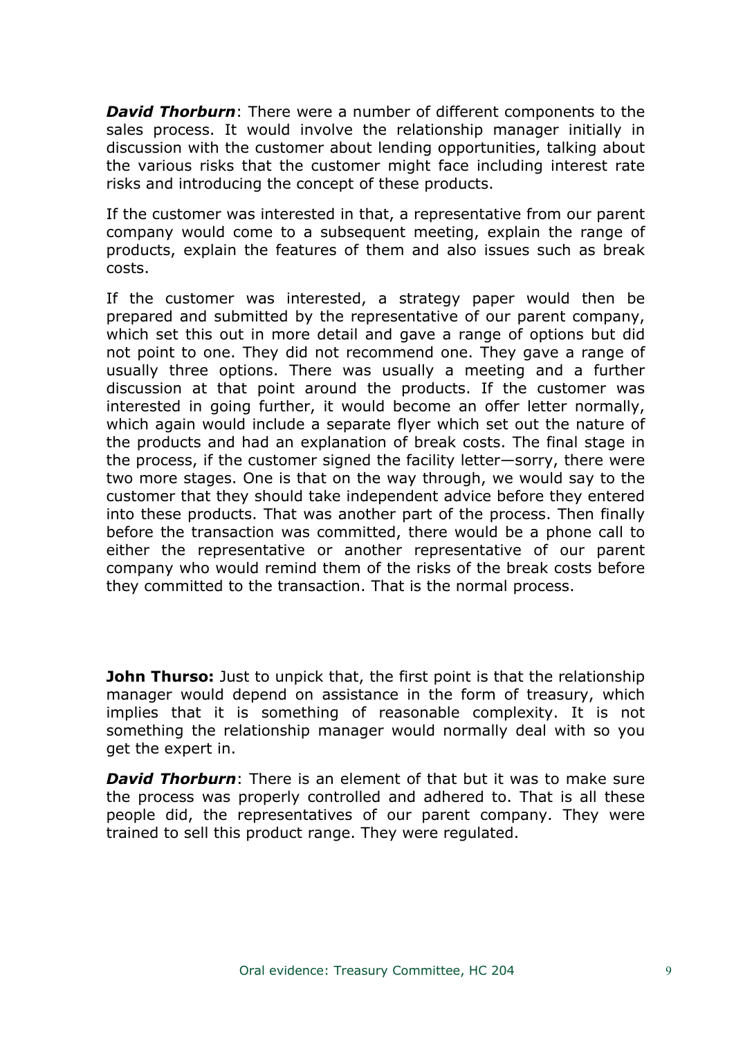***David Thorburn***: There were a number of different components to the sales process. It would involve the relationship manager initially in discussion with the customer about lending opportunities, talking about the various risks that the customer might face including interest rate risks and introducing the concept of these products.

If the customer was interested in that, a representative from our parent company would come to a subsequent meeting, explain the range of products, explain the features of them and also issues such as break costs.

If the customer was interested, a strategy paper would then be prepared and submitted by the representative of our parent company, which set this out in more detail and gave a range of options but did not point to one. They did not recommend one. They gave a range of usually three options. There was usually a meeting and a further discussion at that point around the products. If the customer was interested in going further, it would become an offer letter normally, which again would include a separate flyer which set out the nature of the products and had an explanation of break costs. The final stage in the process, if the customer signed the facility letter—sorry, there were two more stages. One is that on the way through, we would say to the customer that they should take independent advice before they entered into these products. That was another part of the process. Then finally before the transaction was committed, there would be a phone call to either the representative or another representative of our parent company who would remind them of the risks of the break costs before they committed to the transaction. That is the normal process.

**John Thurso:** Just to unpick that, the first point is that the relationship manager would depend on assistance in the form of treasury, which implies that it is something of reasonable complexity. It is not something the relationship manager would normally deal with so you get the expert in.

***David Thorburn***: There is an element of that but it was to make sure the process was properly controlled and adhered to. That is all these people did, the representatives of our parent company. They were trained to sell this product range. They were regulated.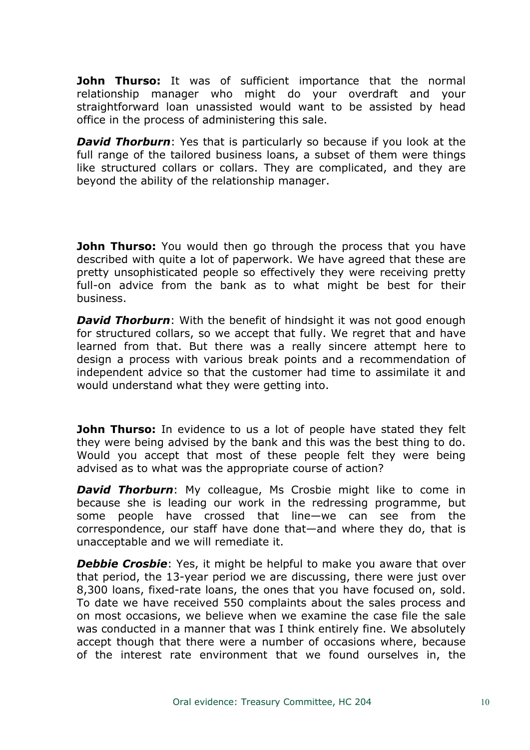**John Thurso:** It was of sufficient importance that the normal relationship manager who might do your overdraft and your straightforward loan unassisted would want to be assisted by head office in the process of administering this sale.

***David Thorburn***: Yes that is particularly so because if you look at the full range of the tailored business loans, a subset of them were things like structured collars or collars. They are complicated, and they are beyond the ability of the relationship manager.

**John Thurso:** You would then go through the process that you have described with quite a lot of paperwork. We have agreed that these are pretty unsophisticated people so effectively they were receiving pretty full-on advice from the bank as to what might be best for their business.

***David Thorburn***: With the benefit of hindsight it was not good enough for structured collars, so we accept that fully. We regret that and have learned from that. But there was a really sincere attempt here to design a process with various break points and a recommendation of independent advice so that the customer had time to assimilate it and would understand what they were getting into.

**John Thurso:** In evidence to us a lot of people have stated they felt they were being advised by the bank and this was the best thing to do. Would you accept that most of these people felt they were being advised as to what was the appropriate course of action?

***David Thorburn***: My colleague, Ms Crosbie might like to come in because she is leading our work in the redressing programme, but some people have crossed that line—we can see from the correspondence, our staff have done that—and where they do, that is unacceptable and we will remediate it.

***Debbie Crosbie***: Yes, it might be helpful to make you aware that over that period, the 13-year period we are discussing, there were just over 8,300 loans, fixed-rate loans, the ones that you have focused on, sold. To date we have received 550 complaints about the sales process and on most occasions, we believe when we examine the case file the sale was conducted in a manner that was I think entirely fine. We absolutely accept though that there were a number of occasions where, because of the interest rate environment that we found ourselves in, the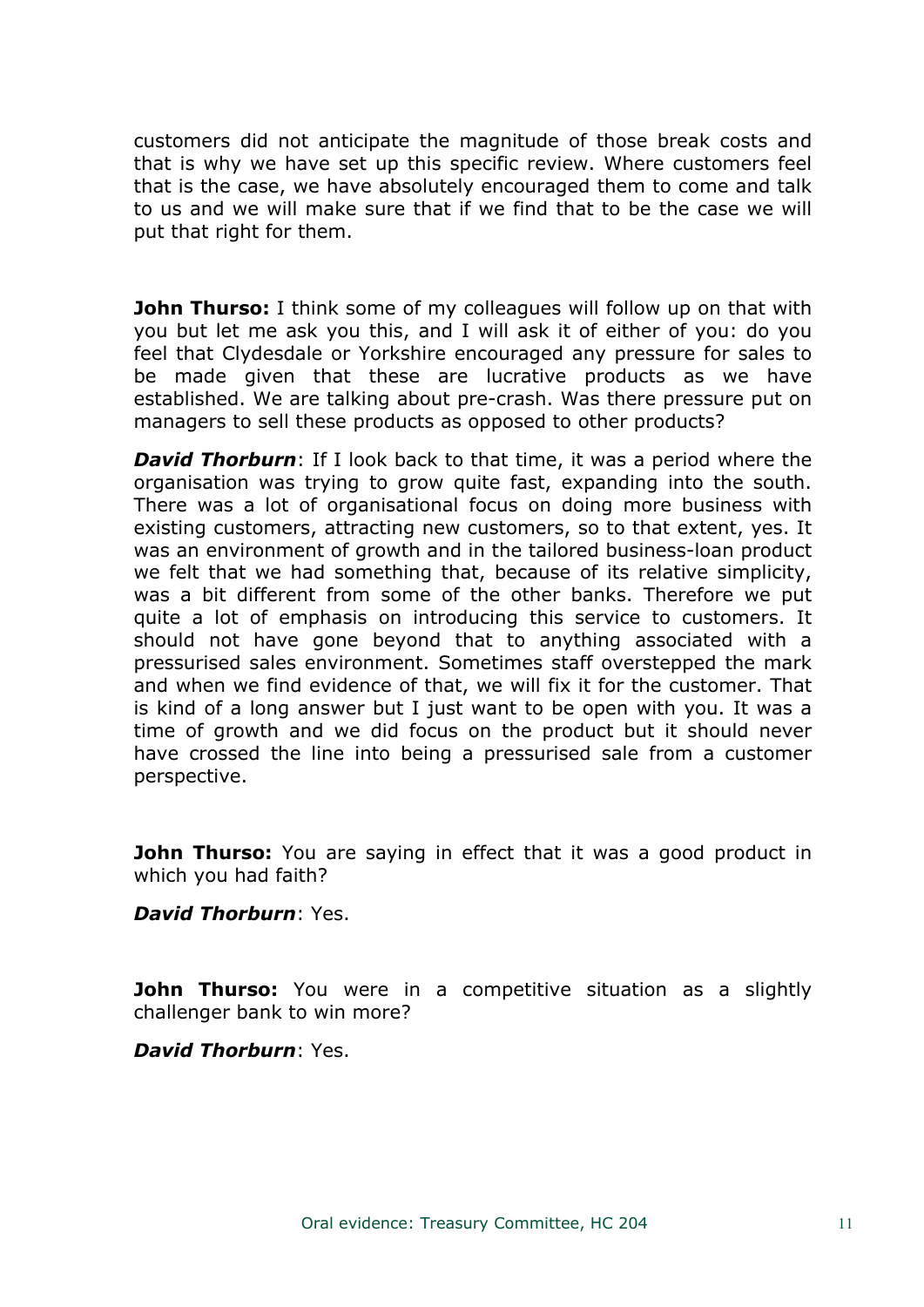customers did not anticipate the magnitude of those break costs and that is why we have set up this specific review. Where customers feel that is the case, we have absolutely encouraged them to come and talk to us and we will make sure that if we find that to be the case we will put that right for them.

**John Thurso:** I think some of my colleagues will follow up on that with you but let me ask you this, and I will ask it of either of you: do you feel that Clydesdale or Yorkshire encouraged any pressure for sales to be made given that these are lucrative products as we have established. We are talking about pre-crash. Was there pressure put on managers to sell these products as opposed to other products?

***David Thorburn***: If I look back to that time, it was a period where the organisation was trying to grow quite fast, expanding into the south. There was a lot of organisational focus on doing more business with existing customers, attracting new customers, so to that extent, yes. It was an environment of growth and in the tailored business-loan product we felt that we had something that, because of its relative simplicity, was a bit different from some of the other banks. Therefore we put quite a lot of emphasis on introducing this service to customers. It should not have gone beyond that to anything associated with a pressurised sales environment. Sometimes staff overstepped the mark and when we find evidence of that, we will fix it for the customer. That is kind of a long answer but I just want to be open with you. It was a time of growth and we did focus on the product but it should never have crossed the line into being a pressurised sale from a customer perspective.

**John Thurso:** You are saying in effect that it was a good product in which you had faith?

***David Thorburn***: Yes.

**John Thurso:** You were in a competitive situation as a slightly challenger bank to win more?

***David Thorburn***: Yes.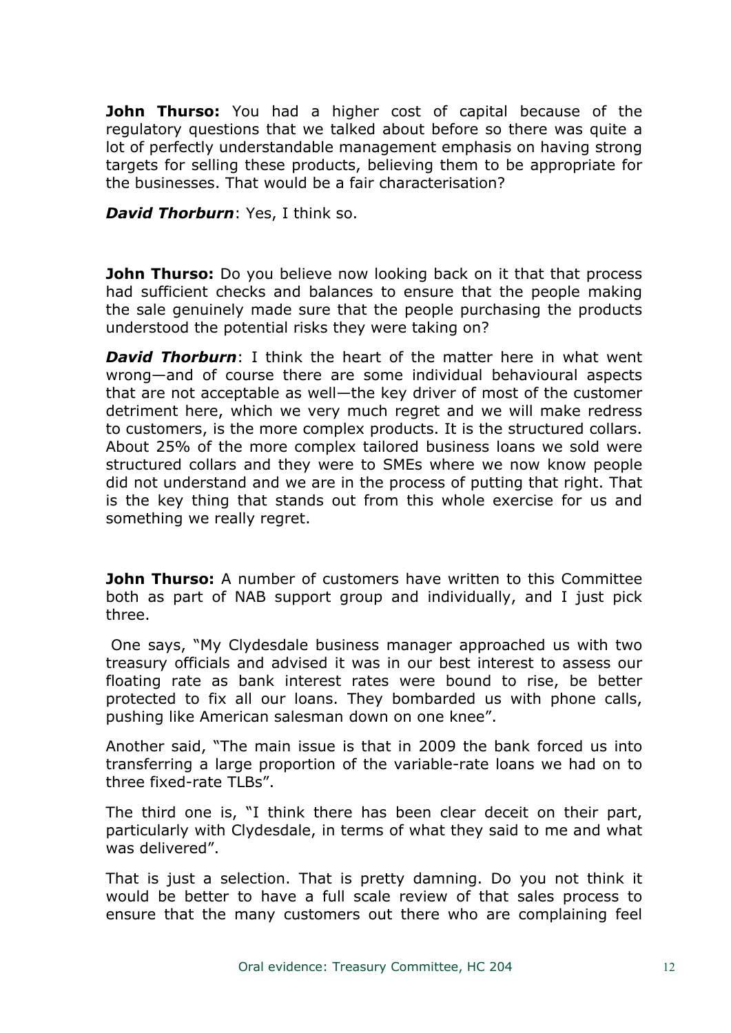**John Thurso:** You had a higher cost of capital because of the regulatory questions that we talked about before so there was quite a lot of perfectly understandable management emphasis on having strong targets for selling these products, believing them to be appropriate for the businesses. That would be a fair characterisation?

***David Thorburn***: Yes, I think so.

**John Thurso:** Do you believe now looking back on it that that process had sufficient checks and balances to ensure that the people making the sale genuinely made sure that the people purchasing the products understood the potential risks they were taking on?

***David Thorburn***: I think the heart of the matter here in what went wrong—and of course there are some individual behavioural aspects that are not acceptable as well—the key driver of most of the customer detriment here, which we very much regret and we will make redress to customers, is the more complex products. It is the structured collars. About 25% of the more complex tailored business loans we sold were structured collars and they were to SMEs where we now know people did not understand and we are in the process of putting that right. That is the key thing that stands out from this whole exercise for us and something we really regret.

**John Thurso:** A number of customers have written to this Committee both as part of NAB support group and individually, and I just pick three.

One says, "My Clydesdale business manager approached us with two treasury officials and advised it was in our best interest to assess our floating rate as bank interest rates were bound to rise, be better protected to fix all our loans. They bombarded us with phone calls, pushing like American salesman down on one knee".

Another said, "The main issue is that in 2009 the bank forced us into transferring a large proportion of the variable-rate loans we had on to three fixed-rate TLBs".

The third one is, "I think there has been clear deceit on their part, particularly with Clydesdale, in terms of what they said to me and what was delivered".

That is just a selection. That is pretty damning. Do you not think it would be better to have a full scale review of that sales process to ensure that the many customers out there who are complaining feel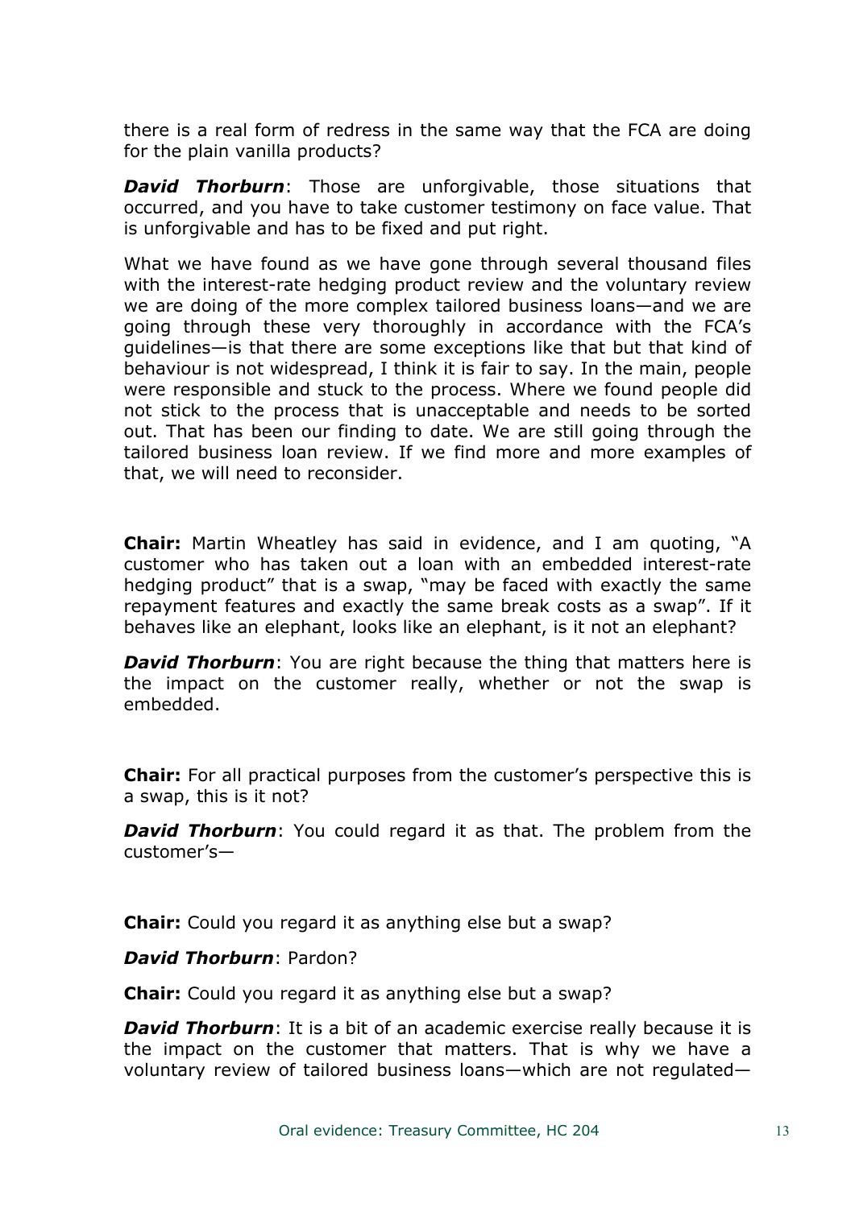there is a real form of redress in the same way that the FCA are doing for the plain vanilla products?

***David Thorburn***: Those are unforgivable, those situations that occurred, and you have to take customer testimony on face value. That is unforgivable and has to be fixed and put right.

What we have found as we have gone through several thousand files with the interest-rate hedging product review and the voluntary review we are doing of the more complex tailored business loans—and we are going through these very thoroughly in accordance with the FCA's guidelines—is that there are some exceptions like that but that kind of behaviour is not widespread, I think it is fair to say. In the main, people were responsible and stuck to the process. Where we found people did not stick to the process that is unacceptable and needs to be sorted out. That has been our finding to date. We are still going through the tailored business loan review. If we find more and more examples of that, we will need to reconsider.

**Chair:** Martin Wheatley has said in evidence, and I am quoting, "A customer who has taken out a loan with an embedded interest-rate hedging product" that is a swap, "may be faced with exactly the same repayment features and exactly the same break costs as a swap". If it behaves like an elephant, looks like an elephant, is it not an elephant?

***David Thorburn***: You are right because the thing that matters here is the impact on the customer really, whether or not the swap is embedded.

**Chair:** For all practical purposes from the customer's perspective this is a swap, this is it not?

***David Thorburn***: You could regard it as that. The problem from the customer's—

**Chair:** Could you regard it as anything else but a swap?

***David Thorburn***: Pardon?

**Chair:** Could you regard it as anything else but a swap?

***David Thorburn***: It is a bit of an academic exercise really because it is the impact on the customer that matters. That is why we have a voluntary review of tailored business loans—which are not regulated—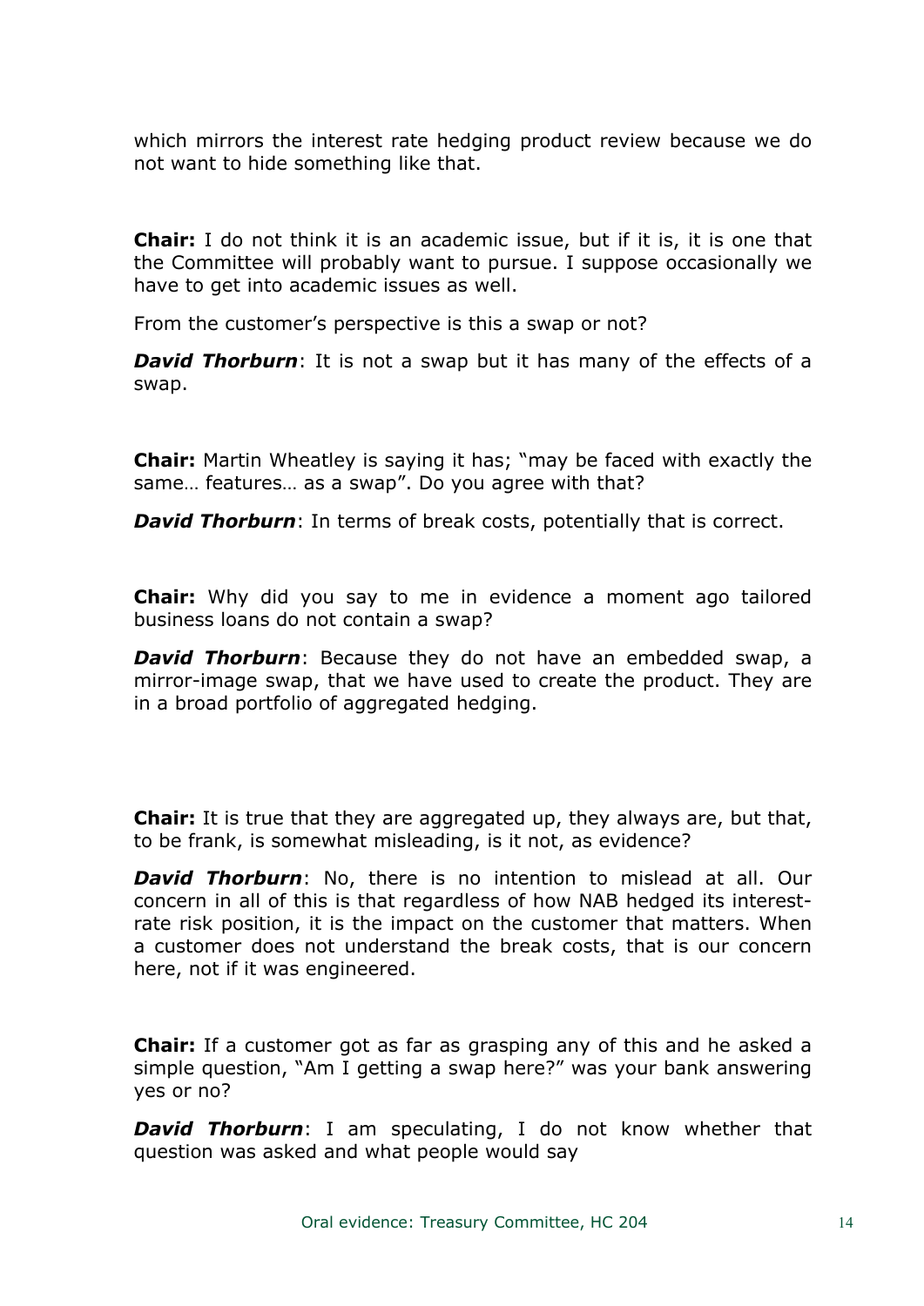which mirrors the interest rate hedging product review because we do not want to hide something like that.

**Chair:** I do not think it is an academic issue, but if it is, it is one that the Committee will probably want to pursue. I suppose occasionally we have to get into academic issues as well.

From the customer's perspective is this a swap or not?

***David Thorburn***: It is not a swap but it has many of the effects of a swap.

**Chair:** Martin Wheatley is saying it has; "may be faced with exactly the same… features… as a swap". Do you agree with that?

***David Thorburn***: In terms of break costs, potentially that is correct.

**Chair:** Why did you say to me in evidence a moment ago tailored business loans do not contain a swap?

***David Thorburn***: Because they do not have an embedded swap, a mirror-image swap, that we have used to create the product. They are in a broad portfolio of aggregated hedging.

**Chair:** It is true that they are aggregated up, they always are, but that, to be frank, is somewhat misleading, is it not, as evidence?

***David Thorburn***: No, there is no intention to mislead at all. Our concern in all of this is that regardless of how NAB hedged its interest-rate risk position, it is the impact on the customer that matters. When a customer does not understand the break costs, that is our concern here, not if it was engineered.

**Chair:** If a customer got as far as grasping any of this and he asked a simple question, "Am I getting a swap here?" was your bank answering yes or no?

***David Thorburn***: I am speculating, I do not know whether that question was asked and what people would say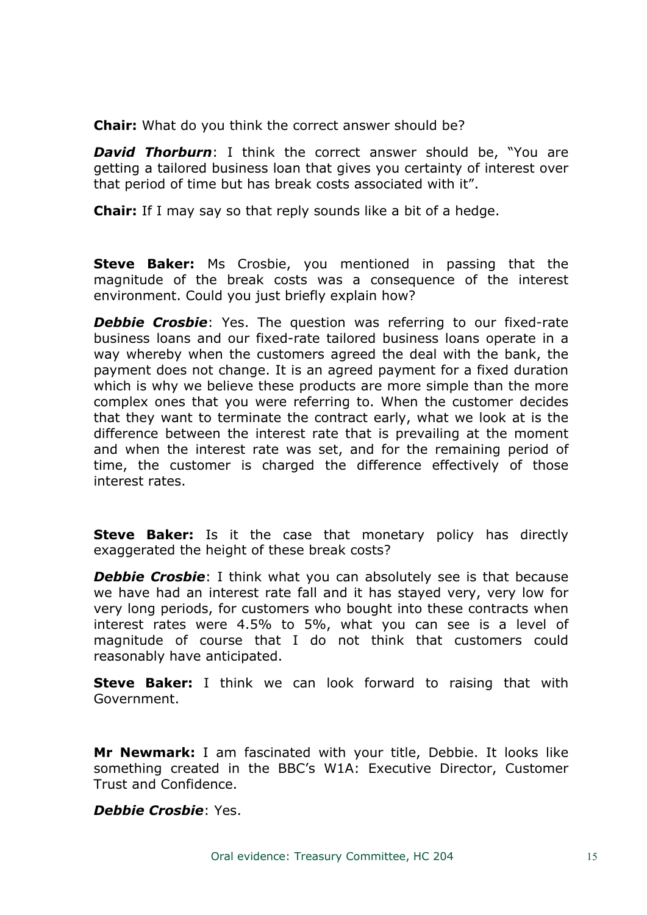**Chair:** What do you think the correct answer should be?

***David Thorburn***: I think the correct answer should be, "You are getting a tailored business loan that gives you certainty of interest over that period of time but has break costs associated with it".

**Chair:** If I may say so that reply sounds like a bit of a hedge.

**Steve Baker:** Ms Crosbie, you mentioned in passing that the magnitude of the break costs was a consequence of the interest environment. Could you just briefly explain how?

***Debbie Crosbie***: Yes. The question was referring to our fixed-rate business loans and our fixed-rate tailored business loans operate in a way whereby when the customers agreed the deal with the bank, the payment does not change. It is an agreed payment for a fixed duration which is why we believe these products are more simple than the more complex ones that you were referring to. When the customer decides that they want to terminate the contract early, what we look at is the difference between the interest rate that is prevailing at the moment and when the interest rate was set, and for the remaining period of time, the customer is charged the difference effectively of those interest rates.

**Steve Baker:** Is it the case that monetary policy has directly exaggerated the height of these break costs?

***Debbie Crosbie***: I think what you can absolutely see is that because we have had an interest rate fall and it has stayed very, very low for very long periods, for customers who bought into these contracts when interest rates were 4.5% to 5%, what you can see is a level of magnitude of course that I do not think that customers could reasonably have anticipated.

**Steve Baker:** I think we can look forward to raising that with Government.

**Mr Newmark:** I am fascinated with your title, Debbie. It looks like something created in the BBC's W1A: Executive Director, Customer Trust and Confidence.

***Debbie Crosbie***: Yes.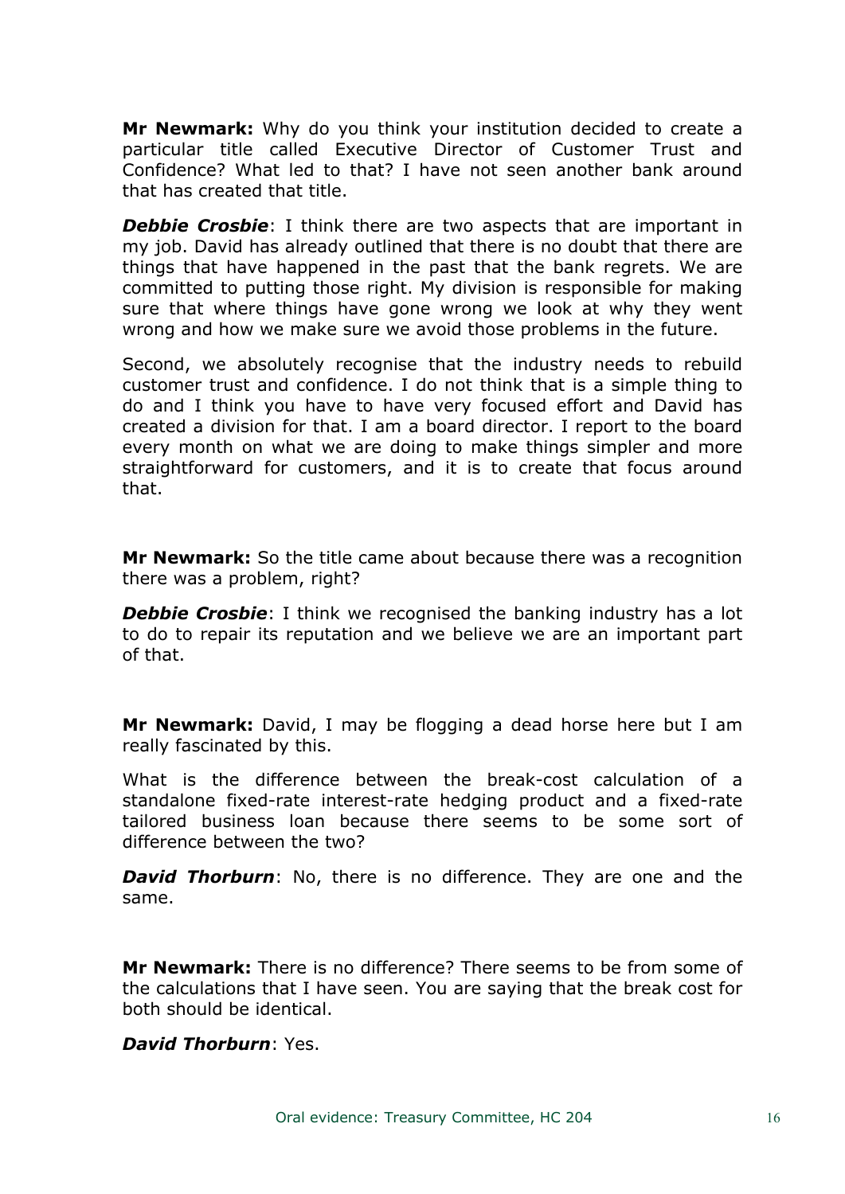**Mr Newmark:** Why do you think your institution decided to create a particular title called Executive Director of Customer Trust and Confidence? What led to that? I have not seen another bank around that has created that title.

***Debbie Crosbie***: I think there are two aspects that are important in my job. David has already outlined that there is no doubt that there are things that have happened in the past that the bank regrets. We are committed to putting those right. My division is responsible for making sure that where things have gone wrong we look at why they went wrong and how we make sure we avoid those problems in the future.

Second, we absolutely recognise that the industry needs to rebuild customer trust and confidence. I do not think that is a simple thing to do and I think you have to have very focused effort and David has created a division for that. I am a board director. I report to the board every month on what we are doing to make things simpler and more straightforward for customers, and it is to create that focus around that.

**Mr Newmark:** So the title came about because there was a recognition there was a problem, right?

***Debbie Crosbie***: I think we recognised the banking industry has a lot to do to repair its reputation and we believe we are an important part of that.

**Mr Newmark:** David, I may be flogging a dead horse here but I am really fascinated by this.

What is the difference between the break-cost calculation of a standalone fixed-rate interest-rate hedging product and a fixed-rate tailored business loan because there seems to be some sort of difference between the two?

***David Thorburn***: No, there is no difference. They are one and the same.

**Mr Newmark:** There is no difference? There seems to be from some of the calculations that I have seen. You are saying that the break cost for both should be identical.

***David Thorburn***: Yes.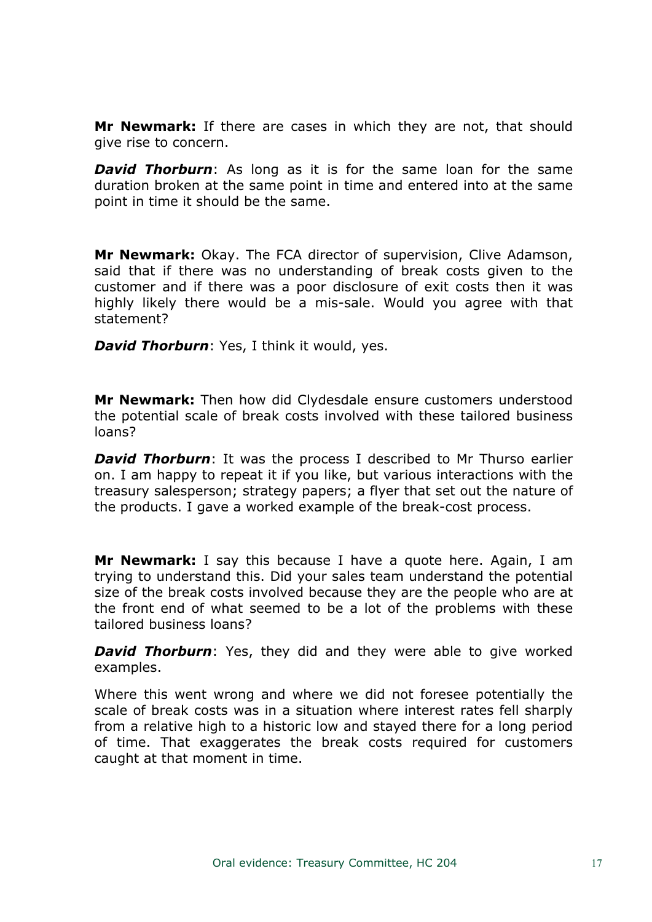**Mr Newmark:** If there are cases in which they are not, that should give rise to concern.

***David Thorburn***: As long as it is for the same loan for the same duration broken at the same point in time and entered into at the same point in time it should be the same.

**Mr Newmark:** Okay. The FCA director of supervision, Clive Adamson, said that if there was no understanding of break costs given to the customer and if there was a poor disclosure of exit costs then it was highly likely there would be a mis-sale. Would you agree with that statement?

***David Thorburn***: Yes, I think it would, yes.

**Mr Newmark:** Then how did Clydesdale ensure customers understood the potential scale of break costs involved with these tailored business loans?

***David Thorburn***: It was the process I described to Mr Thurso earlier on. I am happy to repeat it if you like, but various interactions with the treasury salesperson; strategy papers; a flyer that set out the nature of the products. I gave a worked example of the break-cost process.

**Mr Newmark:** I say this because I have a quote here. Again, I am trying to understand this. Did your sales team understand the potential size of the break costs involved because they are the people who are at the front end of what seemed to be a lot of the problems with these tailored business loans?

***David Thorburn***: Yes, they did and they were able to give worked examples.

Where this went wrong and where we did not foresee potentially the scale of break costs was in a situation where interest rates fell sharply from a relative high to a historic low and stayed there for a long period of time. That exaggerates the break costs required for customers caught at that moment in time.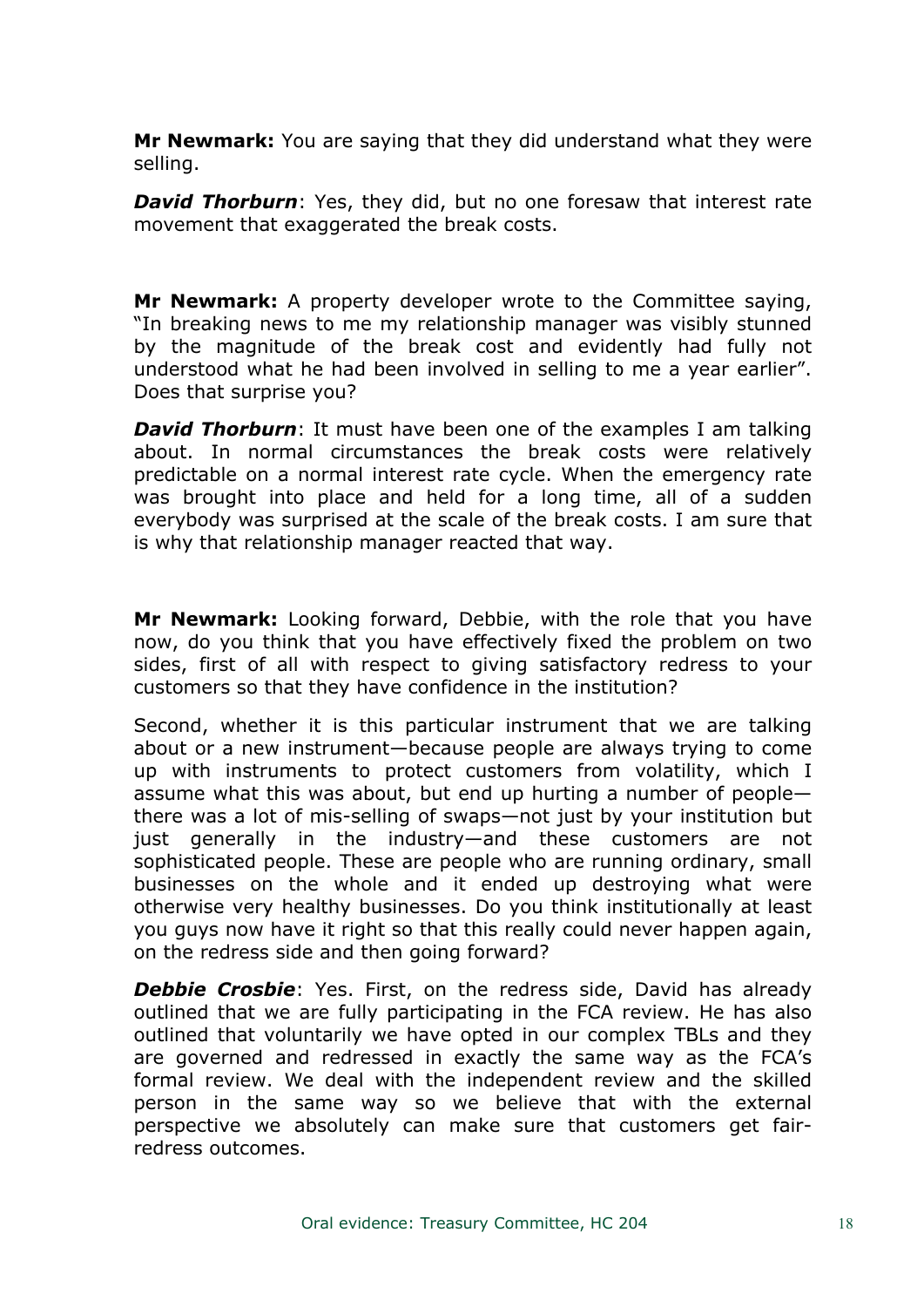**Mr Newmark:** You are saying that they did understand what they were selling.

***David Thorburn***: Yes, they did, but no one foresaw that interest rate movement that exaggerated the break costs.

**Mr Newmark:** A property developer wrote to the Committee saying, "In breaking news to me my relationship manager was visibly stunned by the magnitude of the break cost and evidently had fully not understood what he had been involved in selling to me a year earlier". Does that surprise you?

***David Thorburn***: It must have been one of the examples I am talking about. In normal circumstances the break costs were relatively predictable on a normal interest rate cycle. When the emergency rate was brought into place and held for a long time, all of a sudden everybody was surprised at the scale of the break costs. I am sure that is why that relationship manager reacted that way.

**Mr Newmark:** Looking forward, Debbie, with the role that you have now, do you think that you have effectively fixed the problem on two sides, first of all with respect to giving satisfactory redress to your customers so that they have confidence in the institution?

Second, whether it is this particular instrument that we are talking about or a new instrument—because people are always trying to come up with instruments to protect customers from volatility, which I assume what this was about, but end up hurting a number of people—there was a lot of mis-selling of swaps—not just by your institution but just generally in the industry—and these customers are not sophisticated people. These are people who are running ordinary, small businesses on the whole and it ended up destroying what were otherwise very healthy businesses. Do you think institutionally at least you guys now have it right so that this really could never happen again, on the redress side and then going forward?

***Debbie Crosbie***: Yes. First, on the redress side, David has already outlined that we are fully participating in the FCA review. He has also outlined that voluntarily we have opted in our complex TBLs and they are governed and redressed in exactly the same way as the FCA's formal review. We deal with the independent review and the skilled person in the same way so we believe that with the external perspective we absolutely can make sure that customers get fair-redress outcomes.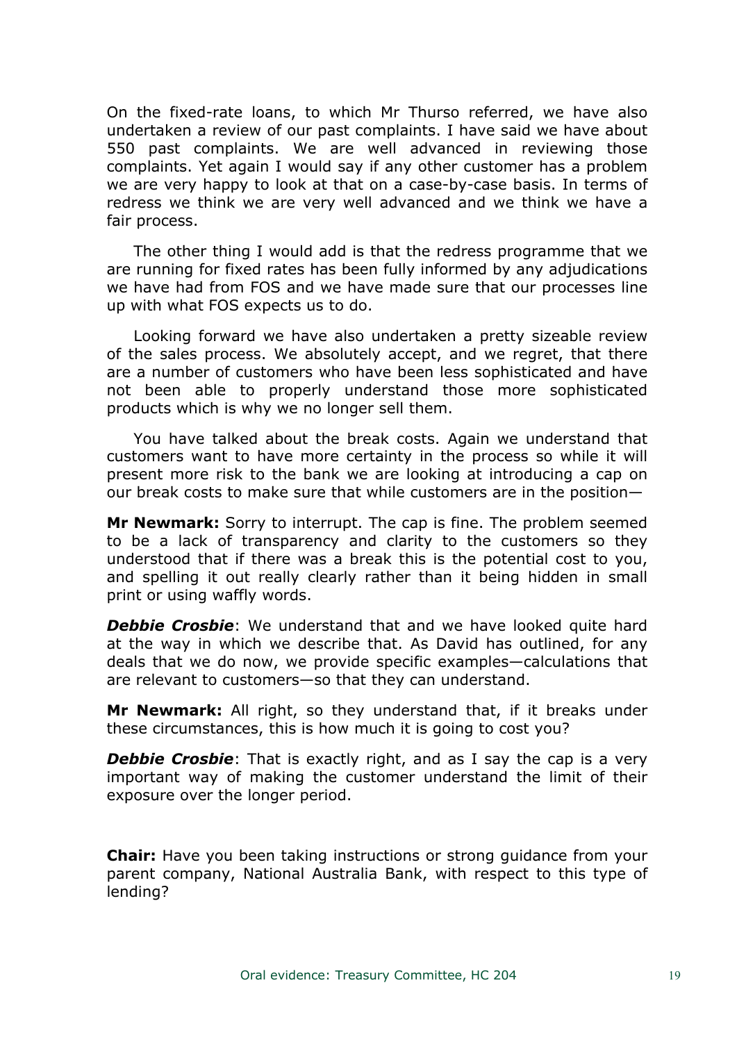On the fixed-rate loans, to which Mr Thurso referred, we have also undertaken a review of our past complaints. I have said we have about 550 past complaints. We are well advanced in reviewing those complaints. Yet again I would say if any other customer has a problem we are very happy to look at that on a case-by-case basis. In terms of redress we think we are very well advanced and we think we have a fair process.

The other thing I would add is that the redress programme that we are running for fixed rates has been fully informed by any adjudications we have had from FOS and we have made sure that our processes line up with what FOS expects us to do.

Looking forward we have also undertaken a pretty sizeable review of the sales process. We absolutely accept, and we regret, that there are a number of customers who have been less sophisticated and have not been able to properly understand those more sophisticated products which is why we no longer sell them.

You have talked about the break costs. Again we understand that customers want to have more certainty in the process so while it will present more risk to the bank we are looking at introducing a cap on our break costs to make sure that while customers are in the position—

**Mr Newmark:** Sorry to interrupt. The cap is fine. The problem seemed to be a lack of transparency and clarity to the customers so they understood that if there was a break this is the potential cost to you, and spelling it out really clearly rather than it being hidden in small print or using waffly words.

***Debbie Crosbie***: We understand that and we have looked quite hard at the way in which we describe that. As David has outlined, for any deals that we do now, we provide specific examples—calculations that are relevant to customers—so that they can understand.

**Mr Newmark:** All right, so they understand that, if it breaks under these circumstances, this is how much it is going to cost you?

***Debbie Crosbie***: That is exactly right, and as I say the cap is a very important way of making the customer understand the limit of their exposure over the longer period.

**Chair:** Have you been taking instructions or strong guidance from your parent company, National Australia Bank, with respect to this type of lending?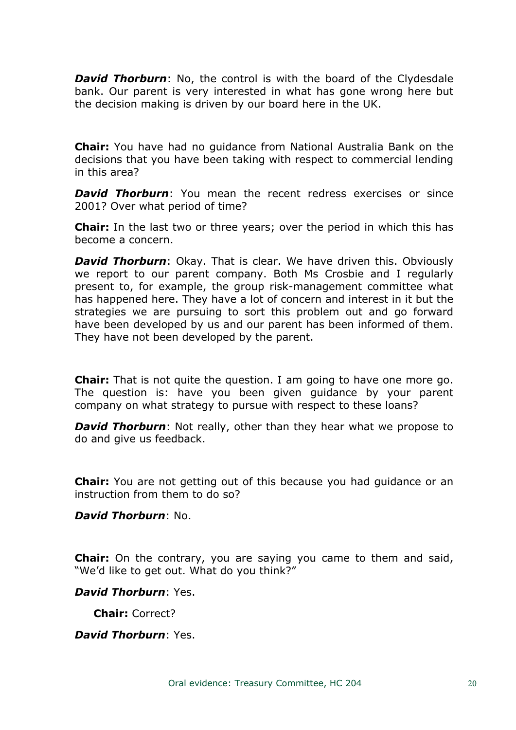***David Thorburn***: No, the control is with the board of the Clydesdale bank. Our parent is very interested in what has gone wrong here but the decision making is driven by our board here in the UK.

**Chair:** You have had no guidance from National Australia Bank on the decisions that you have been taking with respect to commercial lending in this area?

***David Thorburn***: You mean the recent redress exercises or since 2001? Over what period of time?

**Chair:** In the last two or three years; over the period in which this has become a concern.

***David Thorburn***: Okay. That is clear. We have driven this. Obviously we report to our parent company. Both Ms Crosbie and I regularly present to, for example, the group risk-management committee what has happened here. They have a lot of concern and interest in it but the strategies we are pursuing to sort this problem out and go forward have been developed by us and our parent has been informed of them. They have not been developed by the parent.

**Chair:** That is not quite the question. I am going to have one more go. The question is: have you been given guidance by your parent company on what strategy to pursue with respect to these loans?

***David Thorburn***: Not really, other than they hear what we propose to do and give us feedback.

**Chair:** You are not getting out of this because you had guidance or an instruction from them to do so?

***David Thorburn***: No.

**Chair:** On the contrary, you are saying you came to them and said, "We'd like to get out. What do you think?"

***David Thorburn***: Yes.

**Chair:** Correct?

***David Thorburn***: Yes.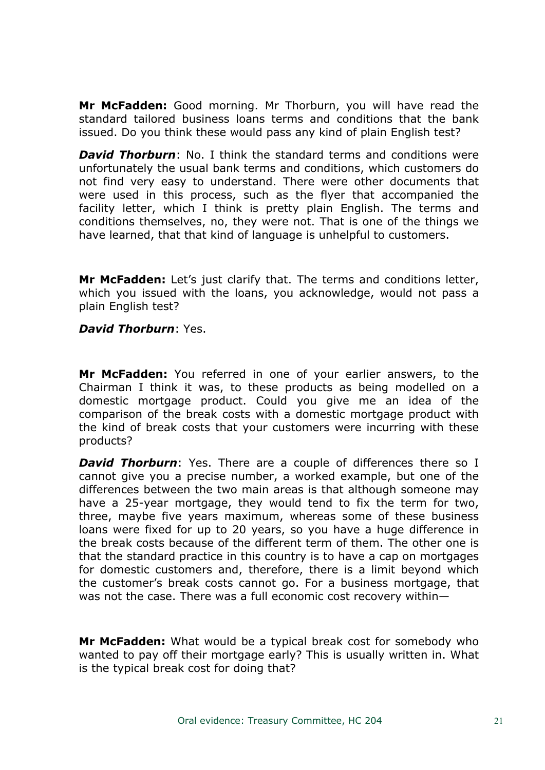**Mr McFadden:** Good morning. Mr Thorburn, you will have read the standard tailored business loans terms and conditions that the bank issued. Do you think these would pass any kind of plain English test?

***David Thorburn***: No. I think the standard terms and conditions were unfortunately the usual bank terms and conditions, which customers do not find very easy to understand. There were other documents that were used in this process, such as the flyer that accompanied the facility letter, which I think is pretty plain English. The terms and conditions themselves, no, they were not. That is one of the things we have learned, that that kind of language is unhelpful to customers.

**Mr McFadden:** Let's just clarify that. The terms and conditions letter, which you issued with the loans, you acknowledge, would not pass a plain English test?

***David Thorburn***: Yes.

**Mr McFadden:** You referred in one of your earlier answers, to the Chairman I think it was, to these products as being modelled on a domestic mortgage product. Could you give me an idea of the comparison of the break costs with a domestic mortgage product with the kind of break costs that your customers were incurring with these products?

***David Thorburn***: Yes. There are a couple of differences there so I cannot give you a precise number, a worked example, but one of the differences between the two main areas is that although someone may have a 25-year mortgage, they would tend to fix the term for two, three, maybe five years maximum, whereas some of these business loans were fixed for up to 20 years, so you have a huge difference in the break costs because of the different term of them. The other one is that the standard practice in this country is to have a cap on mortgages for domestic customers and, therefore, there is a limit beyond which the customer's break costs cannot go. For a business mortgage, that was not the case. There was a full economic cost recovery within—

**Mr McFadden:** What would be a typical break cost for somebody who wanted to pay off their mortgage early? This is usually written in. What is the typical break cost for doing that?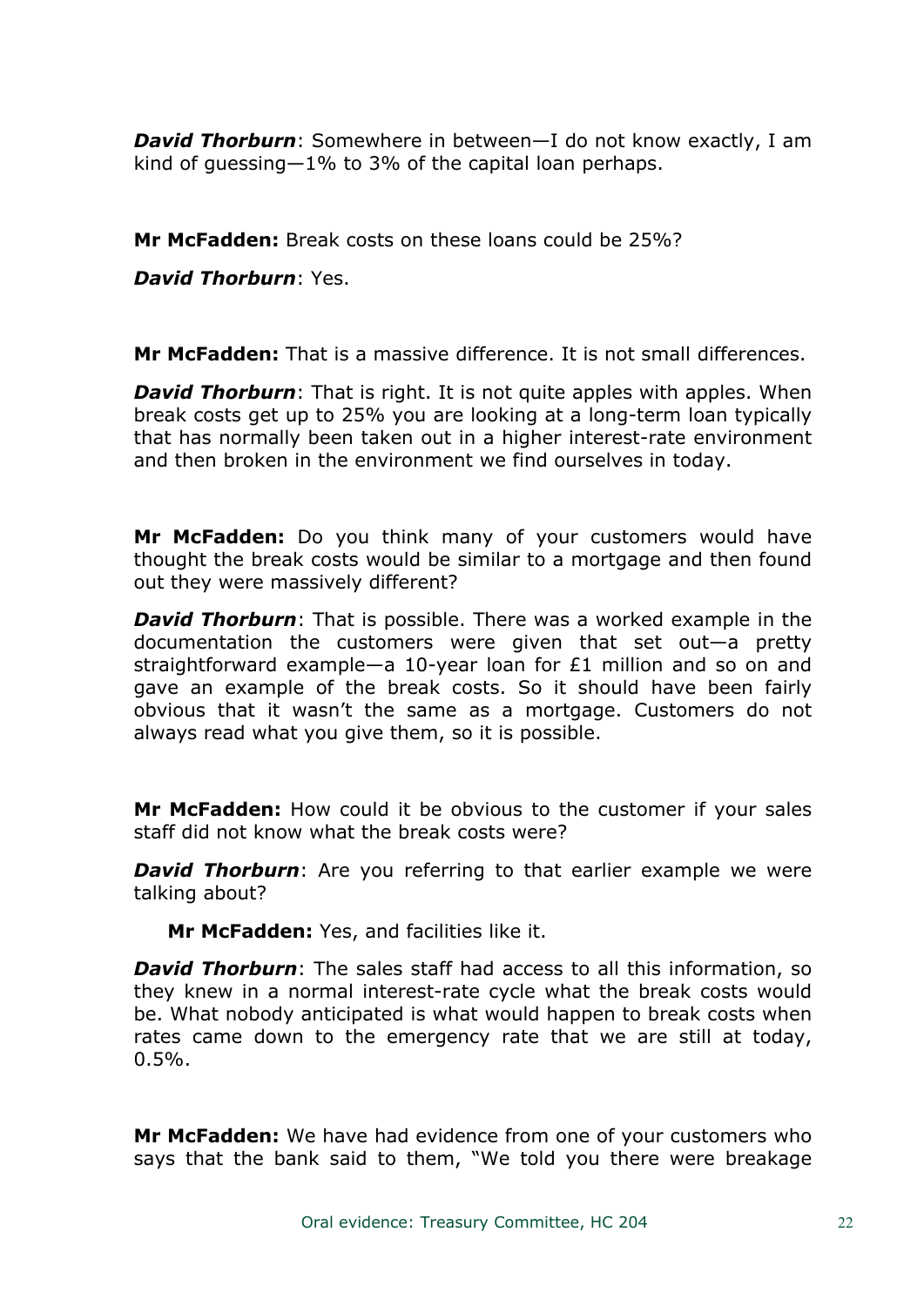***David Thorburn***: Somewhere in between—I do not know exactly, I am kind of guessing—1% to 3% of the capital loan perhaps.

**Mr McFadden:** Break costs on these loans could be 25%?

***David Thorburn***: Yes.

**Mr McFadden:** That is a massive difference. It is not small differences.

***David Thorburn***: That is right. It is not quite apples with apples. When break costs get up to 25% you are looking at a long-term loan typically that has normally been taken out in a higher interest-rate environment and then broken in the environment we find ourselves in today.

**Mr McFadden:** Do you think many of your customers would have thought the break costs would be similar to a mortgage and then found out they were massively different?

***David Thorburn***: That is possible. There was a worked example in the documentation the customers were given that set out—a pretty straightforward example—a 10-year loan for £1 million and so on and gave an example of the break costs. So it should have been fairly obvious that it wasn't the same as a mortgage. Customers do not always read what you give them, so it is possible.

**Mr McFadden:** How could it be obvious to the customer if your sales staff did not know what the break costs were?

***David Thorburn***: Are you referring to that earlier example we were talking about?

**Mr McFadden:** Yes, and facilities like it.

***David Thorburn***: The sales staff had access to all this information, so they knew in a normal interest-rate cycle what the break costs would be. What nobody anticipated is what would happen to break costs when rates came down to the emergency rate that we are still at today, 0.5%.

**Mr McFadden:** We have had evidence from one of your customers who says that the bank said to them, "We told you there were breakage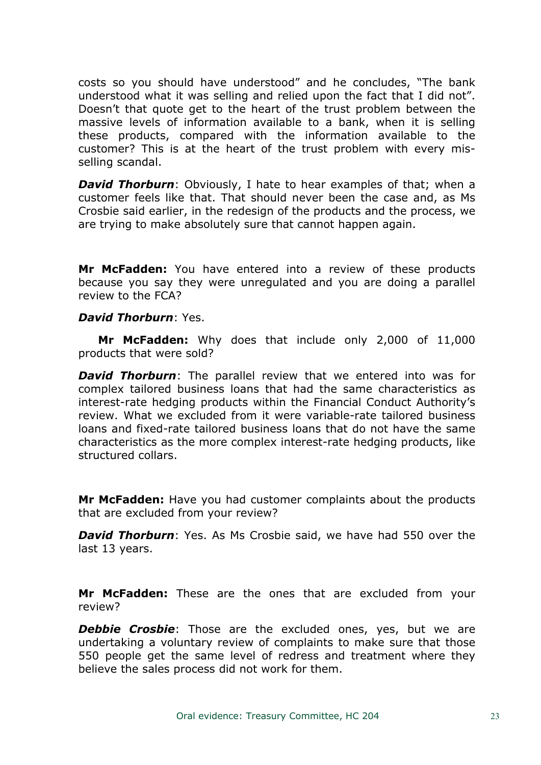costs so you should have understood" and he concludes, "The bank understood what it was selling and relied upon the fact that I did not". Doesn't that quote get to the heart of the trust problem between the massive levels of information available to a bank, when it is selling these products, compared with the information available to the customer? This is at the heart of the trust problem with every mis-selling scandal.

***David Thorburn***: Obviously, I hate to hear examples of that; when a customer feels like that. That should never been the case and, as Ms Crosbie said earlier, in the redesign of the products and the process, we are trying to make absolutely sure that cannot happen again.

**Mr McFadden:** You have entered into a review of these products because you say they were unregulated and you are doing a parallel review to the FCA?

***David Thorburn***: Yes.

**Mr McFadden:** Why does that include only 2,000 of 11,000 products that were sold?

***David Thorburn***: The parallel review that we entered into was for complex tailored business loans that had the same characteristics as interest-rate hedging products within the Financial Conduct Authority's review. What we excluded from it were variable-rate tailored business loans and fixed-rate tailored business loans that do not have the same characteristics as the more complex interest-rate hedging products, like structured collars.

**Mr McFadden:** Have you had customer complaints about the products that are excluded from your review?

***David Thorburn***: Yes. As Ms Crosbie said, we have had 550 over the last 13 years.

**Mr McFadden:** These are the ones that are excluded from your review?

***Debbie Crosbie***: Those are the excluded ones, yes, but we are undertaking a voluntary review of complaints to make sure that those 550 people get the same level of redress and treatment where they believe the sales process did not work for them.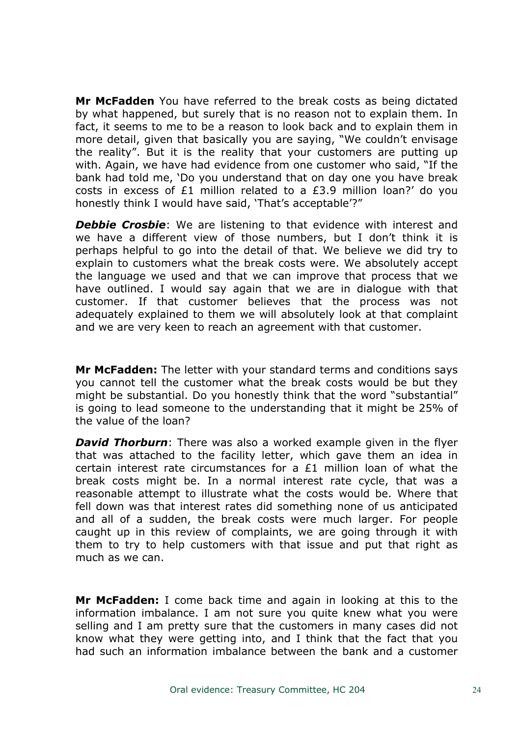**Mr McFadden** You have referred to the break costs as being dictated by what happened, but surely that is no reason not to explain them. In fact, it seems to me to be a reason to look back and to explain them in more detail, given that basically you are saying, "We couldn't envisage the reality". But it is the reality that your customers are putting up with. Again, we have had evidence from one customer who said, "If the bank had told me, 'Do you understand that on day one you have break costs in excess of £1 million related to a £3.9 million loan?' do you honestly think I would have said, 'That's acceptable'?"

***Debbie Crosbie***: We are listening to that evidence with interest and we have a different view of those numbers, but I don't think it is perhaps helpful to go into the detail of that. We believe we did try to explain to customers what the break costs were. We absolutely accept the language we used and that we can improve that process that we have outlined. I would say again that we are in dialogue with that customer. If that customer believes that the process was not adequately explained to them we will absolutely look at that complaint and we are very keen to reach an agreement with that customer.

**Mr McFadden:** The letter with your standard terms and conditions says you cannot tell the customer what the break costs would be but they might be substantial. Do you honestly think that the word "substantial" is going to lead someone to the understanding that it might be 25% of the value of the loan?

***David Thorburn***: There was also a worked example given in the flyer that was attached to the facility letter, which gave them an idea in certain interest rate circumstances for a £1 million loan of what the break costs might be. In a normal interest rate cycle, that was a reasonable attempt to illustrate what the costs would be. Where that fell down was that interest rates did something none of us anticipated and all of a sudden, the break costs were much larger. For people caught up in this review of complaints, we are going through it with them to try to help customers with that issue and put that right as much as we can.

**Mr McFadden:** I come back time and again in looking at this to the information imbalance. I am not sure you quite knew what you were selling and I am pretty sure that the customers in many cases did not know what they were getting into, and I think that the fact that you had such an information imbalance between the bank and a customer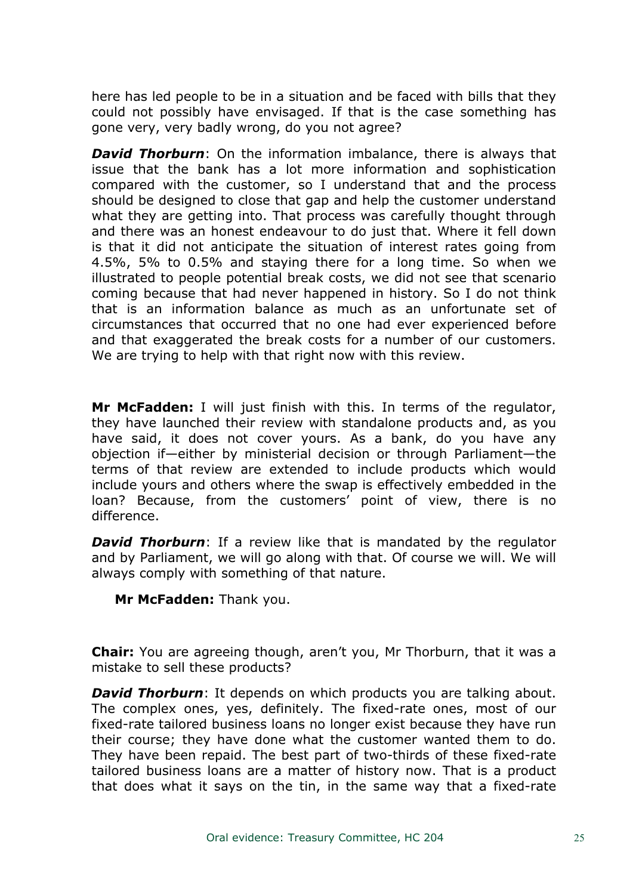here has led people to be in a situation and be faced with bills that they could not possibly have envisaged. If that is the case something has gone very, very badly wrong, do you not agree?

***David Thorburn***: On the information imbalance, there is always that issue that the bank has a lot more information and sophistication compared with the customer, so I understand that and the process should be designed to close that gap and help the customer understand what they are getting into. That process was carefully thought through and there was an honest endeavour to do just that. Where it fell down is that it did not anticipate the situation of interest rates going from 4.5%, 5% to 0.5% and staying there for a long time. So when we illustrated to people potential break costs, we did not see that scenario coming because that had never happened in history. So I do not think that is an information balance as much as an unfortunate set of circumstances that occurred that no one had ever experienced before and that exaggerated the break costs for a number of our customers. We are trying to help with that right now with this review.

**Mr McFadden:** I will just finish with this. In terms of the regulator, they have launched their review with standalone products and, as you have said, it does not cover yours. As a bank, do you have any objection if—either by ministerial decision or through Parliament—the terms of that review are extended to include products which would include yours and others where the swap is effectively embedded in the loan? Because, from the customers' point of view, there is no difference.

***David Thorburn***: If a review like that is mandated by the regulator and by Parliament, we will go along with that. Of course we will. We will always comply with something of that nature.

**Mr McFadden:** Thank you.

**Chair:** You are agreeing though, aren't you, Mr Thorburn, that it was a mistake to sell these products?

***David Thorburn***: It depends on which products you are talking about. The complex ones, yes, definitely. The fixed-rate ones, most of our fixed-rate tailored business loans no longer exist because they have run their course; they have done what the customer wanted them to do. They have been repaid. The best part of two-thirds of these fixed-rate tailored business loans are a matter of history now. That is a product that does what it says on the tin, in the same way that a fixed-rate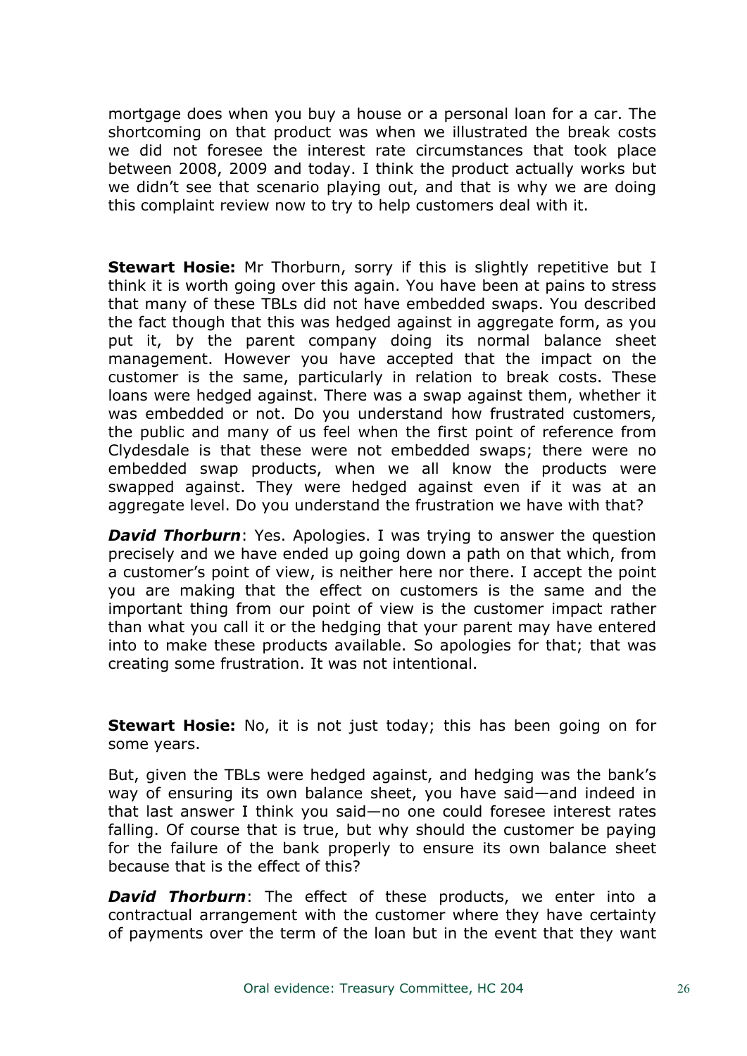mortgage does when you buy a house or a personal loan for a car. The shortcoming on that product was when we illustrated the break costs we did not foresee the interest rate circumstances that took place between 2008, 2009 and today. I think the product actually works but we didn't see that scenario playing out, and that is why we are doing this complaint review now to try to help customers deal with it.

**Stewart Hosie:** Mr Thorburn, sorry if this is slightly repetitive but I think it is worth going over this again. You have been at pains to stress that many of these TBLs did not have embedded swaps. You described the fact though that this was hedged against in aggregate form, as you put it, by the parent company doing its normal balance sheet management. However you have accepted that the impact on the customer is the same, particularly in relation to break costs. These loans were hedged against. There was a swap against them, whether it was embedded or not. Do you understand how frustrated customers, the public and many of us feel when the first point of reference from Clydesdale is that these were not embedded swaps; there were no embedded swap products, when we all know the products were swapped against. They were hedged against even if it was at an aggregate level. Do you understand the frustration we have with that?

***David Thorburn***: Yes. Apologies. I was trying to answer the question precisely and we have ended up going down a path on that which, from a customer's point of view, is neither here nor there. I accept the point you are making that the effect on customers is the same and the important thing from our point of view is the customer impact rather than what you call it or the hedging that your parent may have entered into to make these products available. So apologies for that; that was creating some frustration. It was not intentional.

**Stewart Hosie:** No, it is not just today; this has been going on for some years.

But, given the TBLs were hedged against, and hedging was the bank's way of ensuring its own balance sheet, you have said—and indeed in that last answer I think you said—no one could foresee interest rates falling. Of course that is true, but why should the customer be paying for the failure of the bank properly to ensure its own balance sheet because that is the effect of this?

***David Thorburn***: The effect of these products, we enter into a contractual arrangement with the customer where they have certainty of payments over the term of the loan but in the event that they want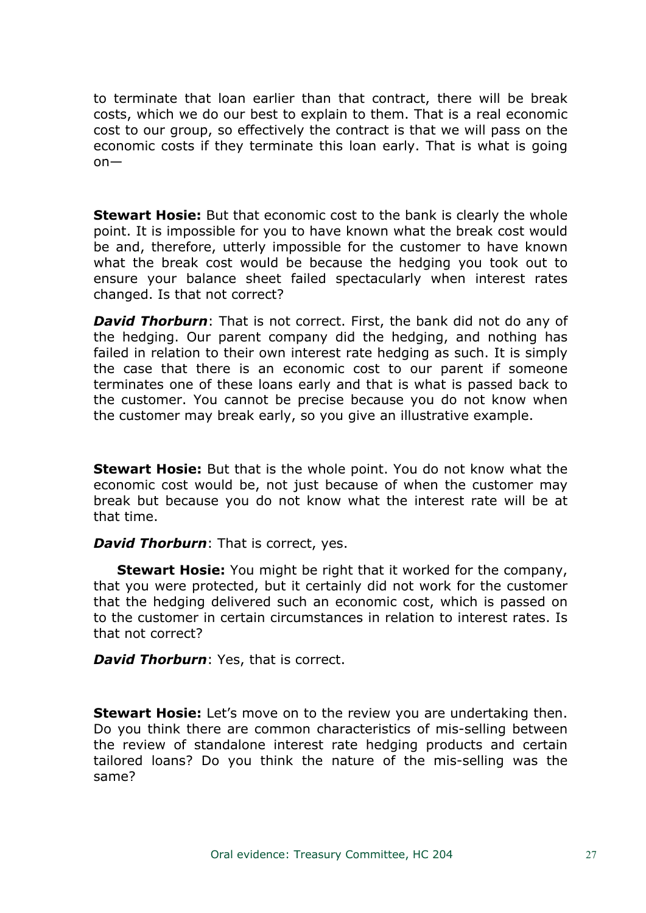to terminate that loan earlier than that contract, there will be break costs, which we do our best to explain to them. That is a real economic cost to our group, so effectively the contract is that we will pass on the economic costs if they terminate this loan early. That is what is going on—

**Stewart Hosie:** But that economic cost to the bank is clearly the whole point. It is impossible for you to have known what the break cost would be and, therefore, utterly impossible for the customer to have known what the break cost would be because the hedging you took out to ensure your balance sheet failed spectacularly when interest rates changed. Is that not correct?

***David Thorburn***: That is not correct. First, the bank did not do any of the hedging. Our parent company did the hedging, and nothing has failed in relation to their own interest rate hedging as such. It is simply the case that there is an economic cost to our parent if someone terminates one of these loans early and that is what is passed back to the customer. You cannot be precise because you do not know when the customer may break early, so you give an illustrative example.

**Stewart Hosie:** But that is the whole point. You do not know what the economic cost would be, not just because of when the customer may break but because you do not know what the interest rate will be at that time.

***David Thorburn***: That is correct, yes.

**Stewart Hosie:** You might be right that it worked for the company, that you were protected, but it certainly did not work for the customer that the hedging delivered such an economic cost, which is passed on to the customer in certain circumstances in relation to interest rates. Is that not correct?

***David Thorburn***: Yes, that is correct.

**Stewart Hosie:** Let's move on to the review you are undertaking then. Do you think there are common characteristics of mis-selling between the review of standalone interest rate hedging products and certain tailored loans? Do you think the nature of the mis-selling was the same?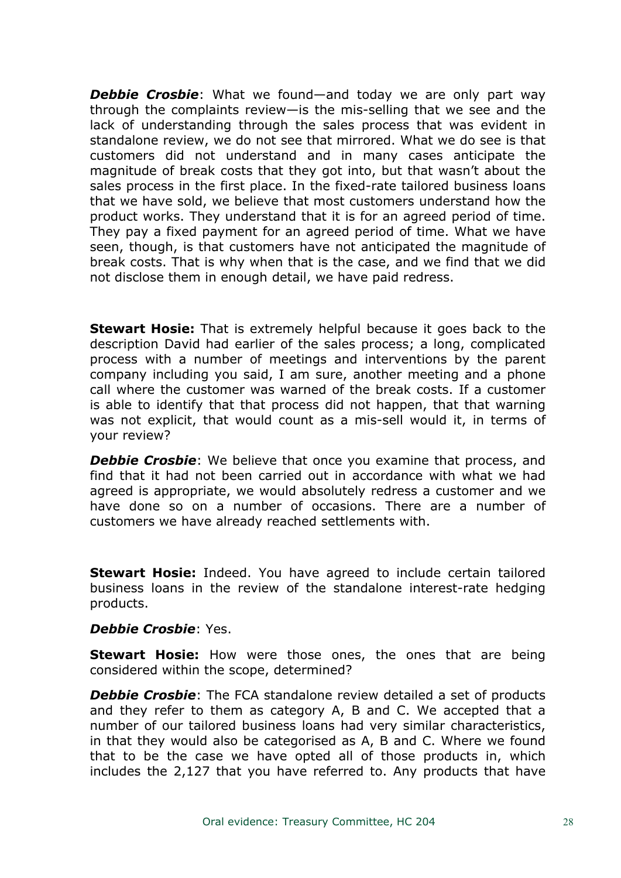***Debbie Crosbie***: What we found—and today we are only part way through the complaints review—is the mis-selling that we see and the lack of understanding through the sales process that was evident in standalone review, we do not see that mirrored. What we do see is that customers did not understand and in many cases anticipate the magnitude of break costs that they got into, but that wasn't about the sales process in the first place. In the fixed-rate tailored business loans that we have sold, we believe that most customers understand how the product works. They understand that it is for an agreed period of time. They pay a fixed payment for an agreed period of time. What we have seen, though, is that customers have not anticipated the magnitude of break costs. That is why when that is the case, and we find that we did not disclose them in enough detail, we have paid redress.

**Stewart Hosie:** That is extremely helpful because it goes back to the description David had earlier of the sales process; a long, complicated process with a number of meetings and interventions by the parent company including you said, I am sure, another meeting and a phone call where the customer was warned of the break costs. If a customer is able to identify that that process did not happen, that that warning was not explicit, that would count as a mis-sell would it, in terms of your review?

***Debbie Crosbie***: We believe that once you examine that process, and find that it had not been carried out in accordance with what we had agreed is appropriate, we would absolutely redress a customer and we have done so on a number of occasions. There are a number of customers we have already reached settlements with.

**Stewart Hosie:** Indeed. You have agreed to include certain tailored business loans in the review of the standalone interest-rate hedging products.

***Debbie Crosbie***: Yes.

**Stewart Hosie:** How were those ones, the ones that are being considered within the scope, determined?

***Debbie Crosbie***: The FCA standalone review detailed a set of products and they refer to them as category A, B and C. We accepted that a number of our tailored business loans had very similar characteristics, in that they would also be categorised as A, B and C. Where we found that to be the case we have opted all of those products in, which includes the 2,127 that you have referred to. Any products that have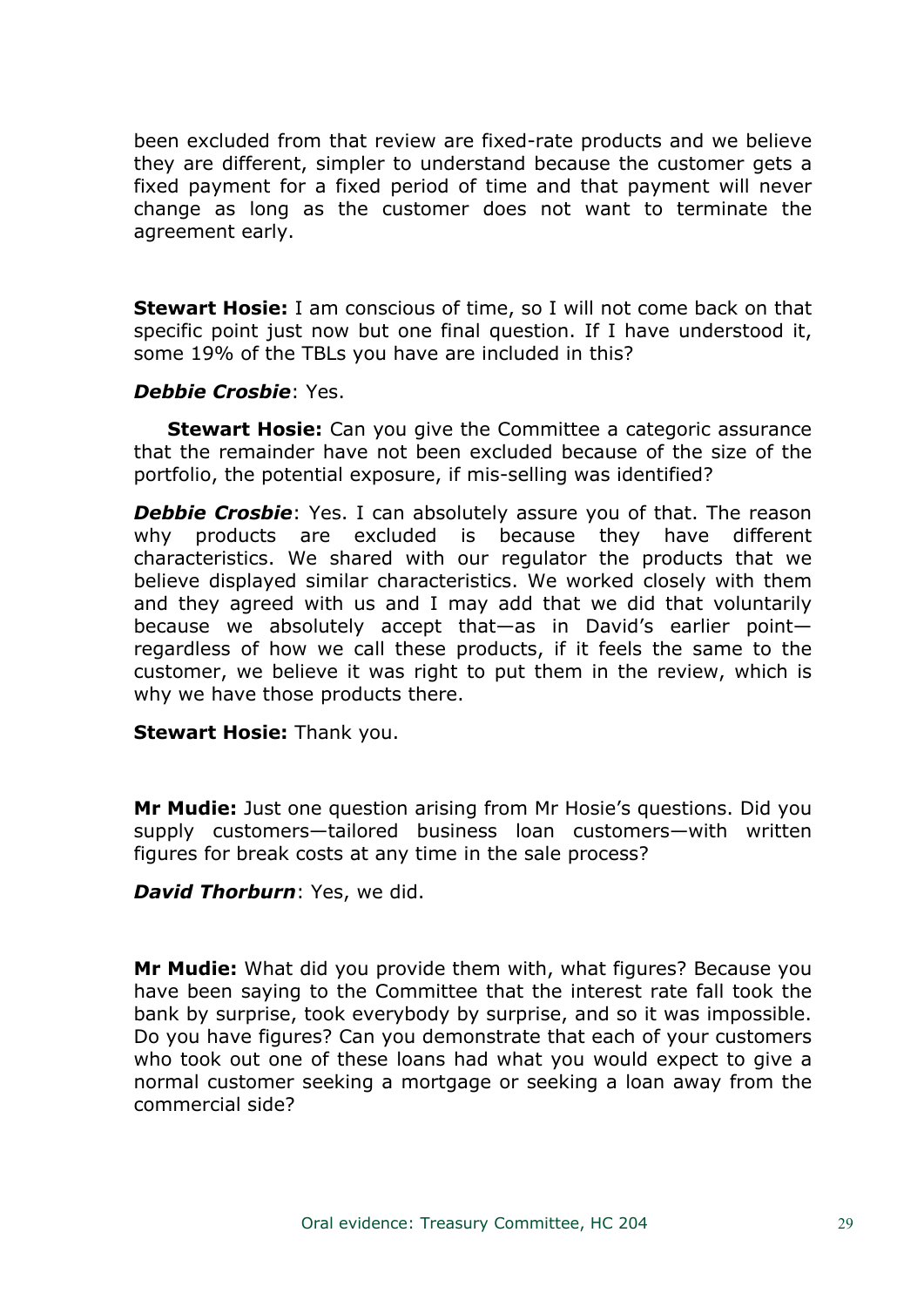been excluded from that review are fixed-rate products and we believe they are different, simpler to understand because the customer gets a fixed payment for a fixed period of time and that payment will never change as long as the customer does not want to terminate the agreement early.

**Stewart Hosie:** I am conscious of time, so I will not come back on that specific point just now but one final question. If I have understood it, some 19% of the TBLs you have are included in this?

***Debbie Crosbie***: Yes.

**Stewart Hosie:** Can you give the Committee a categoric assurance that the remainder have not been excluded because of the size of the portfolio, the potential exposure, if mis-selling was identified?

***Debbie Crosbie***: Yes. I can absolutely assure you of that. The reason why products are excluded is because they have different characteristics. We shared with our regulator the products that we believe displayed similar characteristics. We worked closely with them and they agreed with us and I may add that we did that voluntarily because we absolutely accept that—as in David's earlier point—regardless of how we call these products, if it feels the same to the customer, we believe it was right to put them in the review, which is why we have those products there.

**Stewart Hosie:** Thank you.

**Mr Mudie:** Just one question arising from Mr Hosie's questions. Did you supply customers—tailored business loan customers—with written figures for break costs at any time in the sale process?

***David Thorburn***: Yes, we did.

**Mr Mudie:** What did you provide them with, what figures? Because you have been saying to the Committee that the interest rate fall took the bank by surprise, took everybody by surprise, and so it was impossible. Do you have figures? Can you demonstrate that each of your customers who took out one of these loans had what you would expect to give a normal customer seeking a mortgage or seeking a loan away from the commercial side?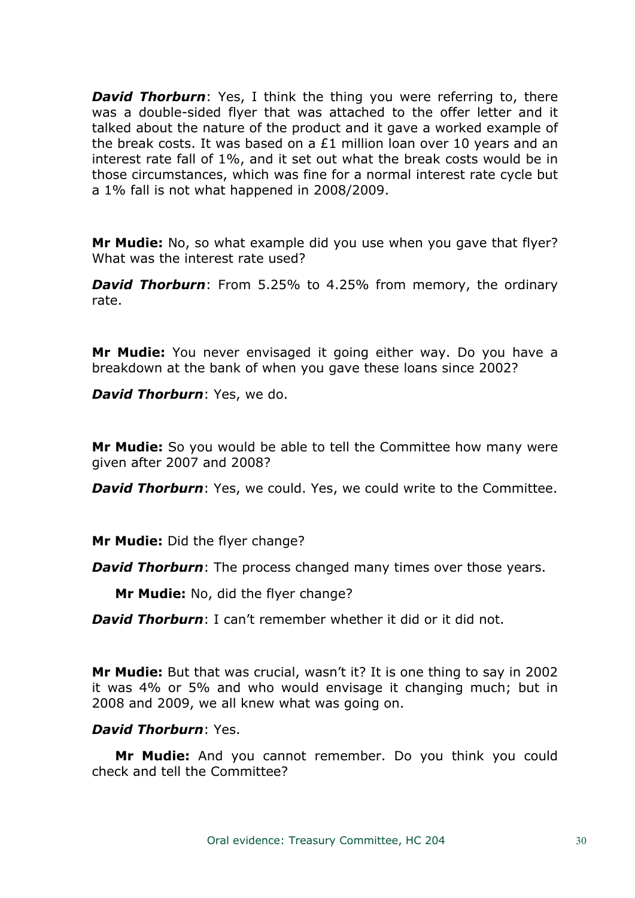***David Thorburn***: Yes, I think the thing you were referring to, there was a double-sided flyer that was attached to the offer letter and it talked about the nature of the product and it gave a worked example of the break costs. It was based on a £1 million loan over 10 years and an interest rate fall of 1%, and it set out what the break costs would be in those circumstances, which was fine for a normal interest rate cycle but a 1% fall is not what happened in 2008/2009.

**Mr Mudie:** No, so what example did you use when you gave that flyer? What was the interest rate used?

***David Thorburn***: From 5.25% to 4.25% from memory, the ordinary rate.

**Mr Mudie:** You never envisaged it going either way. Do you have a breakdown at the bank of when you gave these loans since 2002?

***David Thorburn***: Yes, we do.

**Mr Mudie:** So you would be able to tell the Committee how many were given after 2007 and 2008?

***David Thorburn***: Yes, we could. Yes, we could write to the Committee.

**Mr Mudie:** Did the flyer change?

***David Thorburn***: The process changed many times over those years.

**Mr Mudie:** No, did the flyer change?

***David Thorburn***: I can't remember whether it did or it did not.

**Mr Mudie:** But that was crucial, wasn't it? It is one thing to say in 2002 it was 4% or 5% and who would envisage it changing much; but in 2008 and 2009, we all knew what was going on.

***David Thorburn***: Yes.

**Mr Mudie:** And you cannot remember. Do you think you could check and tell the Committee?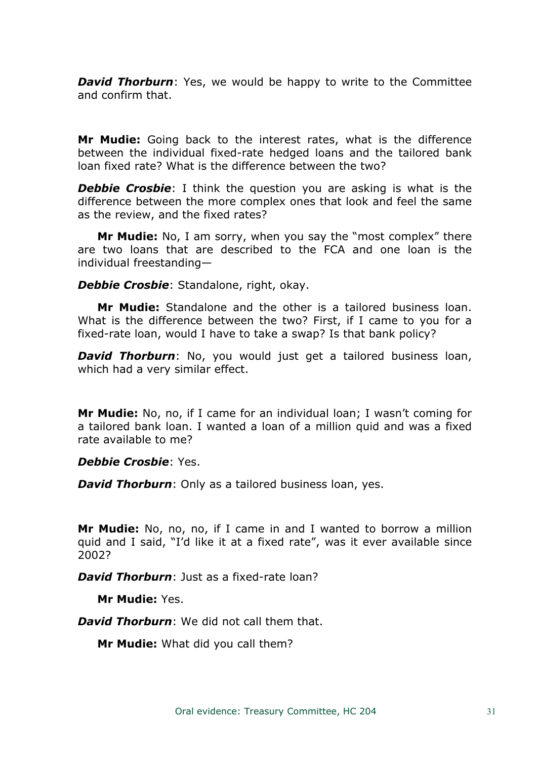***David Thorburn***: Yes, we would be happy to write to the Committee and confirm that.

**Mr Mudie:** Going back to the interest rates, what is the difference between the individual fixed-rate hedged loans and the tailored bank loan fixed rate? What is the difference between the two?

***Debbie Crosbie***: I think the question you are asking is what is the difference between the more complex ones that look and feel the same as the review, and the fixed rates?

**Mr Mudie:** No, I am sorry, when you say the "most complex" there are two loans that are described to the FCA and one loan is the individual freestanding—

***Debbie Crosbie***: Standalone, right, okay.

**Mr Mudie:** Standalone and the other is a tailored business loan. What is the difference between the two? First, if I came to you for a fixed-rate loan, would I have to take a swap? Is that bank policy?

***David Thorburn***: No, you would just get a tailored business loan, which had a very similar effect.

**Mr Mudie:** No, no, if I came for an individual loan; I wasn't coming for a tailored bank loan. I wanted a loan of a million quid and was a fixed rate available to me?

***Debbie Crosbie***: Yes.

***David Thorburn***: Only as a tailored business loan, yes.

**Mr Mudie:** No, no, no, if I came in and I wanted to borrow a million quid and I said, "I'd like it at a fixed rate", was it ever available since 2002?

***David Thorburn***: Just as a fixed-rate loan?

**Mr Mudie:** Yes.

***David Thorburn***: We did not call them that.

**Mr Mudie:** What did you call them?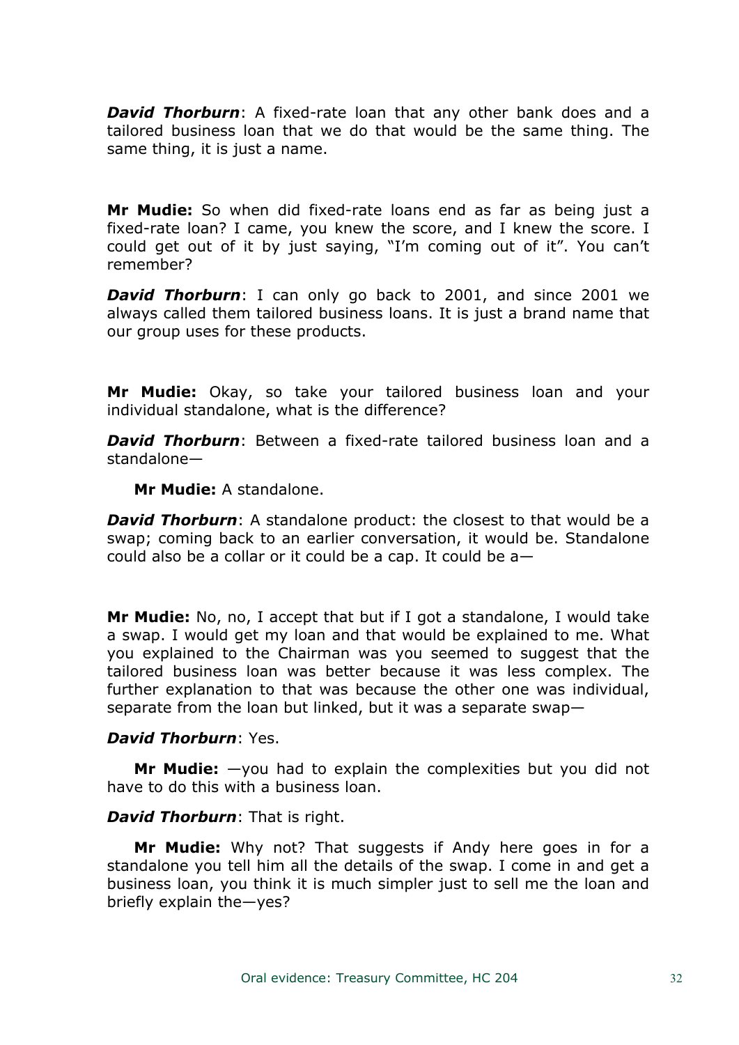***David Thorburn***: A fixed-rate loan that any other bank does and a tailored business loan that we do that would be the same thing. The same thing, it is just a name.

**Mr Mudie:** So when did fixed-rate loans end as far as being just a fixed-rate loan? I came, you knew the score, and I knew the score. I could get out of it by just saying, "I'm coming out of it". You can't remember?

***David Thorburn***: I can only go back to 2001, and since 2001 we always called them tailored business loans. It is just a brand name that our group uses for these products.

**Mr Mudie:** Okay, so take your tailored business loan and your individual standalone, what is the difference?

***David Thorburn***: Between a fixed-rate tailored business loan and a standalone—

**Mr Mudie:** A standalone.

***David Thorburn***: A standalone product: the closest to that would be a swap; coming back to an earlier conversation, it would be. Standalone could also be a collar or it could be a cap. It could be a—

**Mr Mudie:** No, no, I accept that but if I got a standalone, I would take a swap. I would get my loan and that would be explained to me. What you explained to the Chairman was you seemed to suggest that the tailored business loan was better because it was less complex. The further explanation to that was because the other one was individual, separate from the loan but linked, but it was a separate swap—

***David Thorburn***: Yes.

**Mr Mudie:** —you had to explain the complexities but you did not have to do this with a business loan.

***David Thorburn***: That is right.

**Mr Mudie:** Why not? That suggests if Andy here goes in for a standalone you tell him all the details of the swap. I come in and get a business loan, you think it is much simpler just to sell me the loan and briefly explain the—yes?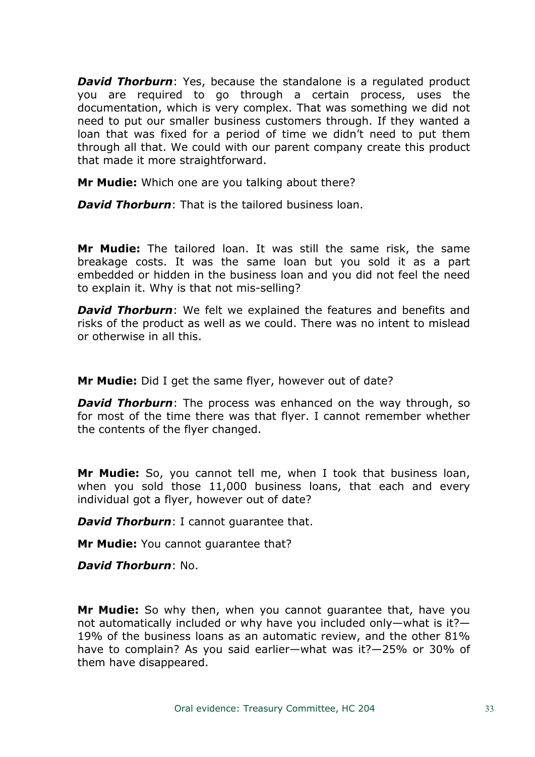***David Thorburn***: Yes, because the standalone is a regulated product you are required to go through a certain process, uses the documentation, which is very complex. That was something we did not need to put our smaller business customers through. If they wanted a loan that was fixed for a period of time we didn't need to put them through all that. We could with our parent company create this product that made it more straightforward.

**Mr Mudie:** Which one are you talking about there?

***David Thorburn***: That is the tailored business loan.

**Mr Mudie:** The tailored loan. It was still the same risk, the same breakage costs. It was the same loan but you sold it as a part embedded or hidden in the business loan and you did not feel the need to explain it. Why is that not mis-selling?

***David Thorburn***: We felt we explained the features and benefits and risks of the product as well as we could. There was no intent to mislead or otherwise in all this.

**Mr Mudie:** Did I get the same flyer, however out of date?

***David Thorburn***: The process was enhanced on the way through, so for most of the time there was that flyer. I cannot remember whether the contents of the flyer changed.

**Mr Mudie:** So, you cannot tell me, when I took that business loan, when you sold those 11,000 business loans, that each and every individual got a flyer, however out of date?

***David Thorburn***: I cannot guarantee that.

**Mr Mudie:** You cannot guarantee that?

***David Thorburn***: No.

**Mr Mudie:** So why then, when you cannot guarantee that, have you not automatically included or why have you included only—what is it?—19% of the business loans as an automatic review, and the other 81% have to complain? As you said earlier—what was it?—25% or 30% of them have disappeared.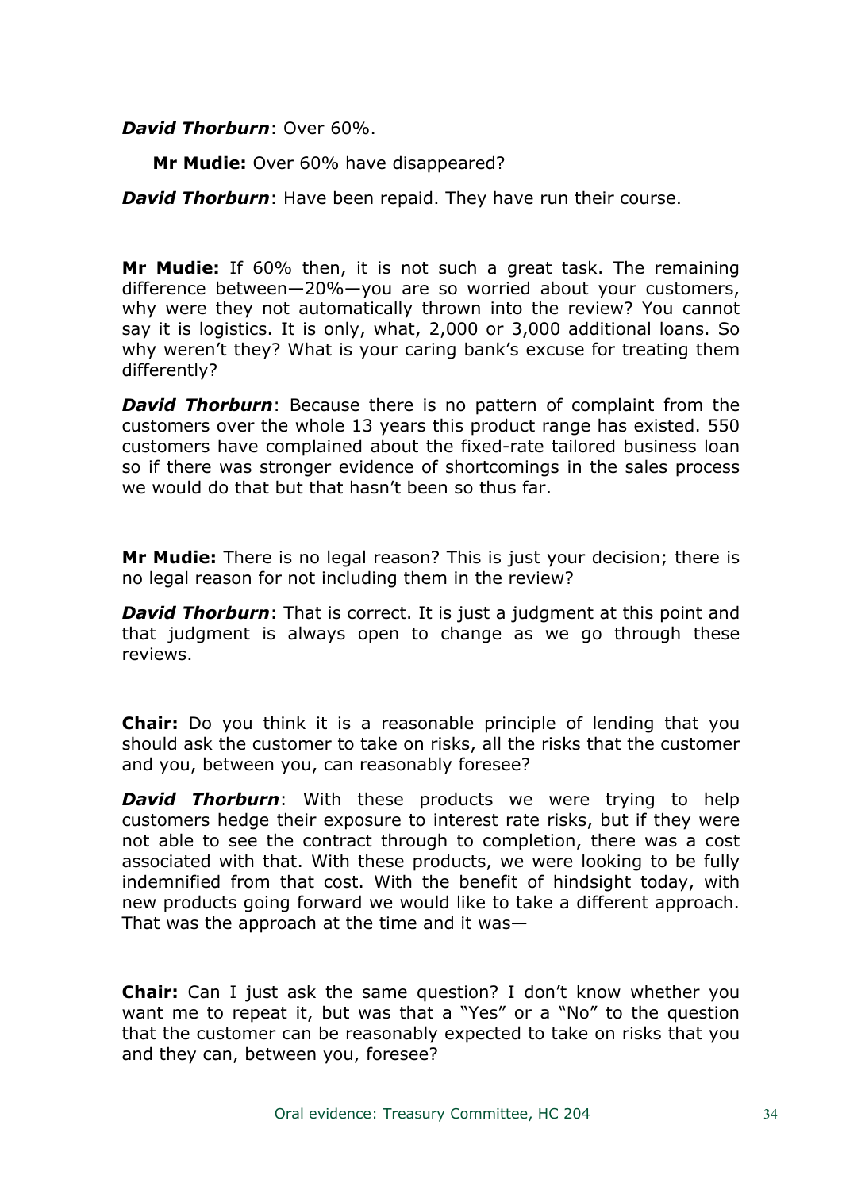***David Thorburn***: Over 60%.

**Mr Mudie:** Over 60% have disappeared?

***David Thorburn***: Have been repaid. They have run their course.

**Mr Mudie:** If 60% then, it is not such a great task. The remaining difference between—20%—you are so worried about your customers, why were they not automatically thrown into the review? You cannot say it is logistics. It is only, what, 2,000 or 3,000 additional loans. So why weren't they? What is your caring bank's excuse for treating them differently?

***David Thorburn***: Because there is no pattern of complaint from the customers over the whole 13 years this product range has existed. 550 customers have complained about the fixed-rate tailored business loan so if there was stronger evidence of shortcomings in the sales process we would do that but that hasn't been so thus far.

**Mr Mudie:** There is no legal reason? This is just your decision; there is no legal reason for not including them in the review?

***David Thorburn***: That is correct. It is just a judgment at this point and that judgment is always open to change as we go through these reviews.

**Chair:** Do you think it is a reasonable principle of lending that you should ask the customer to take on risks, all the risks that the customer and you, between you, can reasonably foresee?

***David Thorburn***: With these products we were trying to help customers hedge their exposure to interest rate risks, but if they were not able to see the contract through to completion, there was a cost associated with that. With these products, we were looking to be fully indemnified from that cost. With the benefit of hindsight today, with new products going forward we would like to take a different approach. That was the approach at the time and it was—

**Chair:** Can I just ask the same question? I don't know whether you want me to repeat it, but was that a "Yes" or a "No" to the question that the customer can be reasonably expected to take on risks that you and they can, between you, foresee?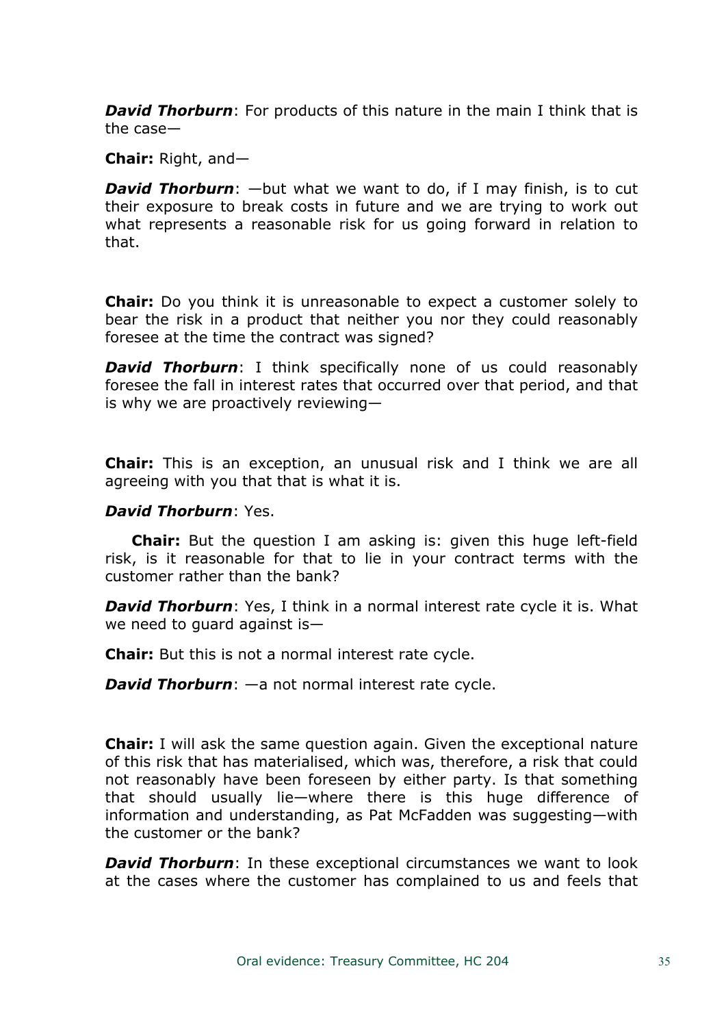***David Thorburn***: For products of this nature in the main I think that is the case—

**Chair:** Right, and—

***David Thorburn***: —but what we want to do, if I may finish, is to cut their exposure to break costs in future and we are trying to work out what represents a reasonable risk for us going forward in relation to that.

**Chair:** Do you think it is unreasonable to expect a customer solely to bear the risk in a product that neither you nor they could reasonably foresee at the time the contract was signed?

***David Thorburn***: I think specifically none of us could reasonably foresee the fall in interest rates that occurred over that period, and that is why we are proactively reviewing—

**Chair:** This is an exception, an unusual risk and I think we are all agreeing with you that that is what it is.

***David Thorburn***: Yes.

**Chair:** But the question I am asking is: given this huge left-field risk, is it reasonable for that to lie in your contract terms with the customer rather than the bank?

***David Thorburn***: Yes, I think in a normal interest rate cycle it is. What we need to guard against is—

**Chair:** But this is not a normal interest rate cycle.

***David Thorburn***: —a not normal interest rate cycle.

**Chair:** I will ask the same question again. Given the exceptional nature of this risk that has materialised, which was, therefore, a risk that could not reasonably have been foreseen by either party. Is that something that should usually lie—where there is this huge difference of information and understanding, as Pat McFadden was suggesting—with the customer or the bank?

***David Thorburn***: In these exceptional circumstances we want to look at the cases where the customer has complained to us and feels that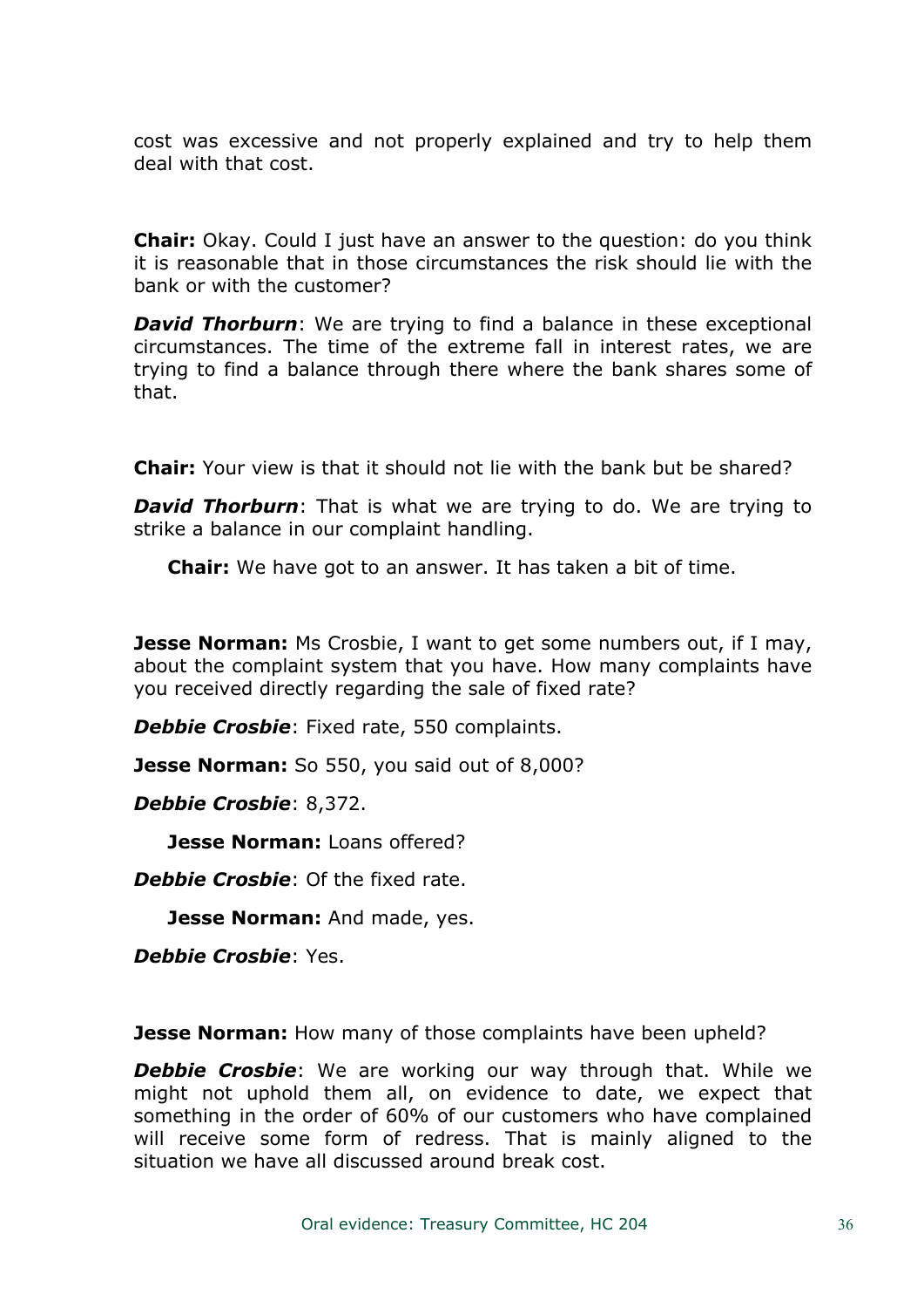cost was excessive and not properly explained and try to help them deal with that cost.

**Chair:** Okay. Could I just have an answer to the question: do you think it is reasonable that in those circumstances the risk should lie with the bank or with the customer?

***David Thorburn***: We are trying to find a balance in these exceptional circumstances. The time of the extreme fall in interest rates, we are trying to find a balance through there where the bank shares some of that.

**Chair:** Your view is that it should not lie with the bank but be shared?

***David Thorburn***: That is what we are trying to do. We are trying to strike a balance in our complaint handling.

**Chair:** We have got to an answer. It has taken a bit of time.

**Jesse Norman:** Ms Crosbie, I want to get some numbers out, if I may, about the complaint system that you have. How many complaints have you received directly regarding the sale of fixed rate?

***Debbie Crosbie***: Fixed rate, 550 complaints.

**Jesse Norman:** So 550, you said out of 8,000?

***Debbie Crosbie***: 8,372.

**Jesse Norman:** Loans offered?

***Debbie Crosbie***: Of the fixed rate.

**Jesse Norman:** And made, yes.

***Debbie Crosbie***: Yes.

**Jesse Norman:** How many of those complaints have been upheld?

***Debbie Crosbie***: We are working our way through that. While we might not uphold them all, on evidence to date, we expect that something in the order of 60% of our customers who have complained will receive some form of redress. That is mainly aligned to the situation we have all discussed around break cost.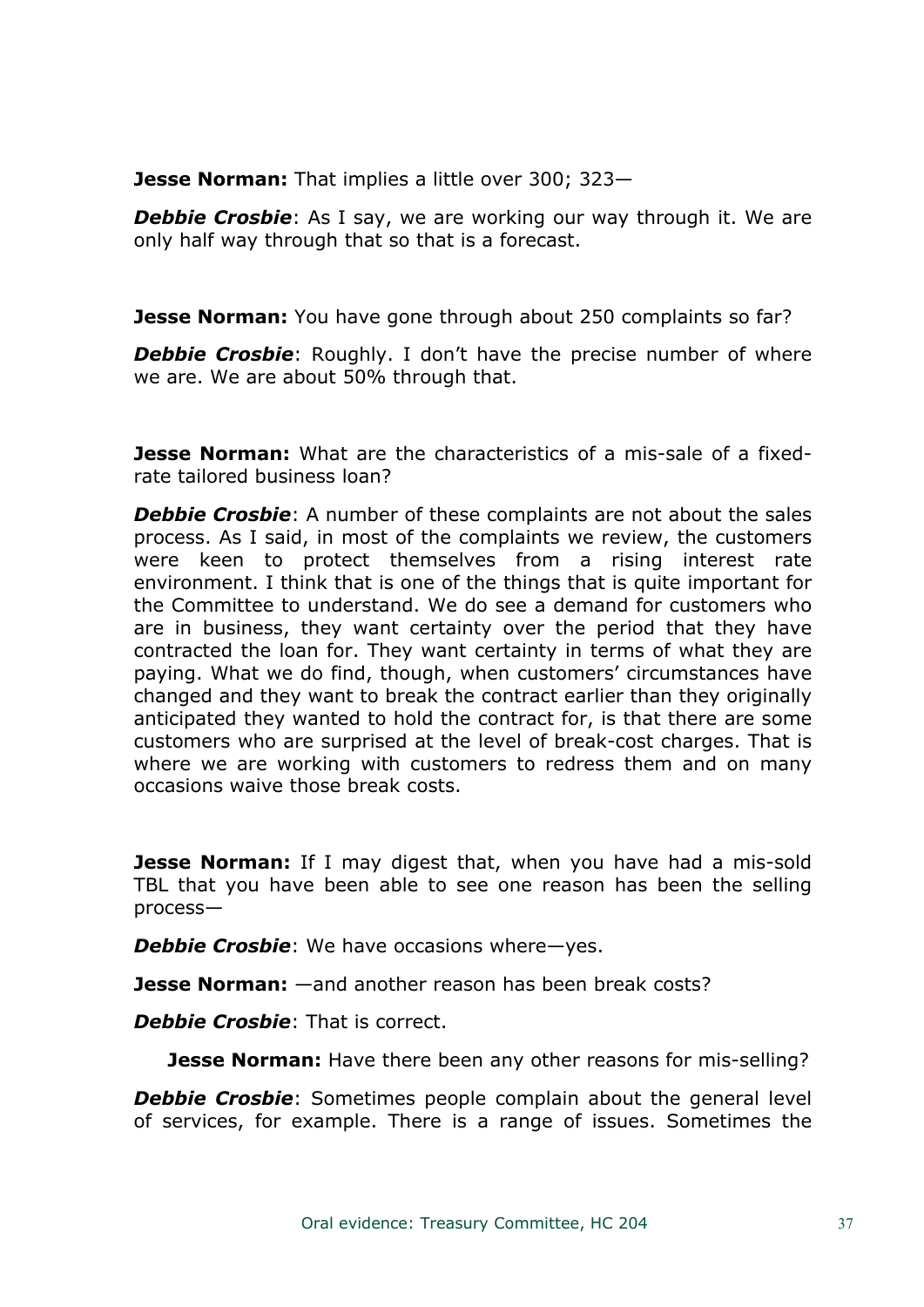**Jesse Norman:** That implies a little over 300; 323—

***Debbie Crosbie***: As I say, we are working our way through it. We are only half way through that so that is a forecast.

**Jesse Norman:** You have gone through about 250 complaints so far?

***Debbie Crosbie***: Roughly. I don't have the precise number of where we are. We are about 50% through that.

**Jesse Norman:** What are the characteristics of a mis-sale of a fixed-rate tailored business loan?

***Debbie Crosbie***: A number of these complaints are not about the sales process. As I said, in most of the complaints we review, the customers were keen to protect themselves from a rising interest rate environment. I think that is one of the things that is quite important for the Committee to understand. We do see a demand for customers who are in business, they want certainty over the period that they have contracted the loan for. They want certainty in terms of what they are paying. What we do find, though, when customers' circumstances have changed and they want to break the contract earlier than they originally anticipated they wanted to hold the contract for, is that there are some customers who are surprised at the level of break-cost charges. That is where we are working with customers to redress them and on many occasions waive those break costs.

**Jesse Norman:** If I may digest that, when you have had a mis-sold TBL that you have been able to see one reason has been the selling process—

***Debbie Crosbie***: We have occasions where—yes.

**Jesse Norman:** —and another reason has been break costs?

***Debbie Crosbie***: That is correct.

**Jesse Norman:** Have there been any other reasons for mis-selling?

***Debbie Crosbie***: Sometimes people complain about the general level of services, for example. There is a range of issues. Sometimes the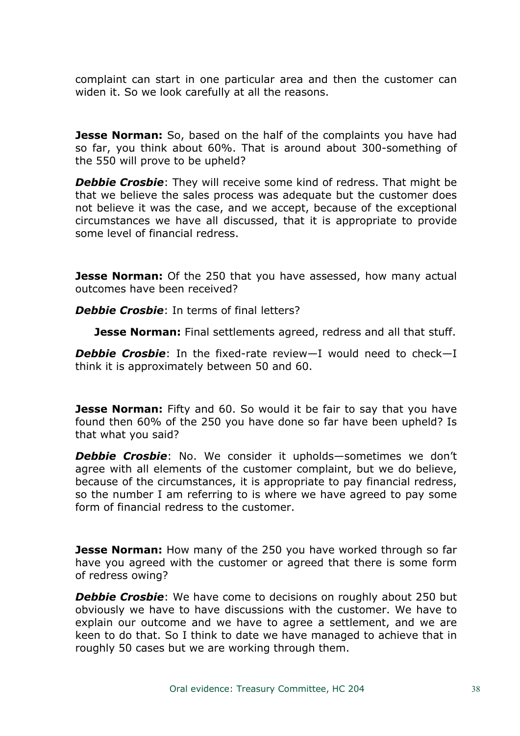complaint can start in one particular area and then the customer can widen it. So we look carefully at all the reasons.

**Jesse Norman:** So, based on the half of the complaints you have had so far, you think about 60%. That is around about 300-something of the 550 will prove to be upheld?

***Debbie Crosbie***: They will receive some kind of redress. That might be that we believe the sales process was adequate but the customer does not believe it was the case, and we accept, because of the exceptional circumstances we have all discussed, that it is appropriate to provide some level of financial redress.

**Jesse Norman:** Of the 250 that you have assessed, how many actual outcomes have been received?

***Debbie Crosbie***: In terms of final letters?

**Jesse Norman:** Final settlements agreed, redress and all that stuff.

***Debbie Crosbie***: In the fixed-rate review—I would need to check—I think it is approximately between 50 and 60.

**Jesse Norman:** Fifty and 60. So would it be fair to say that you have found then 60% of the 250 you have done so far have been upheld? Is that what you said?

***Debbie Crosbie***: No. We consider it upholds—sometimes we don't agree with all elements of the customer complaint, but we do believe, because of the circumstances, it is appropriate to pay financial redress, so the number I am referring to is where we have agreed to pay some form of financial redress to the customer.

**Jesse Norman:** How many of the 250 you have worked through so far have you agreed with the customer or agreed that there is some form of redress owing?

***Debbie Crosbie***: We have come to decisions on roughly about 250 but obviously we have to have discussions with the customer. We have to explain our outcome and we have to agree a settlement, and we are keen to do that. So I think to date we have managed to achieve that in roughly 50 cases but we are working through them.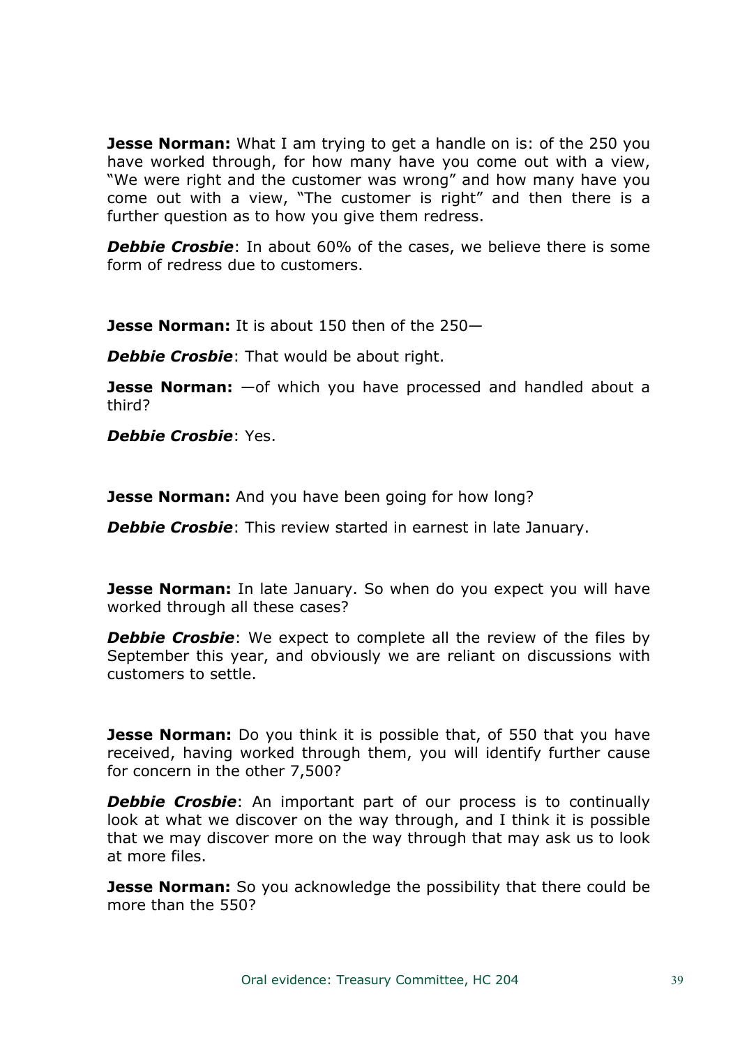**Jesse Norman:** What I am trying to get a handle on is: of the 250 you have worked through, for how many have you come out with a view, "We were right and the customer was wrong" and how many have you come out with a view, "The customer is right" and then there is a further question as to how you give them redress.

***Debbie Crosbie***: In about 60% of the cases, we believe there is some form of redress due to customers.

**Jesse Norman:** It is about 150 then of the 250—

***Debbie Crosbie***: That would be about right.

**Jesse Norman:** —of which you have processed and handled about a third?

***Debbie Crosbie***: Yes.

**Jesse Norman:** And you have been going for how long?

***Debbie Crosbie***: This review started in earnest in late January.

**Jesse Norman:** In late January. So when do you expect you will have worked through all these cases?

***Debbie Crosbie***: We expect to complete all the review of the files by September this year, and obviously we are reliant on discussions with customers to settle.

**Jesse Norman:** Do you think it is possible that, of 550 that you have received, having worked through them, you will identify further cause for concern in the other 7,500?

***Debbie Crosbie***: An important part of our process is to continually look at what we discover on the way through, and I think it is possible that we may discover more on the way through that may ask us to look at more files.

**Jesse Norman:** So you acknowledge the possibility that there could be more than the 550?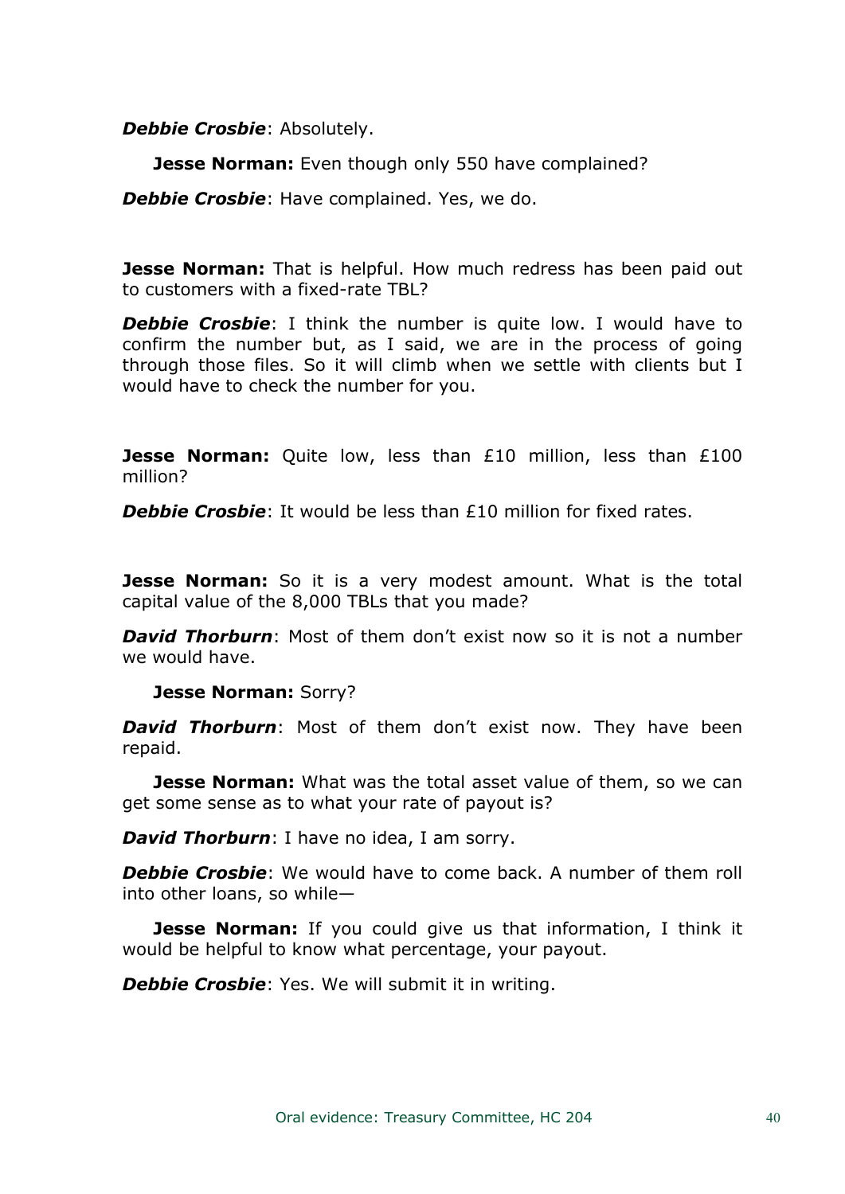***Debbie Crosbie***: Absolutely.

**Jesse Norman:** Even though only 550 have complained?

***Debbie Crosbie***: Have complained. Yes, we do.

**Jesse Norman:** That is helpful. How much redress has been paid out to customers with a fixed-rate TBL?

***Debbie Crosbie***: I think the number is quite low. I would have to confirm the number but, as I said, we are in the process of going through those files. So it will climb when we settle with clients but I would have to check the number for you.

**Jesse Norman:** Quite low, less than £10 million, less than £100 million?

***Debbie Crosbie***: It would be less than £10 million for fixed rates.

**Jesse Norman:** So it is a very modest amount. What is the total capital value of the 8,000 TBLs that you made?

***David Thorburn***: Most of them don't exist now so it is not a number we would have.

**Jesse Norman:** Sorry?

***David Thorburn***: Most of them don't exist now. They have been repaid.

**Jesse Norman:** What was the total asset value of them, so we can get some sense as to what your rate of payout is?

***David Thorburn***: I have no idea, I am sorry.

***Debbie Crosbie***: We would have to come back. A number of them roll into other loans, so while—

**Jesse Norman:** If you could give us that information, I think it would be helpful to know what percentage, your payout.

***Debbie Crosbie***: Yes. We will submit it in writing.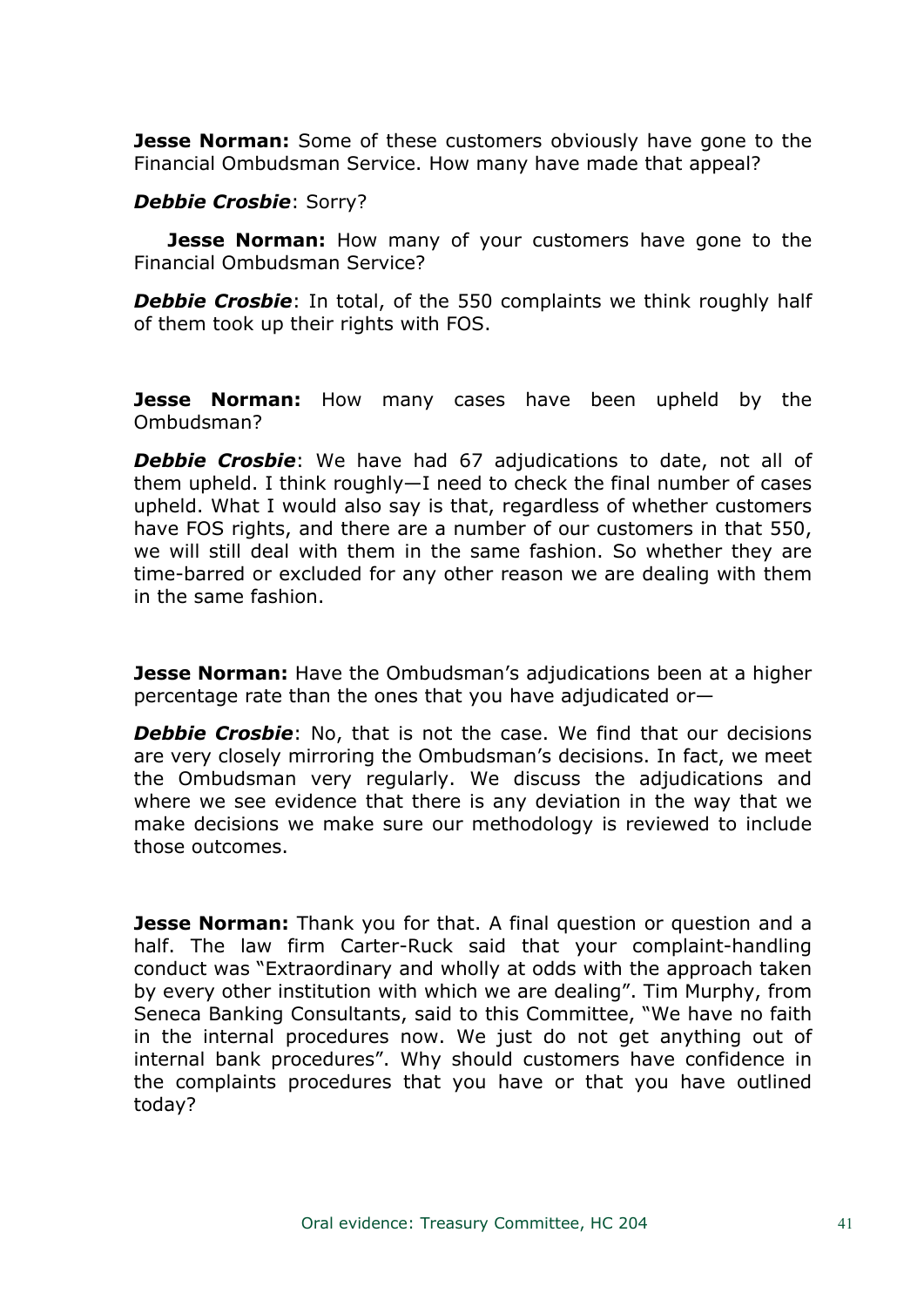**Jesse Norman:** Some of these customers obviously have gone to the Financial Ombudsman Service. How many have made that appeal?

***Debbie Crosbie***: Sorry?

**Jesse Norman:** How many of your customers have gone to the Financial Ombudsman Service?

***Debbie Crosbie***: In total, of the 550 complaints we think roughly half of them took up their rights with FOS.

**Jesse Norman:** How many cases have been upheld by the Ombudsman?

***Debbie Crosbie***: We have had 67 adjudications to date, not all of them upheld. I think roughly—I need to check the final number of cases upheld. What I would also say is that, regardless of whether customers have FOS rights, and there are a number of our customers in that 550, we will still deal with them in the same fashion. So whether they are time-barred or excluded for any other reason we are dealing with them in the same fashion.

**Jesse Norman:** Have the Ombudsman's adjudications been at a higher percentage rate than the ones that you have adjudicated or—

***Debbie Crosbie***: No, that is not the case. We find that our decisions are very closely mirroring the Ombudsman's decisions. In fact, we meet the Ombudsman very regularly. We discuss the adjudications and where we see evidence that there is any deviation in the way that we make decisions we make sure our methodology is reviewed to include those outcomes.

**Jesse Norman:** Thank you for that. A final question or question and a half. The law firm Carter-Ruck said that your complaint-handling conduct was "Extraordinary and wholly at odds with the approach taken by every other institution with which we are dealing". Tim Murphy, from Seneca Banking Consultants, said to this Committee, "We have no faith in the internal procedures now. We just do not get anything out of internal bank procedures". Why should customers have confidence in the complaints procedures that you have or that you have outlined today?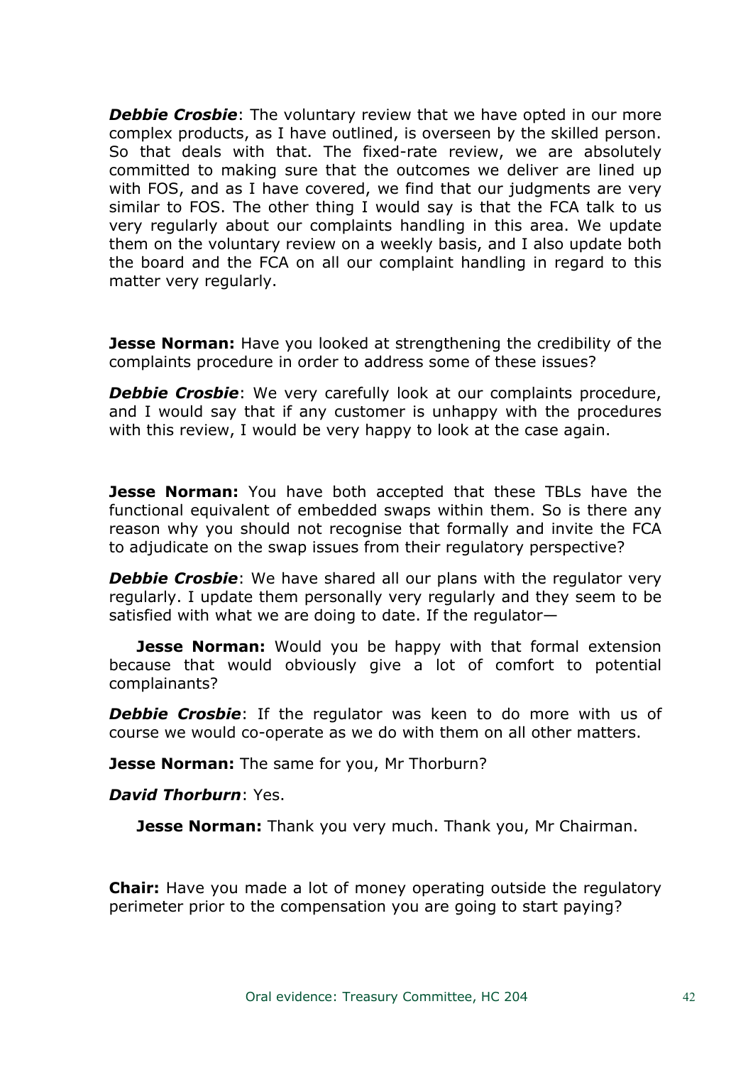***Debbie Crosbie***: The voluntary review that we have opted in our more complex products, as I have outlined, is overseen by the skilled person. So that deals with that. The fixed-rate review, we are absolutely committed to making sure that the outcomes we deliver are lined up with FOS, and as I have covered, we find that our judgments are very similar to FOS. The other thing I would say is that the FCA talk to us very regularly about our complaints handling in this area. We update them on the voluntary review on a weekly basis, and I also update both the board and the FCA on all our complaint handling in regard to this matter very regularly.

**Jesse Norman:** Have you looked at strengthening the credibility of the complaints procedure in order to address some of these issues?

***Debbie Crosbie***: We very carefully look at our complaints procedure, and I would say that if any customer is unhappy with the procedures with this review, I would be very happy to look at the case again.

**Jesse Norman:** You have both accepted that these TBLs have the functional equivalent of embedded swaps within them. So is there any reason why you should not recognise that formally and invite the FCA to adjudicate on the swap issues from their regulatory perspective?

***Debbie Crosbie***: We have shared all our plans with the regulator very regularly. I update them personally very regularly and they seem to be satisfied with what we are doing to date. If the regulator—

**Jesse Norman:** Would you be happy with that formal extension because that would obviously give a lot of comfort to potential complainants?

***Debbie Crosbie***: If the regulator was keen to do more with us of course we would co-operate as we do with them on all other matters.

**Jesse Norman:** The same for you, Mr Thorburn?

***David Thorburn***: Yes.

**Jesse Norman:** Thank you very much. Thank you, Mr Chairman.

**Chair:** Have you made a lot of money operating outside the regulatory perimeter prior to the compensation you are going to start paying?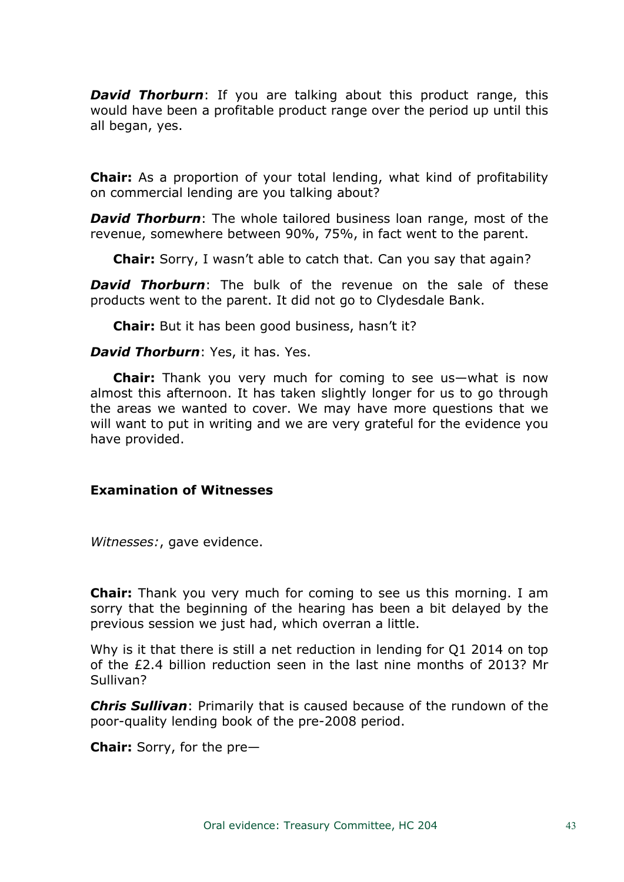***David Thorburn***: If you are talking about this product range, this would have been a profitable product range over the period up until this all began, yes.

**Chair:** As a proportion of your total lending, what kind of profitability on commercial lending are you talking about?

***David Thorburn***: The whole tailored business loan range, most of the revenue, somewhere between 90%, 75%, in fact went to the parent.

**Chair:** Sorry, I wasn't able to catch that. Can you say that again?

***David Thorburn***: The bulk of the revenue on the sale of these products went to the parent. It did not go to Clydesdale Bank.

**Chair:** But it has been good business, hasn't it?

***David Thorburn***: Yes, it has. Yes.

**Chair:** Thank you very much for coming to see us—what is now almost this afternoon. It has taken slightly longer for us to go through the areas we wanted to cover. We may have more questions that we will want to put in writing and we are very grateful for the evidence you have provided.

**Examination of Witnesses**

*Witnesses:*, gave evidence.

**Chair:** Thank you very much for coming to see us this morning. I am sorry that the beginning of the hearing has been a bit delayed by the previous session we just had, which overran a little.

Why is it that there is still a net reduction in lending for Q1 2014 on top of the £2.4 billion reduction seen in the last nine months of 2013? Mr Sullivan?

***Chris Sullivan***: Primarily that is caused because of the rundown of the poor-quality lending book of the pre-2008 period.

**Chair:** Sorry, for the pre—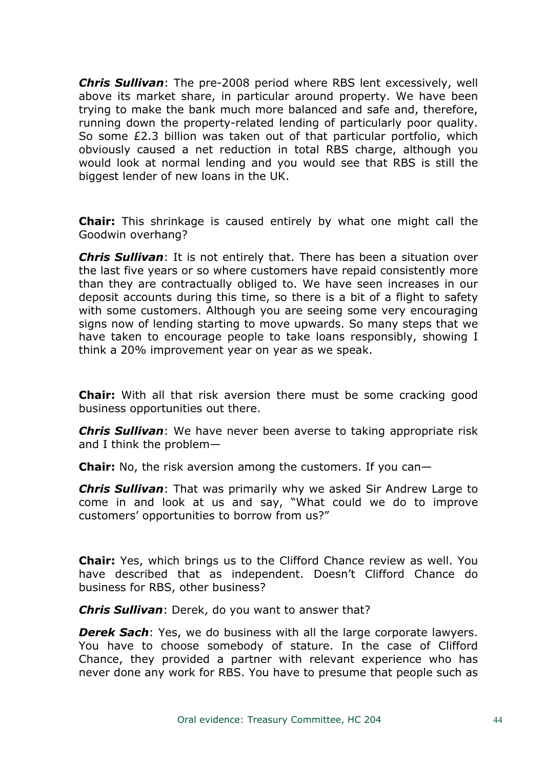***Chris Sullivan***: The pre-2008 period where RBS lent excessively, well above its market share, in particular around property. We have been trying to make the bank much more balanced and safe and, therefore, running down the property-related lending of particularly poor quality. So some £2.3 billion was taken out of that particular portfolio, which obviously caused a net reduction in total RBS charge, although you would look at normal lending and you would see that RBS is still the biggest lender of new loans in the UK.

**Chair:** This shrinkage is caused entirely by what one might call the Goodwin overhang?

***Chris Sullivan***: It is not entirely that. There has been a situation over the last five years or so where customers have repaid consistently more than they are contractually obliged to. We have seen increases in our deposit accounts during this time, so there is a bit of a flight to safety with some customers. Although you are seeing some very encouraging signs now of lending starting to move upwards. So many steps that we have taken to encourage people to take loans responsibly, showing I think a 20% improvement year on year as we speak.

**Chair:** With all that risk aversion there must be some cracking good business opportunities out there.

***Chris Sullivan***: We have never been averse to taking appropriate risk and I think the problem—

**Chair:** No, the risk aversion among the customers. If you can—

***Chris Sullivan***: That was primarily why we asked Sir Andrew Large to come in and look at us and say, "What could we do to improve customers' opportunities to borrow from us?"

**Chair:** Yes, which brings us to the Clifford Chance review as well. You have described that as independent. Doesn't Clifford Chance do business for RBS, other business?

***Chris Sullivan***: Derek, do you want to answer that?

***Derek Sach***: Yes, we do business with all the large corporate lawyers. You have to choose somebody of stature. In the case of Clifford Chance, they provided a partner with relevant experience who has never done any work for RBS. You have to presume that people such as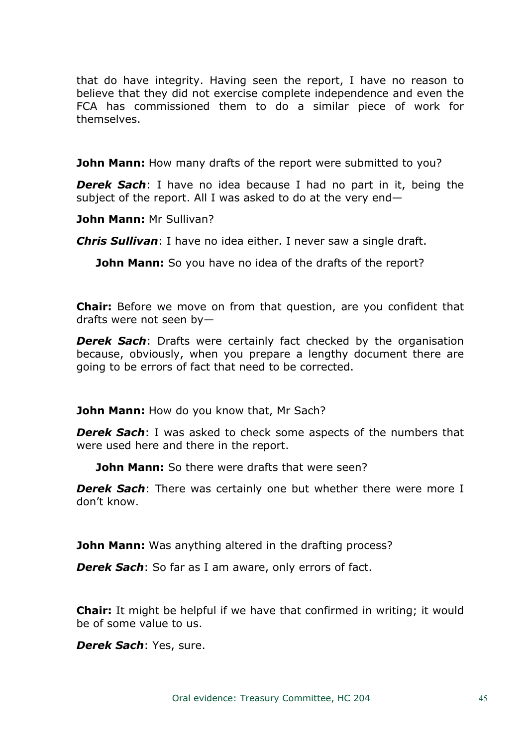that do have integrity. Having seen the report, I have no reason to believe that they did not exercise complete independence and even the FCA has commissioned them to do a similar piece of work for themselves.

**John Mann:** How many drafts of the report were submitted to you?

***Derek Sach***: I have no idea because I had no part in it, being the subject of the report. All I was asked to do at the very end—

**John Mann:** Mr Sullivan?

***Chris Sullivan***: I have no idea either. I never saw a single draft.

**John Mann:** So you have no idea of the drafts of the report?

**Chair:** Before we move on from that question, are you confident that drafts were not seen by—

***Derek Sach***: Drafts were certainly fact checked by the organisation because, obviously, when you prepare a lengthy document there are going to be errors of fact that need to be corrected.

**John Mann:** How do you know that, Mr Sach?

***Derek Sach***: I was asked to check some aspects of the numbers that were used here and there in the report.

**John Mann:** So there were drafts that were seen?

***Derek Sach***: There was certainly one but whether there were more I don't know.

**John Mann:** Was anything altered in the drafting process?

***Derek Sach***: So far as I am aware, only errors of fact.

**Chair:** It might be helpful if we have that confirmed in writing; it would be of some value to us.

***Derek Sach***: Yes, sure.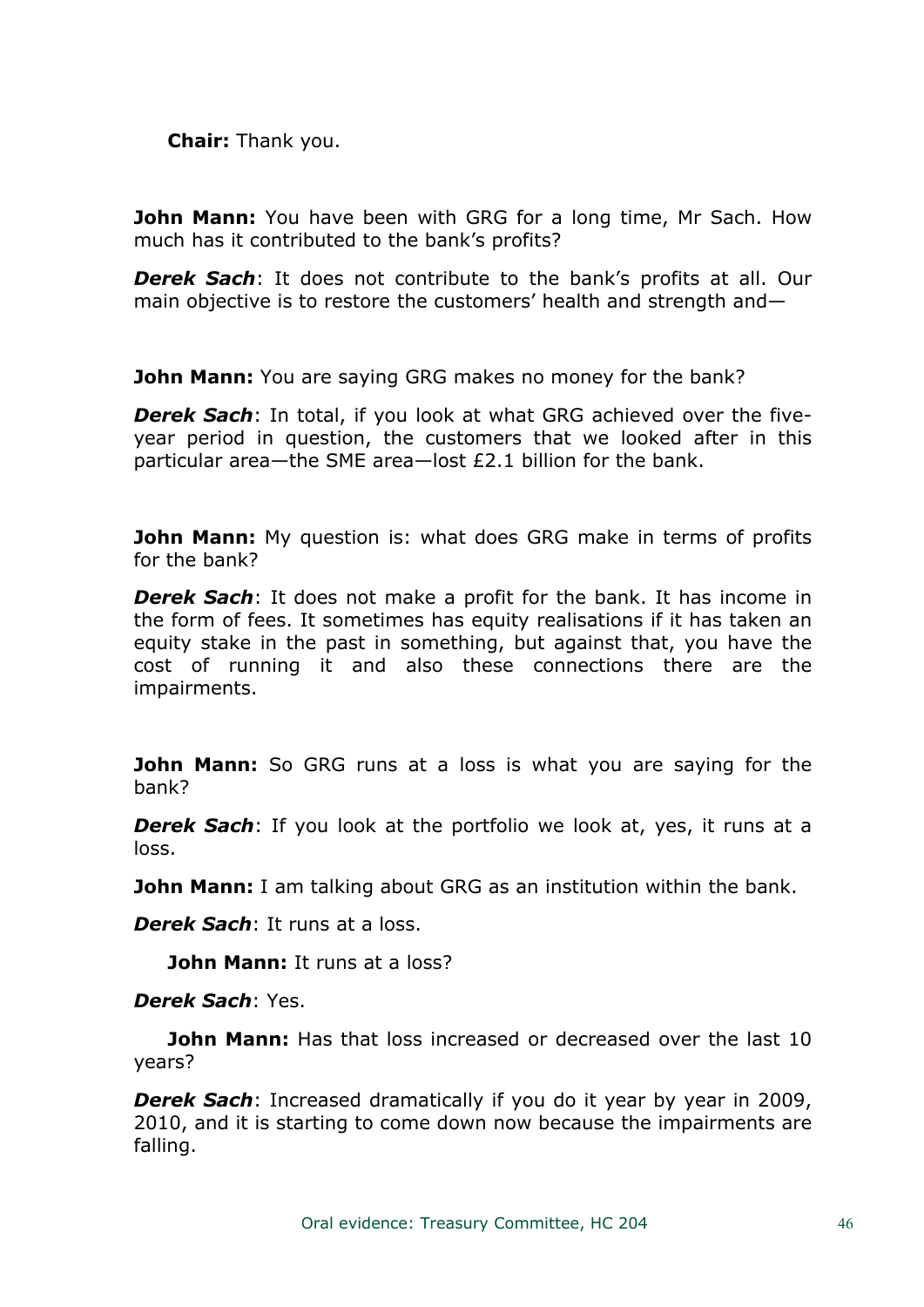**Chair:** Thank you.

**John Mann:** You have been with GRG for a long time, Mr Sach. How much has it contributed to the bank's profits?

***Derek Sach***: It does not contribute to the bank's profits at all. Our main objective is to restore the customers' health and strength and—

**John Mann:** You are saying GRG makes no money for the bank?

***Derek Sach***: In total, if you look at what GRG achieved over the five-year period in question, the customers that we looked after in this particular area—the SME area—lost £2.1 billion for the bank.

**John Mann:** My question is: what does GRG make in terms of profits for the bank?

***Derek Sach***: It does not make a profit for the bank. It has income in the form of fees. It sometimes has equity realisations if it has taken an equity stake in the past in something, but against that, you have the cost of running it and also these connections there are the impairments.

**John Mann:** So GRG runs at a loss is what you are saying for the bank?

***Derek Sach***: If you look at the portfolio we look at, yes, it runs at a loss.

**John Mann:** I am talking about GRG as an institution within the bank.

***Derek Sach***: It runs at a loss.

**John Mann:** It runs at a loss?

***Derek Sach***: Yes.

**John Mann:** Has that loss increased or decreased over the last 10 years?

***Derek Sach***: Increased dramatically if you do it year by year in 2009, 2010, and it is starting to come down now because the impairments are falling.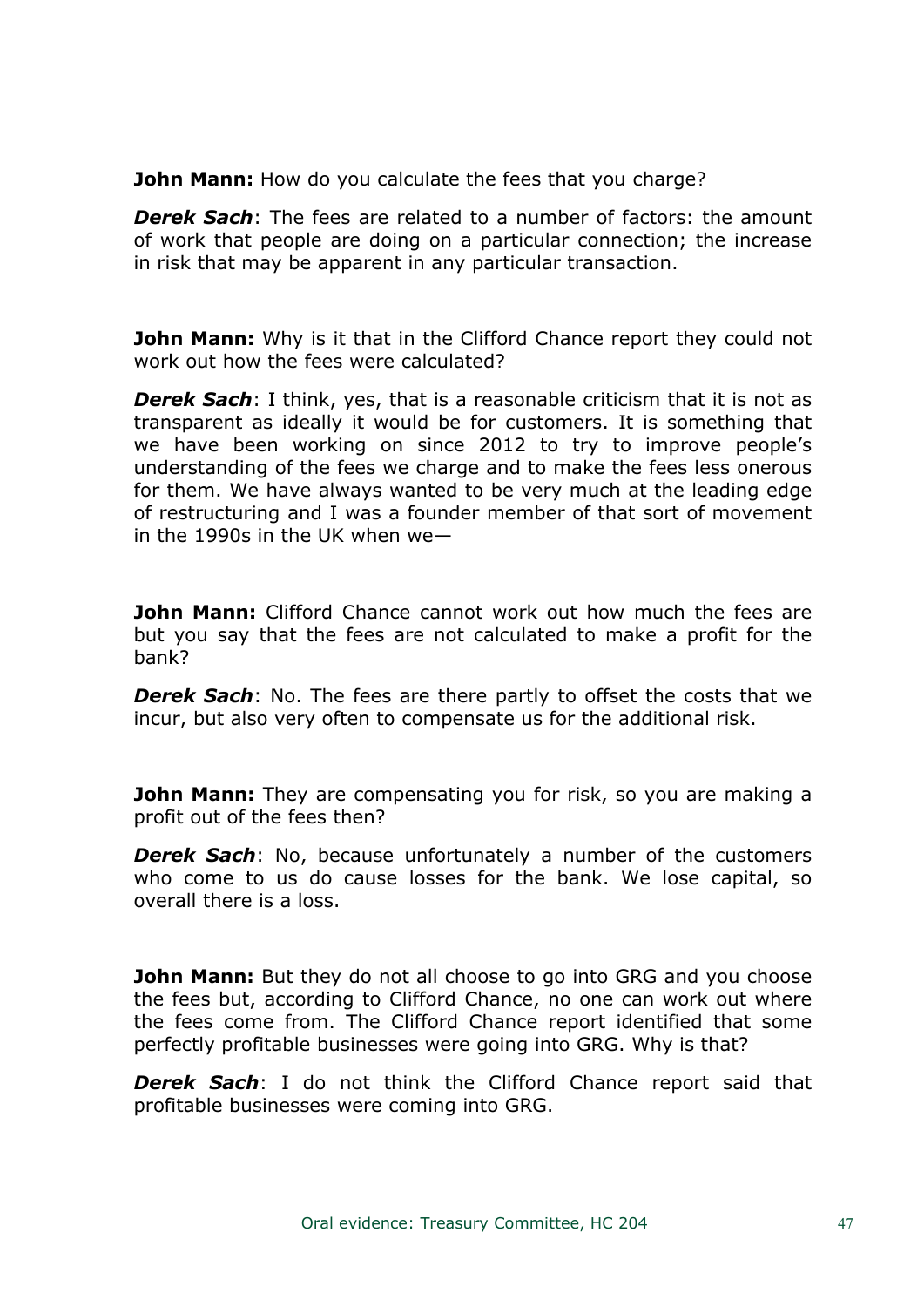**John Mann:** How do you calculate the fees that you charge?

***Derek Sach***: The fees are related to a number of factors: the amount of work that people are doing on a particular connection; the increase in risk that may be apparent in any particular transaction.

**John Mann:** Why is it that in the Clifford Chance report they could not work out how the fees were calculated?

***Derek Sach***: I think, yes, that is a reasonable criticism that it is not as transparent as ideally it would be for customers. It is something that we have been working on since 2012 to try to improve people's understanding of the fees we charge and to make the fees less onerous for them. We have always wanted to be very much at the leading edge of restructuring and I was a founder member of that sort of movement in the 1990s in the UK when we—

**John Mann:** Clifford Chance cannot work out how much the fees are but you say that the fees are not calculated to make a profit for the bank?

***Derek Sach***: No. The fees are there partly to offset the costs that we incur, but also very often to compensate us for the additional risk.

**John Mann:** They are compensating you for risk, so you are making a profit out of the fees then?

***Derek Sach***: No, because unfortunately a number of the customers who come to us do cause losses for the bank. We lose capital, so overall there is a loss.

**John Mann:** But they do not all choose to go into GRG and you choose the fees but, according to Clifford Chance, no one can work out where the fees come from. The Clifford Chance report identified that some perfectly profitable businesses were going into GRG. Why is that?

***Derek Sach***: I do not think the Clifford Chance report said that profitable businesses were coming into GRG.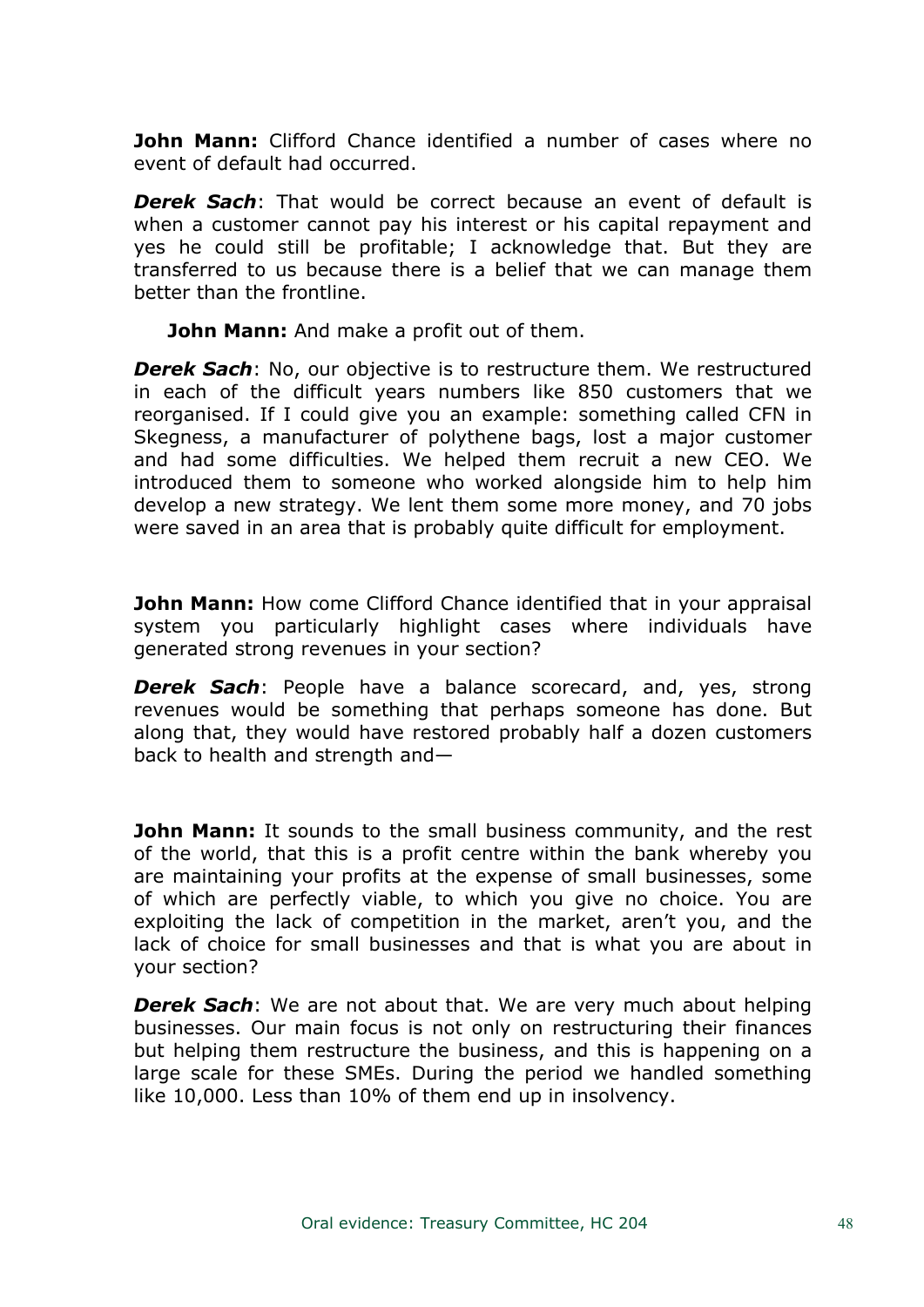**John Mann:** Clifford Chance identified a number of cases where no event of default had occurred.

***Derek Sach***: That would be correct because an event of default is when a customer cannot pay his interest or his capital repayment and yes he could still be profitable; I acknowledge that. But they are transferred to us because there is a belief that we can manage them better than the frontline.

**John Mann:** And make a profit out of them.

***Derek Sach***: No, our objective is to restructure them. We restructured in each of the difficult years numbers like 850 customers that we reorganised. If I could give you an example: something called CFN in Skegness, a manufacturer of polythene bags, lost a major customer and had some difficulties. We helped them recruit a new CEO. We introduced them to someone who worked alongside him to help him develop a new strategy. We lent them some more money, and 70 jobs were saved in an area that is probably quite difficult for employment.

**John Mann:** How come Clifford Chance identified that in your appraisal system you particularly highlight cases where individuals have generated strong revenues in your section?

***Derek Sach***: People have a balance scorecard, and, yes, strong revenues would be something that perhaps someone has done. But along that, they would have restored probably half a dozen customers back to health and strength and—

**John Mann:** It sounds to the small business community, and the rest of the world, that this is a profit centre within the bank whereby you are maintaining your profits at the expense of small businesses, some of which are perfectly viable, to which you give no choice. You are exploiting the lack of competition in the market, aren't you, and the lack of choice for small businesses and that is what you are about in your section?

***Derek Sach***: We are not about that. We are very much about helping businesses. Our main focus is not only on restructuring their finances but helping them restructure the business, and this is happening on a large scale for these SMEs. During the period we handled something like 10,000. Less than 10% of them end up in insolvency.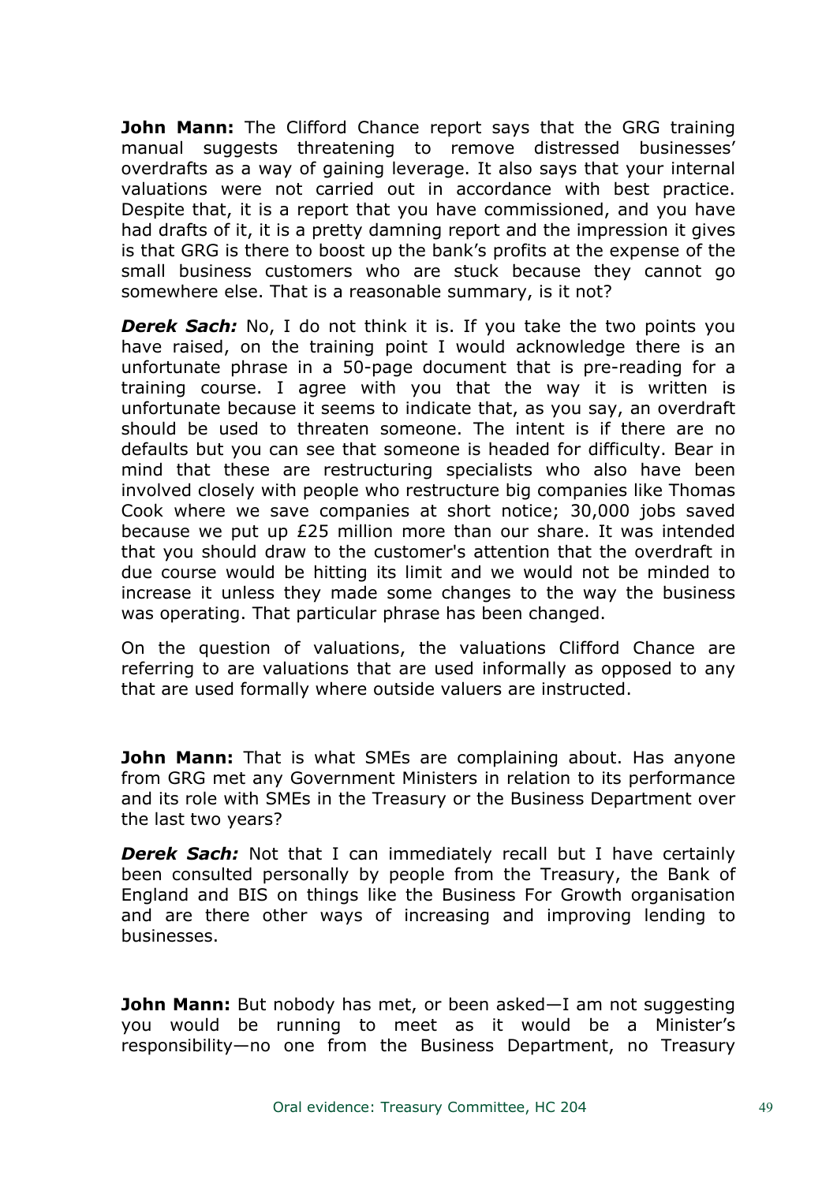**John Mann:** The Clifford Chance report says that the GRG training manual suggests threatening to remove distressed businesses' overdrafts as a way of gaining leverage. It also says that your internal valuations were not carried out in accordance with best practice. Despite that, it is a report that you have commissioned, and you have had drafts of it, it is a pretty damning report and the impression it gives is that GRG is there to boost up the bank's profits at the expense of the small business customers who are stuck because they cannot go somewhere else. That is a reasonable summary, is it not?

***Derek Sach:*** No, I do not think it is. If you take the two points you have raised, on the training point I would acknowledge there is an unfortunate phrase in a 50-page document that is pre-reading for a training course. I agree with you that the way it is written is unfortunate because it seems to indicate that, as you say, an overdraft should be used to threaten someone. The intent is if there are no defaults but you can see that someone is headed for difficulty. Bear in mind that these are restructuring specialists who also have been involved closely with people who restructure big companies like Thomas Cook where we save companies at short notice; 30,000 jobs saved because we put up £25 million more than our share. It was intended that you should draw to the customer's attention that the overdraft in due course would be hitting its limit and we would not be minded to increase it unless they made some changes to the way the business was operating. That particular phrase has been changed.

On the question of valuations, the valuations Clifford Chance are referring to are valuations that are used informally as opposed to any that are used formally where outside valuers are instructed.

**John Mann:** That is what SMEs are complaining about. Has anyone from GRG met any Government Ministers in relation to its performance and its role with SMEs in the Treasury or the Business Department over the last two years?

***Derek Sach:*** Not that I can immediately recall but I have certainly been consulted personally by people from the Treasury, the Bank of England and BIS on things like the Business For Growth organisation and are there other ways of increasing and improving lending to businesses.

**John Mann:** But nobody has met, or been asked—I am not suggesting you would be running to meet as it would be a Minister's responsibility—no one from the Business Department, no Treasury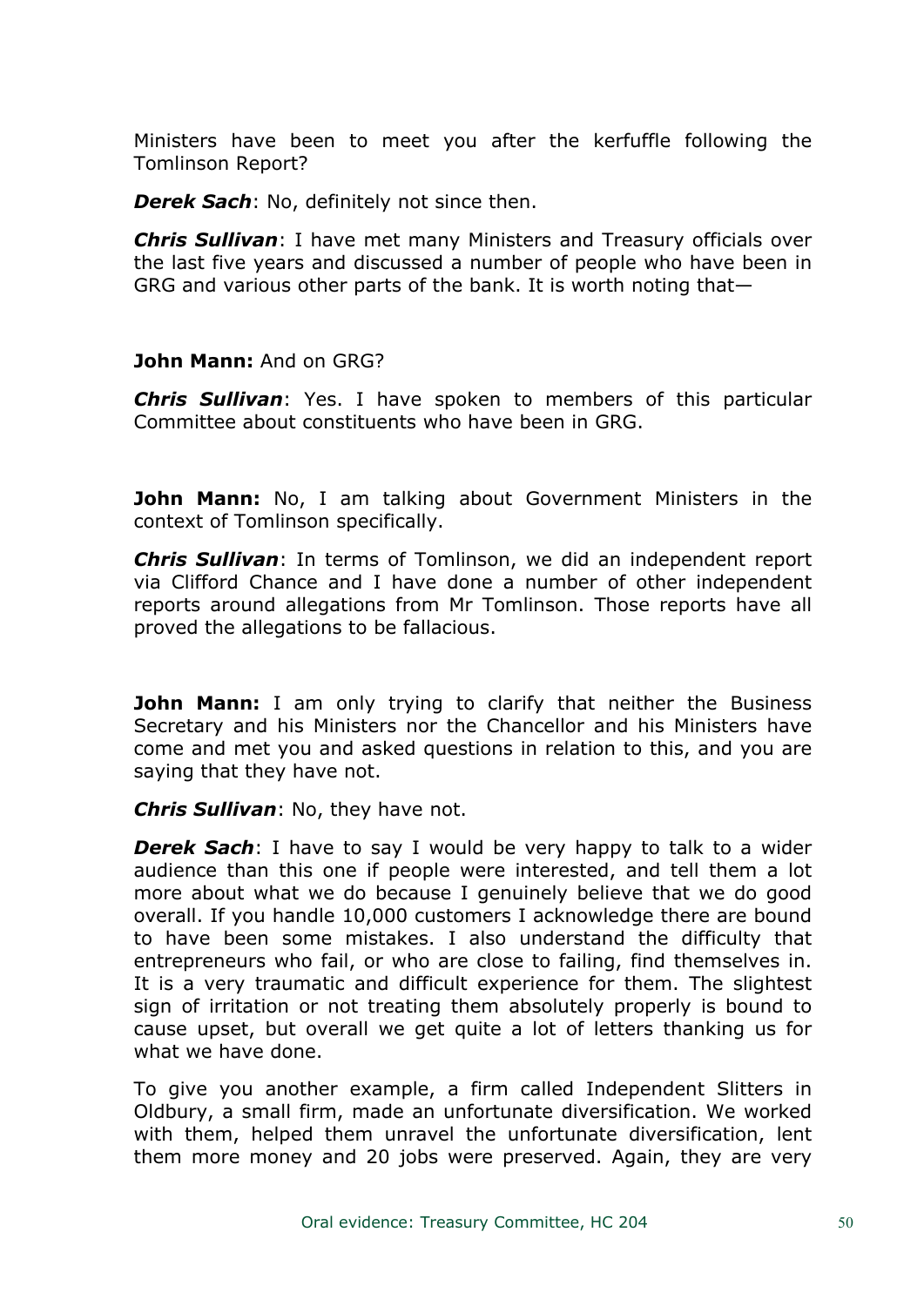Ministers have been to meet you after the kerfuffle following the Tomlinson Report?

***Derek Sach***: No, definitely not since then.

***Chris Sullivan***: I have met many Ministers and Treasury officials over the last five years and discussed a number of people who have been in GRG and various other parts of the bank. It is worth noting that—

**John Mann:** And on GRG?

***Chris Sullivan***: Yes. I have spoken to members of this particular Committee about constituents who have been in GRG.

**John Mann:** No, I am talking about Government Ministers in the context of Tomlinson specifically.

***Chris Sullivan***: In terms of Tomlinson, we did an independent report via Clifford Chance and I have done a number of other independent reports around allegations from Mr Tomlinson. Those reports have all proved the allegations to be fallacious.

**John Mann:** I am only trying to clarify that neither the Business Secretary and his Ministers nor the Chancellor and his Ministers have come and met you and asked questions in relation to this, and you are saying that they have not.

***Chris Sullivan***: No, they have not.

***Derek Sach***: I have to say I would be very happy to talk to a wider audience than this one if people were interested, and tell them a lot more about what we do because I genuinely believe that we do good overall. If you handle 10,000 customers I acknowledge there are bound to have been some mistakes. I also understand the difficulty that entrepreneurs who fail, or who are close to failing, find themselves in. It is a very traumatic and difficult experience for them. The slightest sign of irritation or not treating them absolutely properly is bound to cause upset, but overall we get quite a lot of letters thanking us for what we have done.

To give you another example, a firm called Independent Slitters in Oldbury, a small firm, made an unfortunate diversification. We worked with them, helped them unravel the unfortunate diversification, lent them more money and 20 jobs were preserved. Again, they are very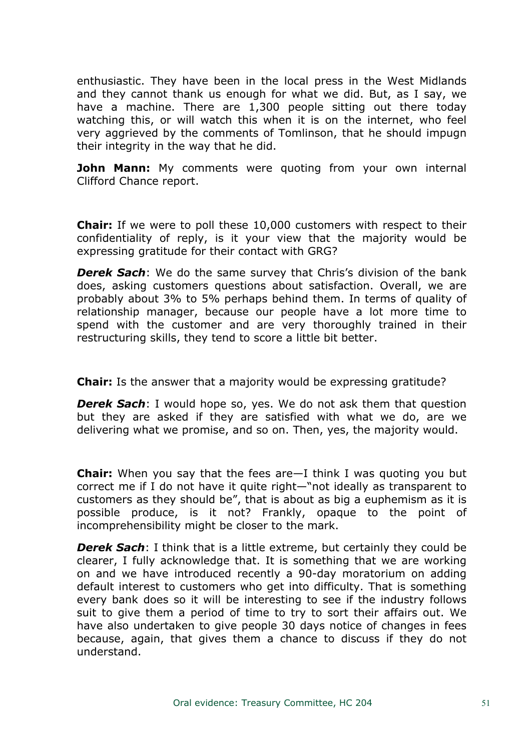enthusiastic. They have been in the local press in the West Midlands and they cannot thank us enough for what we did. But, as I say, we have a machine. There are 1,300 people sitting out there today watching this, or will watch this when it is on the internet, who feel very aggrieved by the comments of Tomlinson, that he should impugn their integrity in the way that he did.

**John Mann:** My comments were quoting from your own internal Clifford Chance report.

**Chair:** If we were to poll these 10,000 customers with respect to their confidentiality of reply, is it your view that the majority would be expressing gratitude for their contact with GRG?

***Derek Sach***: We do the same survey that Chris's division of the bank does, asking customers questions about satisfaction. Overall, we are probably about 3% to 5% perhaps behind them. In terms of quality of relationship manager, because our people have a lot more time to spend with the customer and are very thoroughly trained in their restructuring skills, they tend to score a little bit better.

**Chair:** Is the answer that a majority would be expressing gratitude?

***Derek Sach***: I would hope so, yes. We do not ask them that question but they are asked if they are satisfied with what we do, are we delivering what we promise, and so on. Then, yes, the majority would.

**Chair:** When you say that the fees are—I think I was quoting you but correct me if I do not have it quite right—"not ideally as transparent to customers as they should be", that is about as big a euphemism as it is possible produce, is it not? Frankly, opaque to the point of incomprehensibility might be closer to the mark.

***Derek Sach***: I think that is a little extreme, but certainly they could be clearer, I fully acknowledge that. It is something that we are working on and we have introduced recently a 90-day moratorium on adding default interest to customers who get into difficulty. That is something every bank does so it will be interesting to see if the industry follows suit to give them a period of time to try to sort their affairs out. We have also undertaken to give people 30 days notice of changes in fees because, again, that gives them a chance to discuss if they do not understand.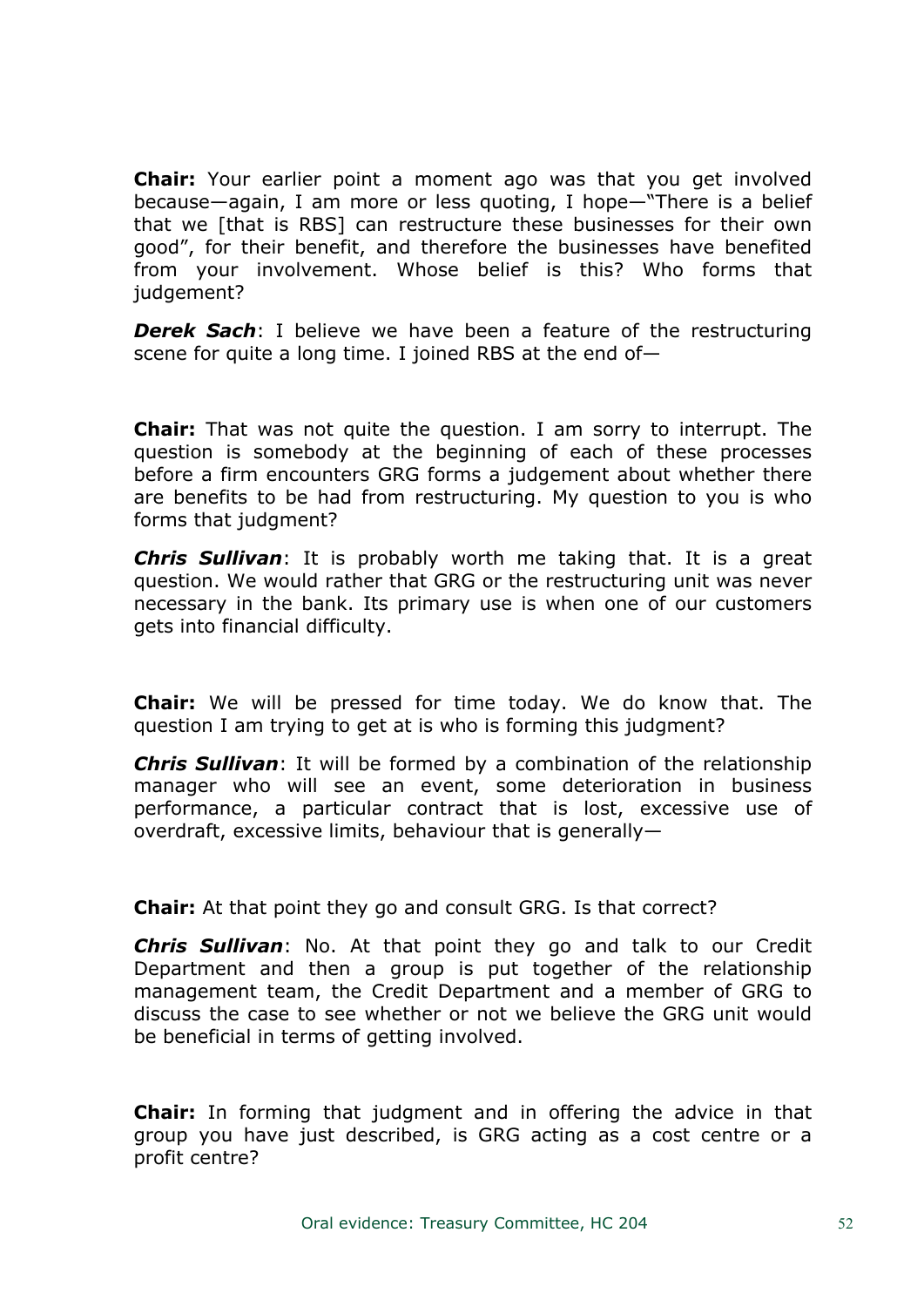**Chair:** Your earlier point a moment ago was that you get involved because—again, I am more or less quoting, I hope—"There is a belief that we [that is RBS] can restructure these businesses for their own good", for their benefit, and therefore the businesses have benefited from your involvement. Whose belief is this? Who forms that judgement?

***Derek Sach***: I believe we have been a feature of the restructuring scene for quite a long time. I joined RBS at the end of—

**Chair:** That was not quite the question. I am sorry to interrupt. The question is somebody at the beginning of each of these processes before a firm encounters GRG forms a judgement about whether there are benefits to be had from restructuring. My question to you is who forms that judgment?

***Chris Sullivan***: It is probably worth me taking that. It is a great question. We would rather that GRG or the restructuring unit was never necessary in the bank. Its primary use is when one of our customers gets into financial difficulty.

**Chair:** We will be pressed for time today. We do know that. The question I am trying to get at is who is forming this judgment?

***Chris Sullivan***: It will be formed by a combination of the relationship manager who will see an event, some deterioration in business performance, a particular contract that is lost, excessive use of overdraft, excessive limits, behaviour that is generally—

**Chair:** At that point they go and consult GRG. Is that correct?

***Chris Sullivan***: No. At that point they go and talk to our Credit Department and then a group is put together of the relationship management team, the Credit Department and a member of GRG to discuss the case to see whether or not we believe the GRG unit would be beneficial in terms of getting involved.

**Chair:** In forming that judgment and in offering the advice in that group you have just described, is GRG acting as a cost centre or a profit centre?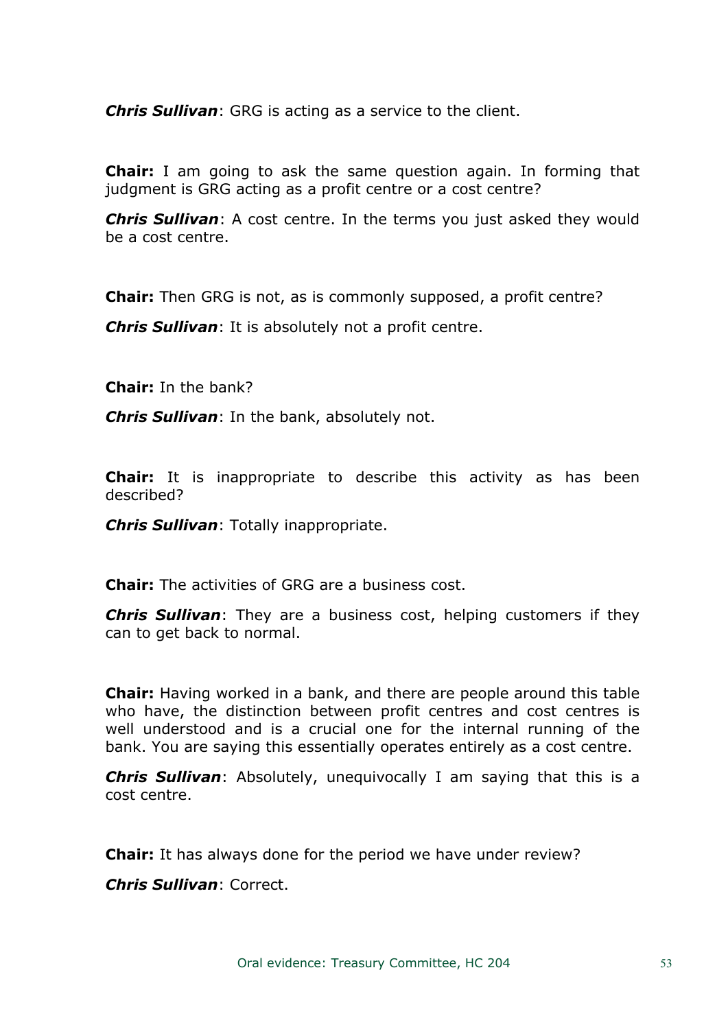***Chris Sullivan***: GRG is acting as a service to the client.

**Chair:** I am going to ask the same question again. In forming that judgment is GRG acting as a profit centre or a cost centre?

***Chris Sullivan***: A cost centre. In the terms you just asked they would be a cost centre.

**Chair:** Then GRG is not, as is commonly supposed, a profit centre?

***Chris Sullivan***: It is absolutely not a profit centre.

**Chair:** In the bank?

***Chris Sullivan***: In the bank, absolutely not.

**Chair:** It is inappropriate to describe this activity as has been described?

***Chris Sullivan***: Totally inappropriate.

**Chair:** The activities of GRG are a business cost.

***Chris Sullivan***: They are a business cost, helping customers if they can to get back to normal.

**Chair:** Having worked in a bank, and there are people around this table who have, the distinction between profit centres and cost centres is well understood and is a crucial one for the internal running of the bank. You are saying this essentially operates entirely as a cost centre.

***Chris Sullivan***: Absolutely, unequivocally I am saying that this is a cost centre.

**Chair:** It has always done for the period we have under review?

***Chris Sullivan***: Correct.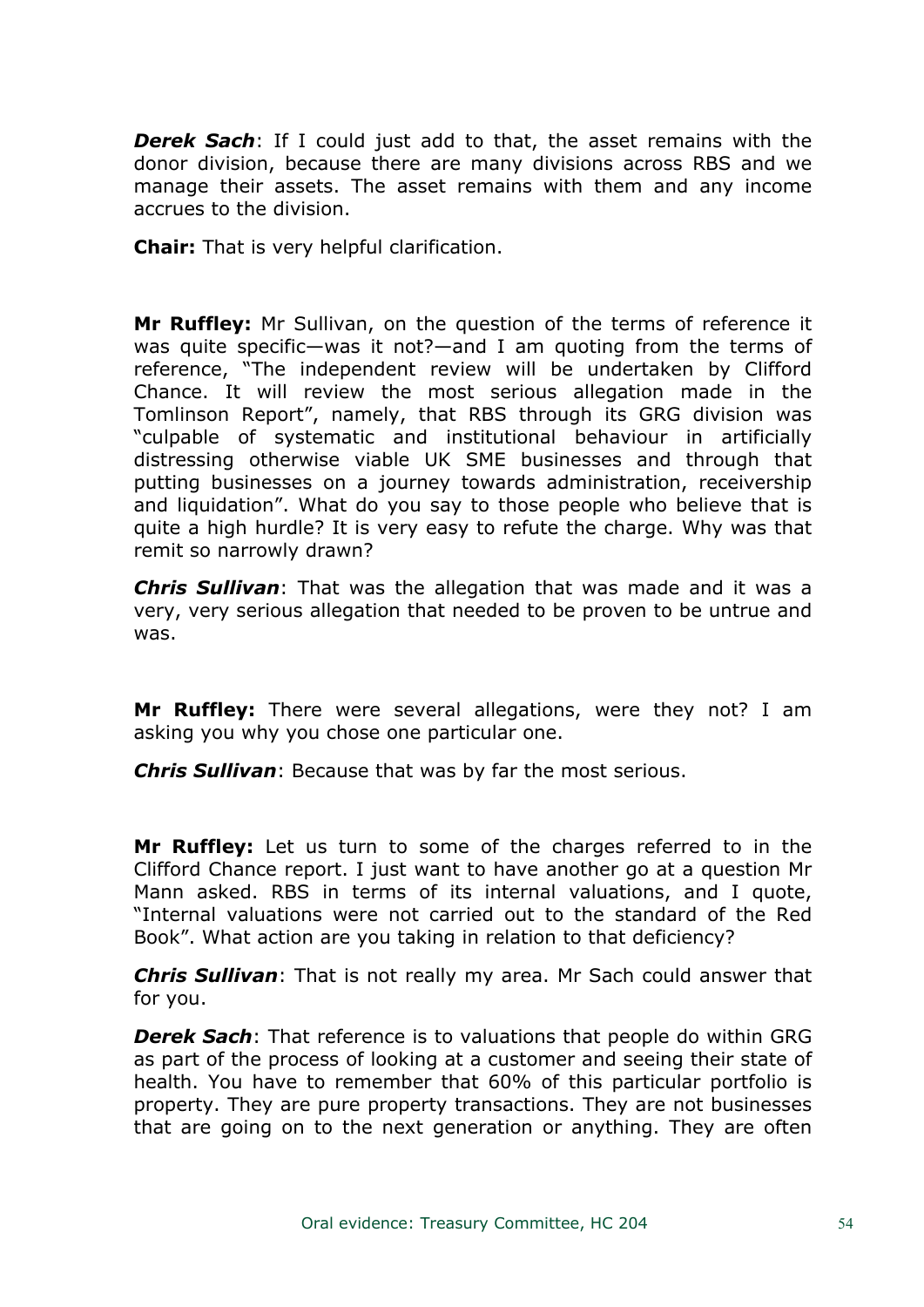***Derek Sach***: If I could just add to that, the asset remains with the donor division, because there are many divisions across RBS and we manage their assets. The asset remains with them and any income accrues to the division.

**Chair:** That is very helpful clarification.

**Mr Ruffley:** Mr Sullivan, on the question of the terms of reference it was quite specific—was it not?—and I am quoting from the terms of reference, "The independent review will be undertaken by Clifford Chance. It will review the most serious allegation made in the Tomlinson Report", namely, that RBS through its GRG division was "culpable of systematic and institutional behaviour in artificially distressing otherwise viable UK SME businesses and through that putting businesses on a journey towards administration, receivership and liquidation". What do you say to those people who believe that is quite a high hurdle? It is very easy to refute the charge. Why was that remit so narrowly drawn?

***Chris Sullivan***: That was the allegation that was made and it was a very, very serious allegation that needed to be proven to be untrue and was.

**Mr Ruffley:** There were several allegations, were they not? I am asking you why you chose one particular one.

***Chris Sullivan***: Because that was by far the most serious.

**Mr Ruffley:** Let us turn to some of the charges referred to in the Clifford Chance report. I just want to have another go at a question Mr Mann asked. RBS in terms of its internal valuations, and I quote, "Internal valuations were not carried out to the standard of the Red Book". What action are you taking in relation to that deficiency?

***Chris Sullivan***: That is not really my area. Mr Sach could answer that for you.

***Derek Sach***: That reference is to valuations that people do within GRG as part of the process of looking at a customer and seeing their state of health. You have to remember that 60% of this particular portfolio is property. They are pure property transactions. They are not businesses that are going on to the next generation or anything. They are often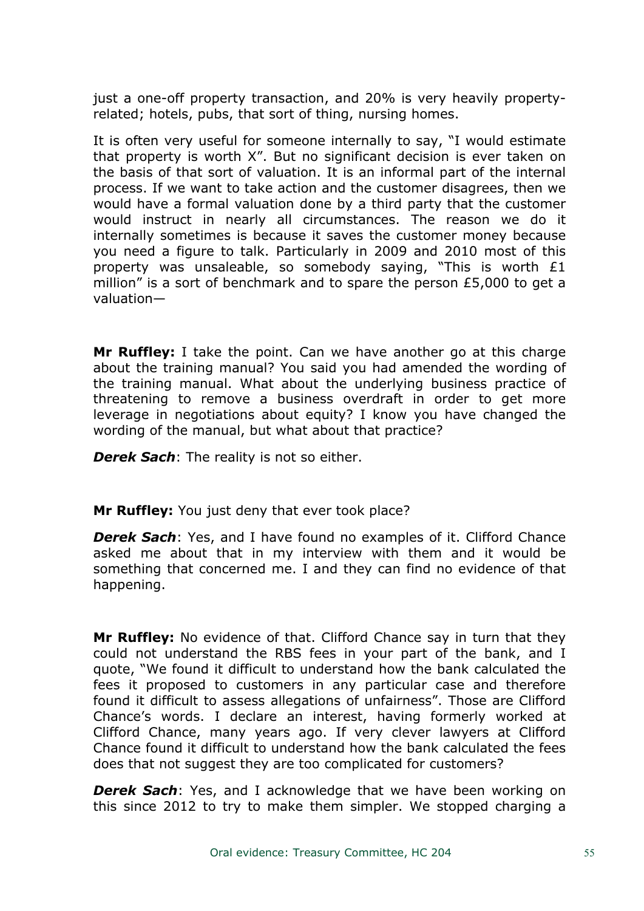just a one-off property transaction, and 20% is very heavily property-related; hotels, pubs, that sort of thing, nursing homes.

It is often very useful for someone internally to say, "I would estimate that property is worth X". But no significant decision is ever taken on the basis of that sort of valuation. It is an informal part of the internal process. If we want to take action and the customer disagrees, then we would have a formal valuation done by a third party that the customer would instruct in nearly all circumstances. The reason we do it internally sometimes is because it saves the customer money because you need a figure to talk. Particularly in 2009 and 2010 most of this property was unsaleable, so somebody saying, "This is worth £1 million" is a sort of benchmark and to spare the person £5,000 to get a valuation—

**Mr Ruffley:** I take the point. Can we have another go at this charge about the training manual? You said you had amended the wording of the training manual. What about the underlying business practice of threatening to remove a business overdraft in order to get more leverage in negotiations about equity? I know you have changed the wording of the manual, but what about that practice?

***Derek Sach***: The reality is not so either.

**Mr Ruffley:** You just deny that ever took place?

***Derek Sach***: Yes, and I have found no examples of it. Clifford Chance asked me about that in my interview with them and it would be something that concerned me. I and they can find no evidence of that happening.

**Mr Ruffley:** No evidence of that. Clifford Chance say in turn that they could not understand the RBS fees in your part of the bank, and I quote, "We found it difficult to understand how the bank calculated the fees it proposed to customers in any particular case and therefore found it difficult to assess allegations of unfairness". Those are Clifford Chance's words. I declare an interest, having formerly worked at Clifford Chance, many years ago. If very clever lawyers at Clifford Chance found it difficult to understand how the bank calculated the fees does that not suggest they are too complicated for customers?

***Derek Sach***: Yes, and I acknowledge that we have been working on this since 2012 to try to make them simpler. We stopped charging a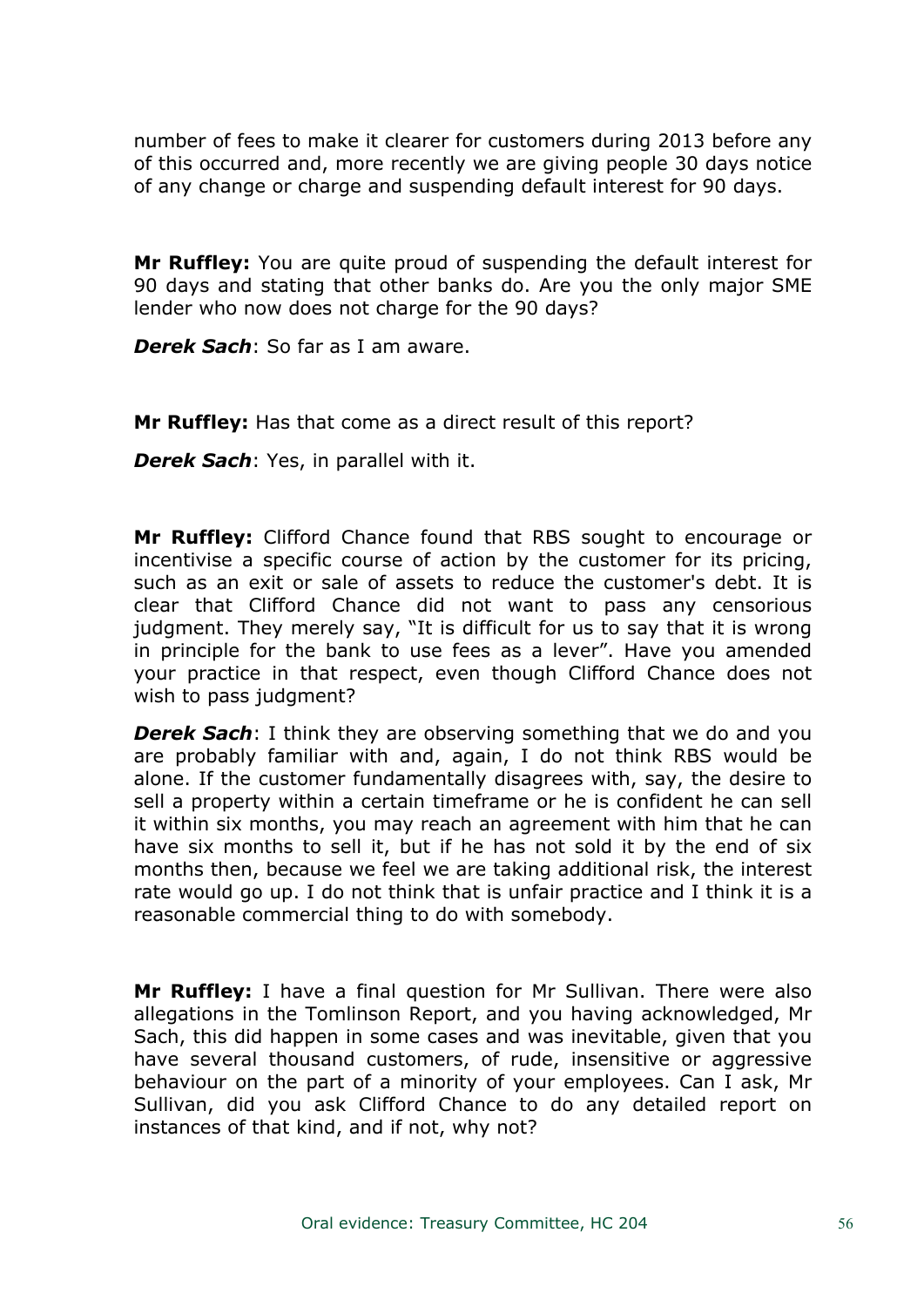number of fees to make it clearer for customers during 2013 before any of this occurred and, more recently we are giving people 30 days notice of any change or charge and suspending default interest for 90 days.

**Mr Ruffley:** You are quite proud of suspending the default interest for 90 days and stating that other banks do. Are you the only major SME lender who now does not charge for the 90 days?

***Derek Sach***: So far as I am aware.

**Mr Ruffley:** Has that come as a direct result of this report?

***Derek Sach***: Yes, in parallel with it.

**Mr Ruffley:** Clifford Chance found that RBS sought to encourage or incentivise a specific course of action by the customer for its pricing, such as an exit or sale of assets to reduce the customer's debt. It is clear that Clifford Chance did not want to pass any censorious judgment. They merely say, "It is difficult for us to say that it is wrong in principle for the bank to use fees as a lever". Have you amended your practice in that respect, even though Clifford Chance does not wish to pass judgment?

***Derek Sach***: I think they are observing something that we do and you are probably familiar with and, again, I do not think RBS would be alone. If the customer fundamentally disagrees with, say, the desire to sell a property within a certain timeframe or he is confident he can sell it within six months, you may reach an agreement with him that he can have six months to sell it, but if he has not sold it by the end of six months then, because we feel we are taking additional risk, the interest rate would go up. I do not think that is unfair practice and I think it is a reasonable commercial thing to do with somebody.

**Mr Ruffley:** I have a final question for Mr Sullivan. There were also allegations in the Tomlinson Report, and you having acknowledged, Mr Sach, this did happen in some cases and was inevitable, given that you have several thousand customers, of rude, insensitive or aggressive behaviour on the part of a minority of your employees. Can I ask, Mr Sullivan, did you ask Clifford Chance to do any detailed report on instances of that kind, and if not, why not?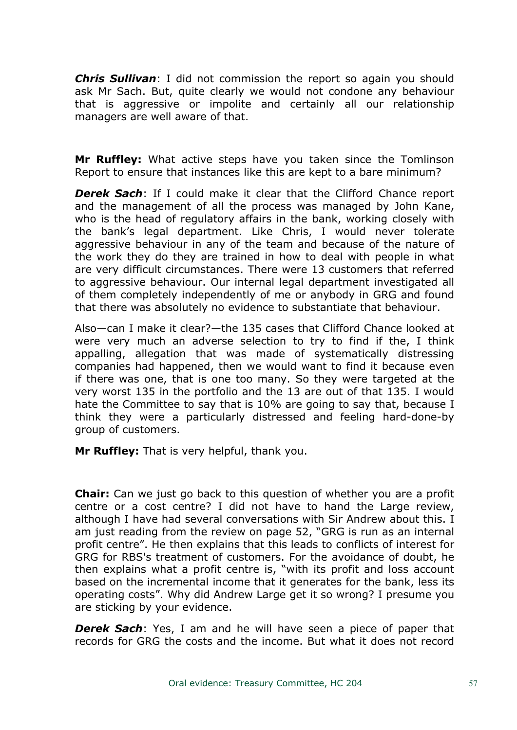***Chris Sullivan***: I did not commission the report so again you should ask Mr Sach. But, quite clearly we would not condone any behaviour that is aggressive or impolite and certainly all our relationship managers are well aware of that.

**Mr Ruffley:** What active steps have you taken since the Tomlinson Report to ensure that instances like this are kept to a bare minimum?

***Derek Sach***: If I could make it clear that the Clifford Chance report and the management of all the process was managed by John Kane, who is the head of regulatory affairs in the bank, working closely with the bank's legal department. Like Chris, I would never tolerate aggressive behaviour in any of the team and because of the nature of the work they do they are trained in how to deal with people in what are very difficult circumstances. There were 13 customers that referred to aggressive behaviour. Our internal legal department investigated all of them completely independently of me or anybody in GRG and found that there was absolutely no evidence to substantiate that behaviour.

Also—can I make it clear?—the 135 cases that Clifford Chance looked at were very much an adverse selection to try to find if the, I think appalling, allegation that was made of systematically distressing companies had happened, then we would want to find it because even if there was one, that is one too many. So they were targeted at the very worst 135 in the portfolio and the 13 are out of that 135. I would hate the Committee to say that is 10% are going to say that, because I think they were a particularly distressed and feeling hard-done-by group of customers.

**Mr Ruffley:** That is very helpful, thank you.

**Chair:** Can we just go back to this question of whether you are a profit centre or a cost centre? I did not have to hand the Large review, although I have had several conversations with Sir Andrew about this. I am just reading from the review on page 52, "GRG is run as an internal profit centre". He then explains that this leads to conflicts of interest for GRG for RBS's treatment of customers. For the avoidance of doubt, he then explains what a profit centre is, "with its profit and loss account based on the incremental income that it generates for the bank, less its operating costs". Why did Andrew Large get it so wrong? I presume you are sticking by your evidence.

***Derek Sach***: Yes, I am and he will have seen a piece of paper that records for GRG the costs and the income. But what it does not record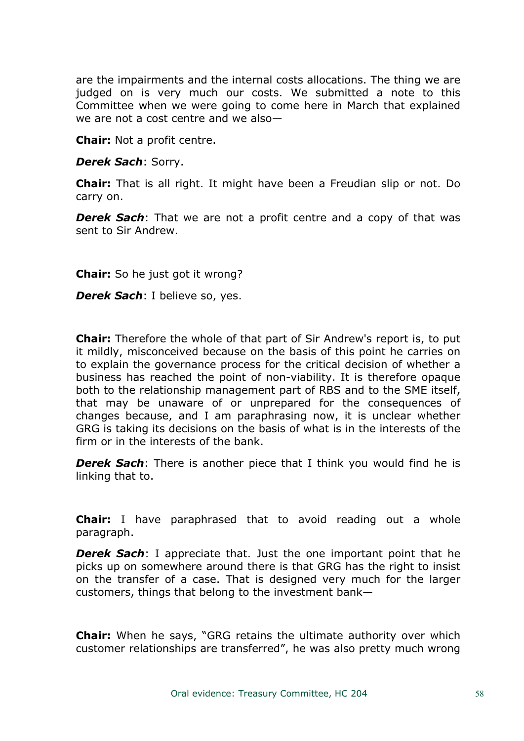are the impairments and the internal costs allocations. The thing we are judged on is very much our costs. We submitted a note to this Committee when we were going to come here in March that explained we are not a cost centre and we also—

**Chair:** Not a profit centre.

***Derek Sach***: Sorry.

**Chair:** That is all right. It might have been a Freudian slip or not. Do carry on.

***Derek Sach***: That we are not a profit centre and a copy of that was sent to Sir Andrew.

**Chair:** So he just got it wrong?

***Derek Sach***: I believe so, yes.

**Chair:** Therefore the whole of that part of Sir Andrew's report is, to put it mildly, misconceived because on the basis of this point he carries on to explain the governance process for the critical decision of whether a business has reached the point of non-viability. It is therefore opaque both to the relationship management part of RBS and to the SME itself, that may be unaware of or unprepared for the consequences of changes because, and I am paraphrasing now, it is unclear whether GRG is taking its decisions on the basis of what is in the interests of the firm or in the interests of the bank.

***Derek Sach***: There is another piece that I think you would find he is linking that to.

**Chair:** I have paraphrased that to avoid reading out a whole paragraph.

***Derek Sach***: I appreciate that. Just the one important point that he picks up on somewhere around there is that GRG has the right to insist on the transfer of a case. That is designed very much for the larger customers, things that belong to the investment bank—

**Chair:** When he says, "GRG retains the ultimate authority over which customer relationships are transferred", he was also pretty much wrong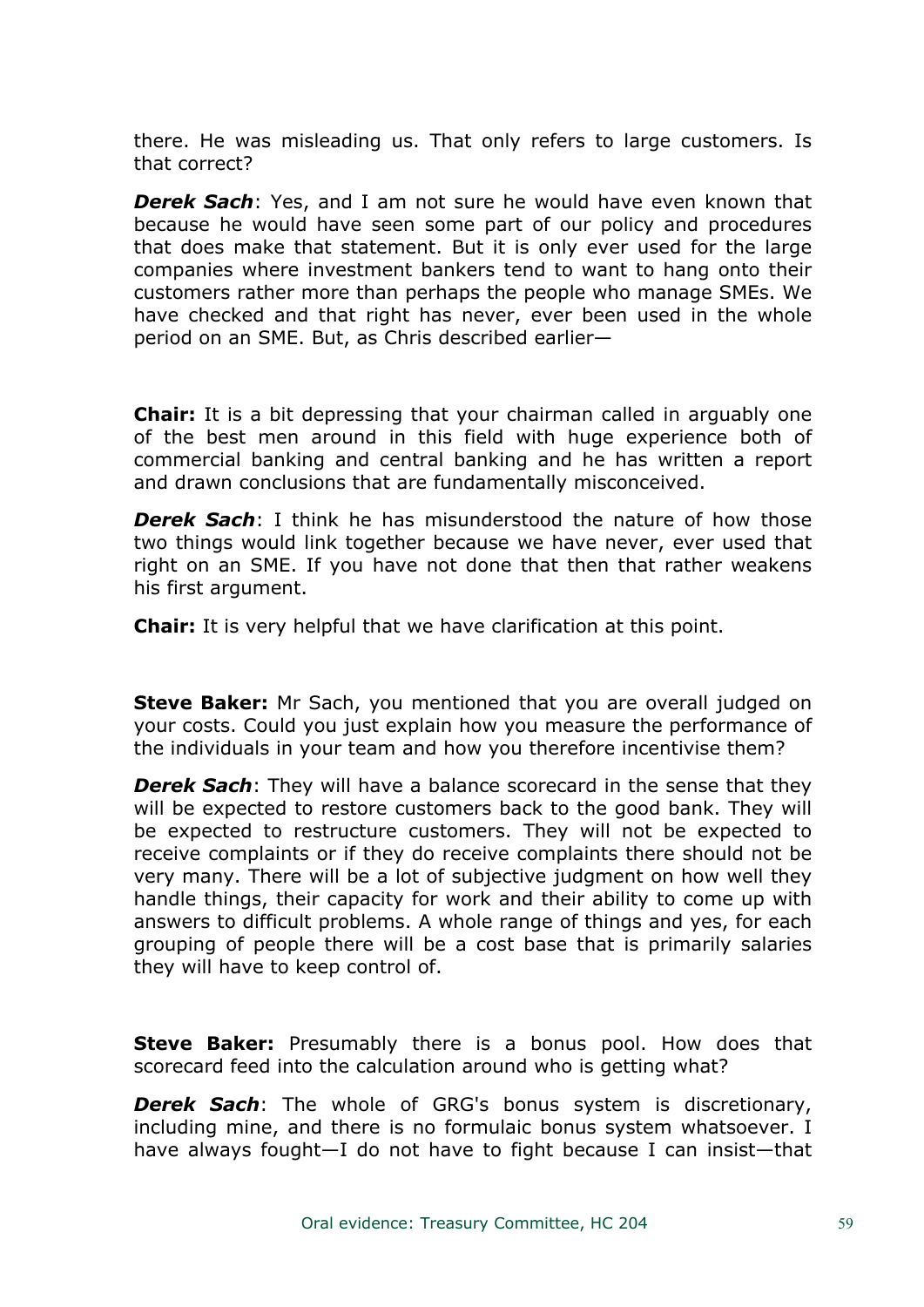there. He was misleading us. That only refers to large customers. Is that correct?

***Derek Sach***: Yes, and I am not sure he would have even known that because he would have seen some part of our policy and procedures that does make that statement. But it is only ever used for the large companies where investment bankers tend to want to hang onto their customers rather more than perhaps the people who manage SMEs. We have checked and that right has never, ever been used in the whole period on an SME. But, as Chris described earlier—

**Chair:** It is a bit depressing that your chairman called in arguably one of the best men around in this field with huge experience both of commercial banking and central banking and he has written a report and drawn conclusions that are fundamentally misconceived.

***Derek Sach***: I think he has misunderstood the nature of how those two things would link together because we have never, ever used that right on an SME. If you have not done that then that rather weakens his first argument.

**Chair:** It is very helpful that we have clarification at this point.

**Steve Baker:** Mr Sach, you mentioned that you are overall judged on your costs. Could you just explain how you measure the performance of the individuals in your team and how you therefore incentivise them?

***Derek Sach***: They will have a balance scorecard in the sense that they will be expected to restore customers back to the good bank. They will be expected to restructure customers. They will not be expected to receive complaints or if they do receive complaints there should not be very many. There will be a lot of subjective judgment on how well they handle things, their capacity for work and their ability to come up with answers to difficult problems. A whole range of things and yes, for each grouping of people there will be a cost base that is primarily salaries they will have to keep control of.

**Steve Baker:** Presumably there is a bonus pool. How does that scorecard feed into the calculation around who is getting what?

***Derek Sach***: The whole of GRG's bonus system is discretionary, including mine, and there is no formulaic bonus system whatsoever. I have always fought—I do not have to fight because I can insist—that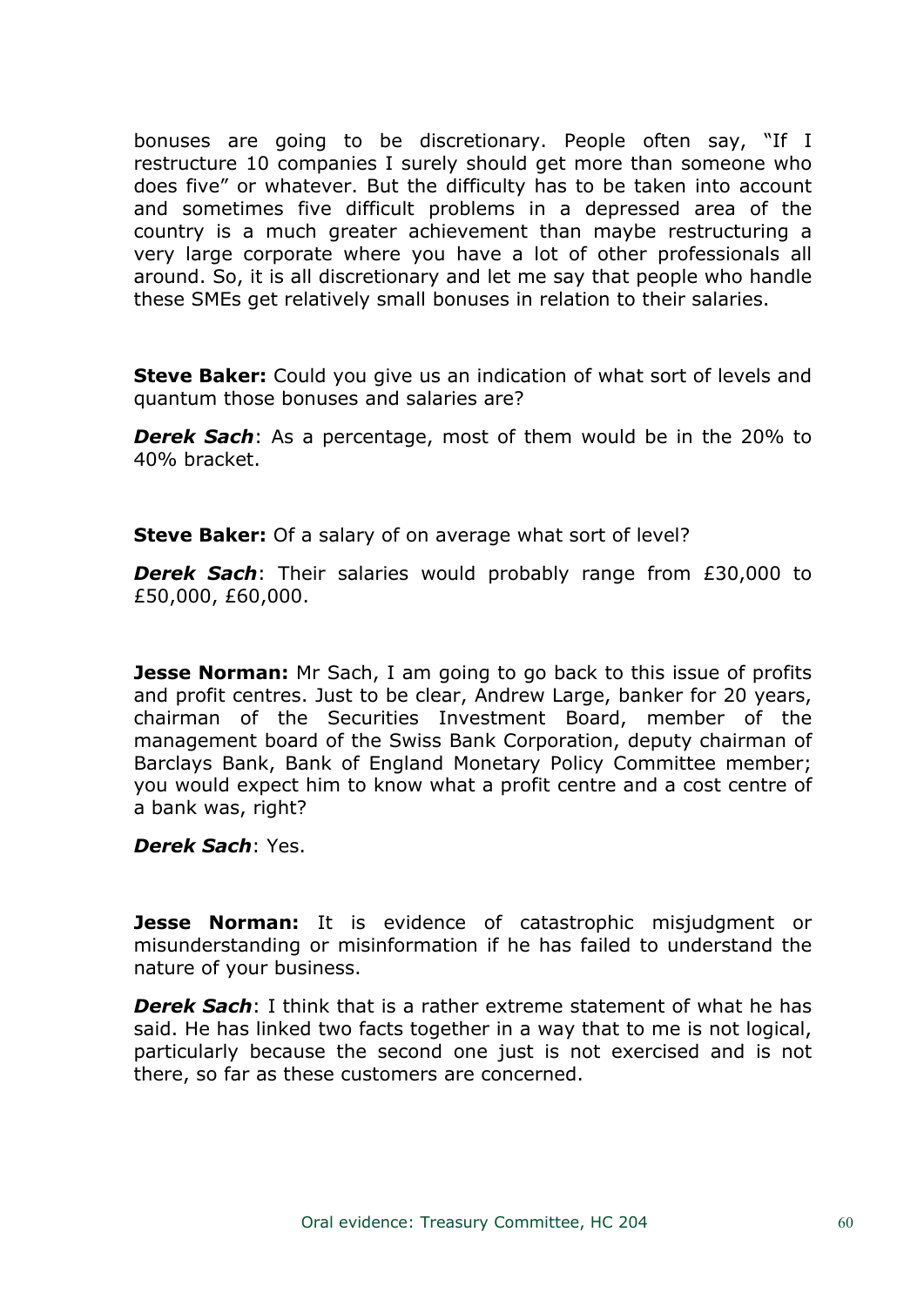bonuses are going to be discretionary. People often say, "If I restructure 10 companies I surely should get more than someone who does five" or whatever. But the difficulty has to be taken into account and sometimes five difficult problems in a depressed area of the country is a much greater achievement than maybe restructuring a very large corporate where you have a lot of other professionals all around. So, it is all discretionary and let me say that people who handle these SMEs get relatively small bonuses in relation to their salaries.

**Steve Baker:** Could you give us an indication of what sort of levels and quantum those bonuses and salaries are?

***Derek Sach***: As a percentage, most of them would be in the 20% to 40% bracket.

**Steve Baker:** Of a salary of on average what sort of level?

***Derek Sach***: Their salaries would probably range from £30,000 to £50,000, £60,000.

**Jesse Norman:** Mr Sach, I am going to go back to this issue of profits and profit centres. Just to be clear, Andrew Large, banker for 20 years, chairman of the Securities Investment Board, member of the management board of the Swiss Bank Corporation, deputy chairman of Barclays Bank, Bank of England Monetary Policy Committee member; you would expect him to know what a profit centre and a cost centre of a bank was, right?

***Derek Sach***: Yes.

**Jesse Norman:** It is evidence of catastrophic misjudgment or misunderstanding or misinformation if he has failed to understand the nature of your business.

***Derek Sach***: I think that is a rather extreme statement of what he has said. He has linked two facts together in a way that to me is not logical, particularly because the second one just is not exercised and is not there, so far as these customers are concerned.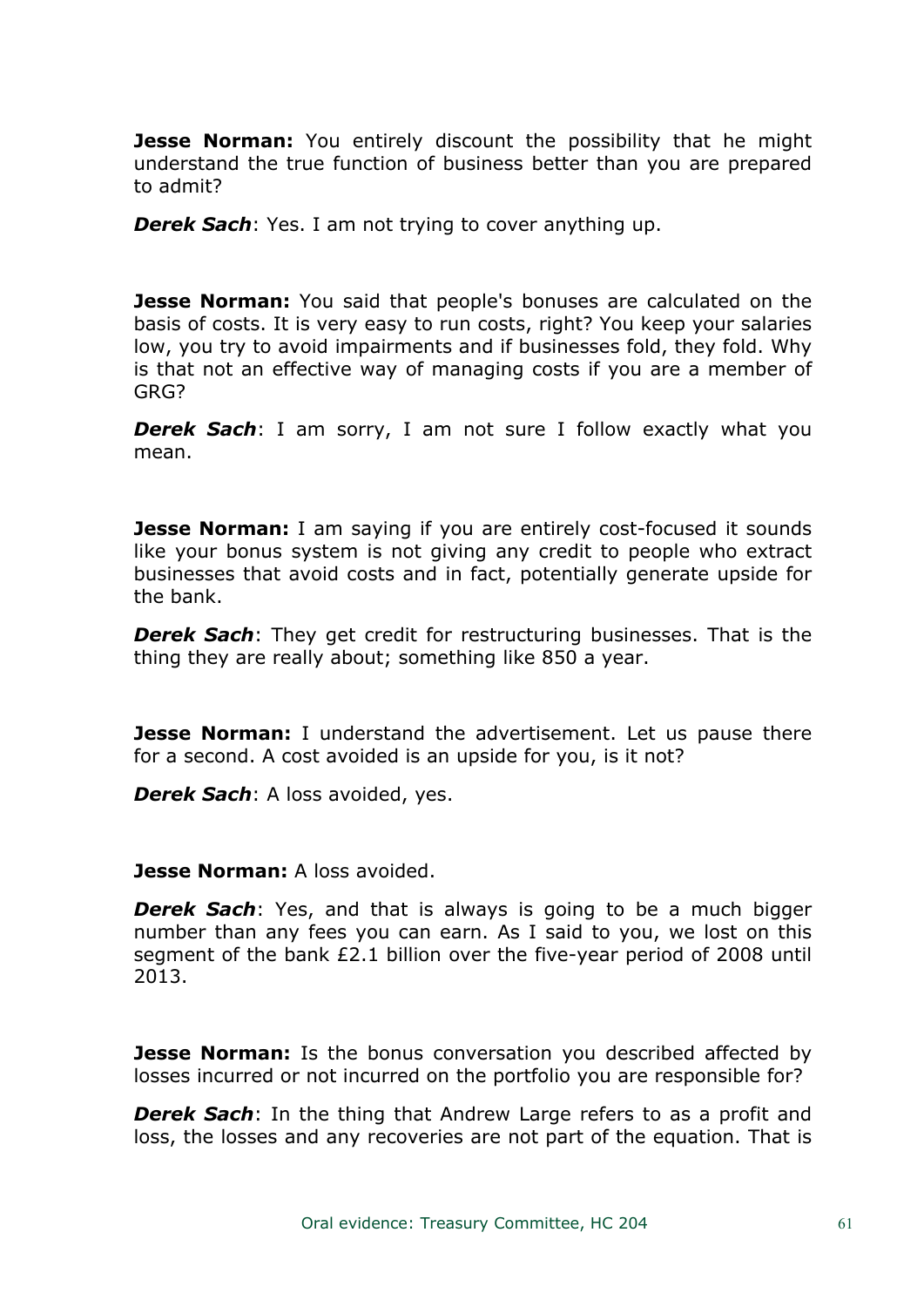**Jesse Norman:** You entirely discount the possibility that he might understand the true function of business better than you are prepared to admit?

***Derek Sach***: Yes. I am not trying to cover anything up.

**Jesse Norman:** You said that people's bonuses are calculated on the basis of costs. It is very easy to run costs, right? You keep your salaries low, you try to avoid impairments and if businesses fold, they fold. Why is that not an effective way of managing costs if you are a member of GRG?

***Derek Sach***: I am sorry, I am not sure I follow exactly what you mean.

**Jesse Norman:** I am saying if you are entirely cost-focused it sounds like your bonus system is not giving any credit to people who extract businesses that avoid costs and in fact, potentially generate upside for the bank.

***Derek Sach***: They get credit for restructuring businesses. That is the thing they are really about; something like 850 a year.

**Jesse Norman:** I understand the advertisement. Let us pause there for a second. A cost avoided is an upside for you, is it not?

***Derek Sach***: A loss avoided, yes.

**Jesse Norman:** A loss avoided.

***Derek Sach***: Yes, and that is always is going to be a much bigger number than any fees you can earn. As I said to you, we lost on this segment of the bank £2.1 billion over the five-year period of 2008 until 2013.

**Jesse Norman:** Is the bonus conversation you described affected by losses incurred or not incurred on the portfolio you are responsible for?

***Derek Sach***: In the thing that Andrew Large refers to as a profit and loss, the losses and any recoveries are not part of the equation. That is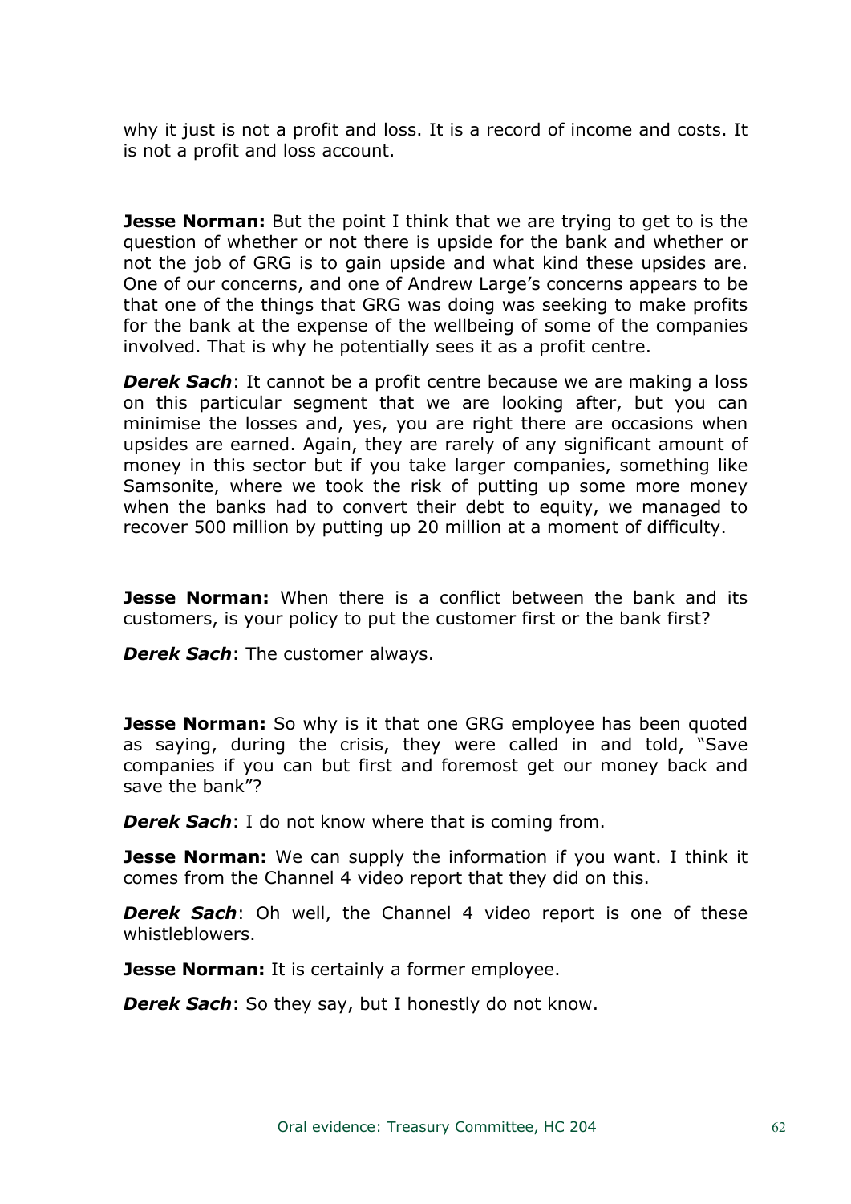why it just is not a profit and loss. It is a record of income and costs. It is not a profit and loss account.

**Jesse Norman:** But the point I think that we are trying to get to is the question of whether or not there is upside for the bank and whether or not the job of GRG is to gain upside and what kind these upsides are. One of our concerns, and one of Andrew Large's concerns appears to be that one of the things that GRG was doing was seeking to make profits for the bank at the expense of the wellbeing of some of the companies involved. That is why he potentially sees it as a profit centre.

***Derek Sach***: It cannot be a profit centre because we are making a loss on this particular segment that we are looking after, but you can minimise the losses and, yes, you are right there are occasions when upsides are earned. Again, they are rarely of any significant amount of money in this sector but if you take larger companies, something like Samsonite, where we took the risk of putting up some more money when the banks had to convert their debt to equity, we managed to recover 500 million by putting up 20 million at a moment of difficulty.

**Jesse Norman:** When there is a conflict between the bank and its customers, is your policy to put the customer first or the bank first?

***Derek Sach***: The customer always.

**Jesse Norman:** So why is it that one GRG employee has been quoted as saying, during the crisis, they were called in and told, "Save companies if you can but first and foremost get our money back and save the bank"?

***Derek Sach***: I do not know where that is coming from.

**Jesse Norman:** We can supply the information if you want. I think it comes from the Channel 4 video report that they did on this.

***Derek Sach***: Oh well, the Channel 4 video report is one of these whistleblowers.

**Jesse Norman:** It is certainly a former employee.

***Derek Sach***: So they say, but I honestly do not know.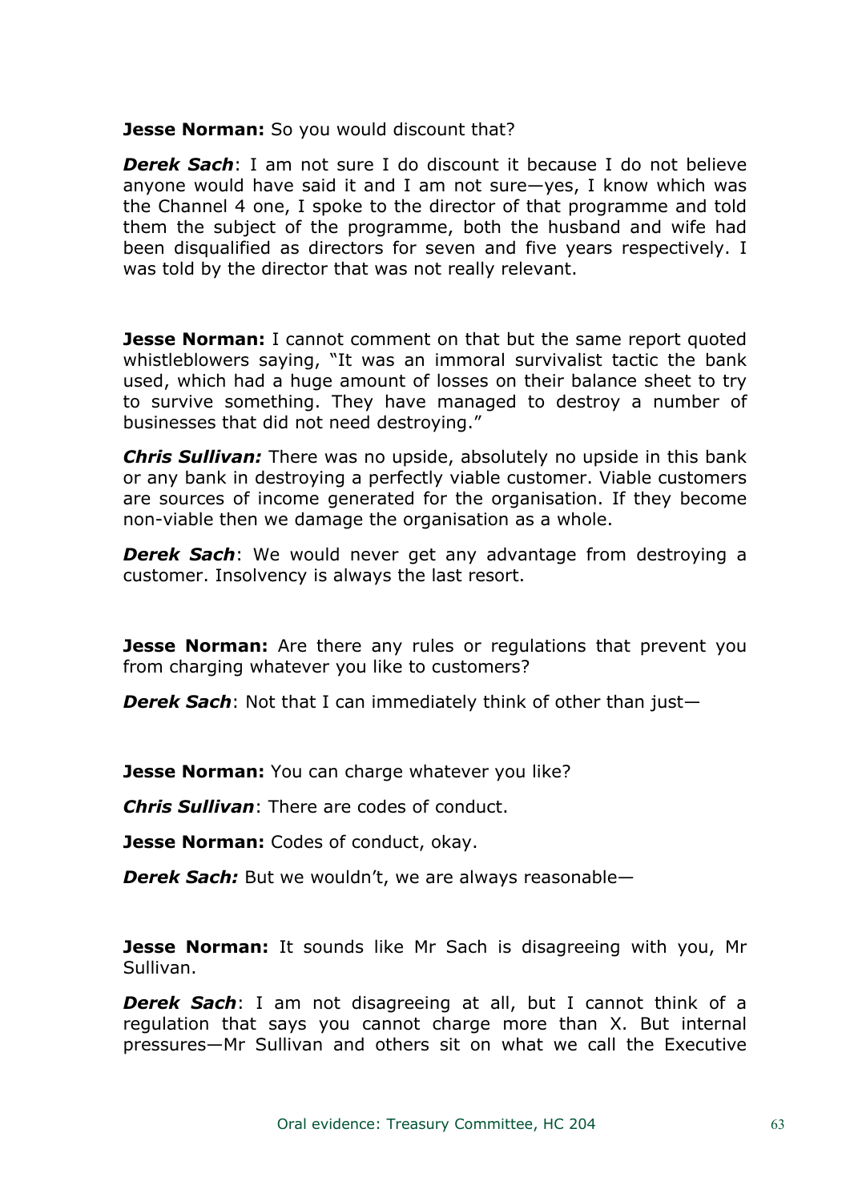**Jesse Norman:** So you would discount that?

***Derek Sach***: I am not sure I do discount it because I do not believe anyone would have said it and I am not sure—yes, I know which was the Channel 4 one, I spoke to the director of that programme and told them the subject of the programme, both the husband and wife had been disqualified as directors for seven and five years respectively. I was told by the director that was not really relevant.

**Jesse Norman:** I cannot comment on that but the same report quoted whistleblowers saying, "It was an immoral survivalist tactic the bank used, which had a huge amount of losses on their balance sheet to try to survive something. They have managed to destroy a number of businesses that did not need destroying."

***Chris Sullivan:*** There was no upside, absolutely no upside in this bank or any bank in destroying a perfectly viable customer. Viable customers are sources of income generated for the organisation. If they become non-viable then we damage the organisation as a whole.

***Derek Sach***: We would never get any advantage from destroying a customer. Insolvency is always the last resort.

**Jesse Norman:** Are there any rules or regulations that prevent you from charging whatever you like to customers?

***Derek Sach***: Not that I can immediately think of other than just—

**Jesse Norman:** You can charge whatever you like?

***Chris Sullivan***: There are codes of conduct.

**Jesse Norman:** Codes of conduct, okay.

***Derek Sach:*** But we wouldn't, we are always reasonable—

**Jesse Norman:** It sounds like Mr Sach is disagreeing with you, Mr Sullivan.

***Derek Sach***: I am not disagreeing at all, but I cannot think of a regulation that says you cannot charge more than X. But internal pressures—Mr Sullivan and others sit on what we call the Executive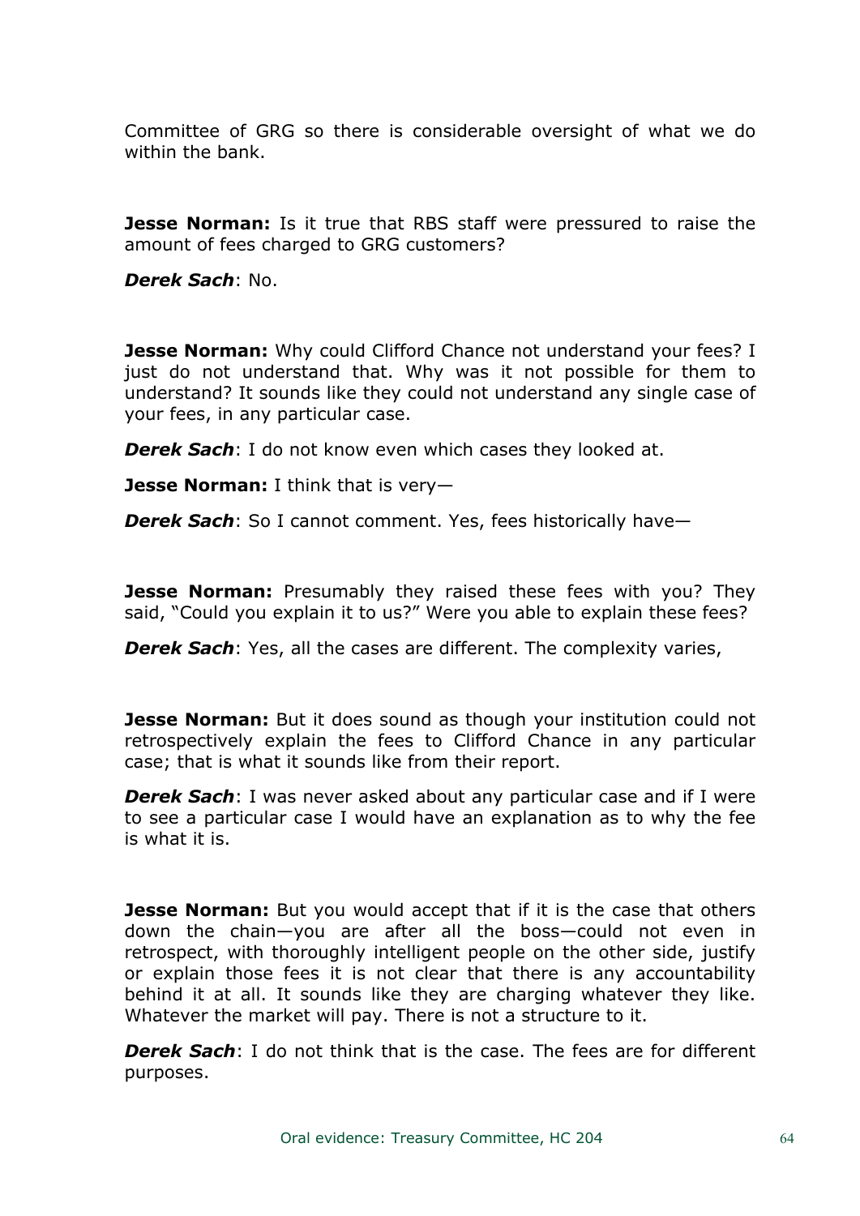Committee of GRG so there is considerable oversight of what we do within the bank.

**Jesse Norman:** Is it true that RBS staff were pressured to raise the amount of fees charged to GRG customers?

***Derek Sach***: No.

**Jesse Norman:** Why could Clifford Chance not understand your fees? I just do not understand that. Why was it not possible for them to understand? It sounds like they could not understand any single case of your fees, in any particular case.

***Derek Sach***: I do not know even which cases they looked at.

**Jesse Norman:** I think that is very—

***Derek Sach***: So I cannot comment. Yes, fees historically have—

**Jesse Norman:** Presumably they raised these fees with you? They said, "Could you explain it to us?" Were you able to explain these fees?

***Derek Sach***: Yes, all the cases are different. The complexity varies,

**Jesse Norman:** But it does sound as though your institution could not retrospectively explain the fees to Clifford Chance in any particular case; that is what it sounds like from their report.

***Derek Sach***: I was never asked about any particular case and if I were to see a particular case I would have an explanation as to why the fee is what it is.

**Jesse Norman:** But you would accept that if it is the case that others down the chain—you are after all the boss—could not even in retrospect, with thoroughly intelligent people on the other side, justify or explain those fees it is not clear that there is any accountability behind it at all. It sounds like they are charging whatever they like. Whatever the market will pay. There is not a structure to it.

***Derek Sach***: I do not think that is the case. The fees are for different purposes.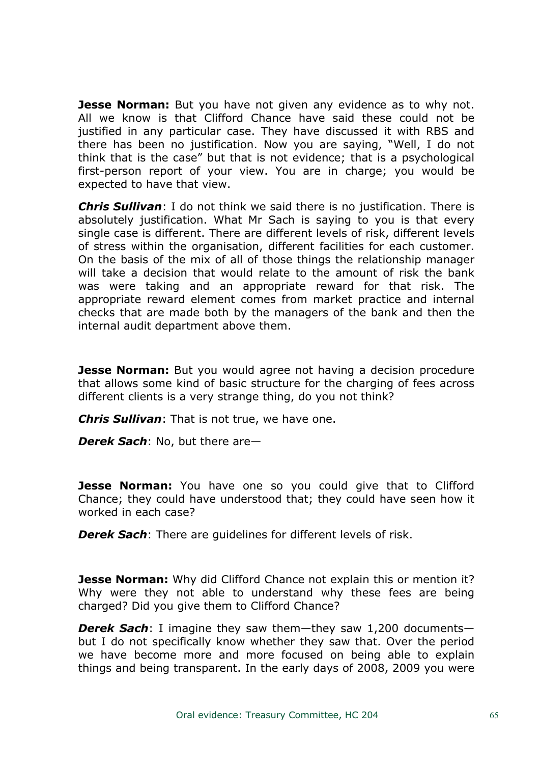**Jesse Norman:** But you have not given any evidence as to why not. All we know is that Clifford Chance have said these could not be justified in any particular case. They have discussed it with RBS and there has been no justification. Now you are saying, "Well, I do not think that is the case" but that is not evidence; that is a psychological first-person report of your view. You are in charge; you would be expected to have that view.

***Chris Sullivan***: I do not think we said there is no justification. There is absolutely justification. What Mr Sach is saying to you is that every single case is different. There are different levels of risk, different levels of stress within the organisation, different facilities for each customer. On the basis of the mix of all of those things the relationship manager will take a decision that would relate to the amount of risk the bank was were taking and an appropriate reward for that risk. The appropriate reward element comes from market practice and internal checks that are made both by the managers of the bank and then the internal audit department above them.

**Jesse Norman:** But you would agree not having a decision procedure that allows some kind of basic structure for the charging of fees across different clients is a very strange thing, do you not think?

***Chris Sullivan***: That is not true, we have one.

***Derek Sach***: No, but there are—

**Jesse Norman:** You have one so you could give that to Clifford Chance; they could have understood that; they could have seen how it worked in each case?

***Derek Sach***: There are guidelines for different levels of risk.

**Jesse Norman:** Why did Clifford Chance not explain this or mention it? Why were they not able to understand why these fees are being charged? Did you give them to Clifford Chance?

***Derek Sach***: I imagine they saw them—they saw 1,200 documents—but I do not specifically know whether they saw that. Over the period we have become more and more focused on being able to explain things and being transparent. In the early days of 2008, 2009 you were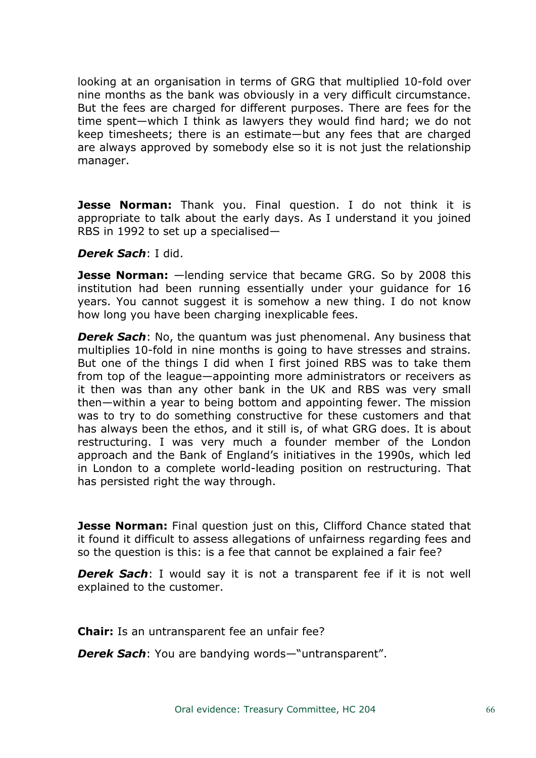looking at an organisation in terms of GRG that multiplied 10-fold over nine months as the bank was obviously in a very difficult circumstance. But the fees are charged for different purposes. There are fees for the time spent—which I think as lawyers they would find hard; we do not keep timesheets; there is an estimate—but any fees that are charged are always approved by somebody else so it is not just the relationship manager.

**Jesse Norman:** Thank you. Final question. I do not think it is appropriate to talk about the early days. As I understand it you joined RBS in 1992 to set up a specialised—

***Derek Sach***: I did.

**Jesse Norman:** —lending service that became GRG. So by 2008 this institution had been running essentially under your guidance for 16 years. You cannot suggest it is somehow a new thing. I do not know how long you have been charging inexplicable fees.

***Derek Sach***: No, the quantum was just phenomenal. Any business that multiplies 10-fold in nine months is going to have stresses and strains. But one of the things I did when I first joined RBS was to take them from top of the league—appointing more administrators or receivers as it then was than any other bank in the UK and RBS was very small then—within a year to being bottom and appointing fewer. The mission was to try to do something constructive for these customers and that has always been the ethos, and it still is, of what GRG does. It is about restructuring. I was very much a founder member of the London approach and the Bank of England's initiatives in the 1990s, which led in London to a complete world-leading position on restructuring. That has persisted right the way through.

**Jesse Norman:** Final question just on this, Clifford Chance stated that it found it difficult to assess allegations of unfairness regarding fees and so the question is this: is a fee that cannot be explained a fair fee?

***Derek Sach***: I would say it is not a transparent fee if it is not well explained to the customer.

**Chair:** Is an untransparent fee an unfair fee?

***Derek Sach***: You are bandying words—"untransparent".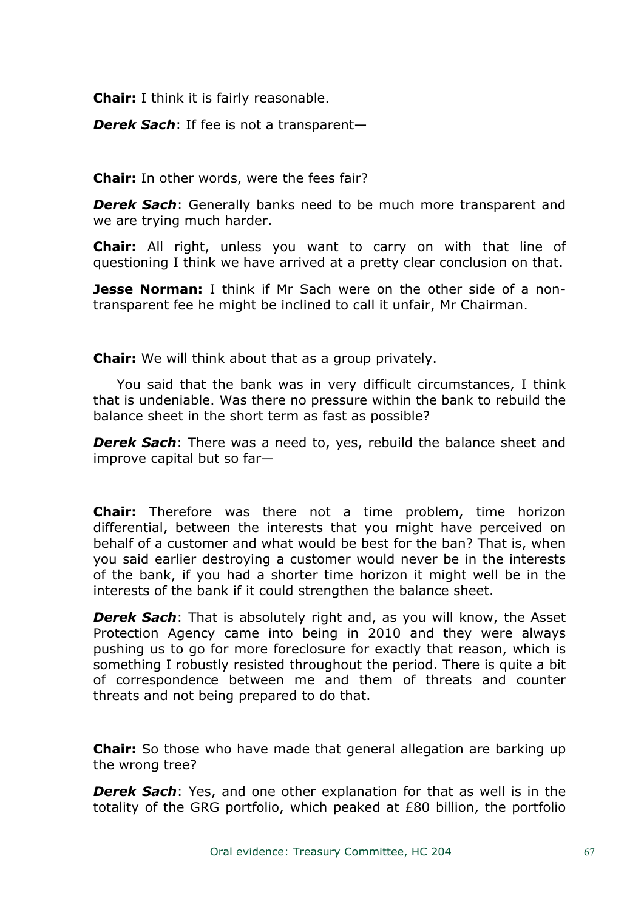**Chair:** I think it is fairly reasonable.

***Derek Sach***: If fee is not a transparent—

**Chair:** In other words, were the fees fair?

***Derek Sach***: Generally banks need to be much more transparent and we are trying much harder.

**Chair:** All right, unless you want to carry on with that line of questioning I think we have arrived at a pretty clear conclusion on that.

**Jesse Norman:** I think if Mr Sach were on the other side of a non-transparent fee he might be inclined to call it unfair, Mr Chairman.

**Chair:** We will think about that as a group privately.

You said that the bank was in very difficult circumstances, I think that is undeniable. Was there no pressure within the bank to rebuild the balance sheet in the short term as fast as possible?

***Derek Sach***: There was a need to, yes, rebuild the balance sheet and improve capital but so far—

**Chair:** Therefore was there not a time problem, time horizon differential, between the interests that you might have perceived on behalf of a customer and what would be best for the ban? That is, when you said earlier destroying a customer would never be in the interests of the bank, if you had a shorter time horizon it might well be in the interests of the bank if it could strengthen the balance sheet.

***Derek Sach***: That is absolutely right and, as you will know, the Asset Protection Agency came into being in 2010 and they were always pushing us to go for more foreclosure for exactly that reason, which is something I robustly resisted throughout the period. There is quite a bit of correspondence between me and them of threats and counter threats and not being prepared to do that.

**Chair:** So those who have made that general allegation are barking up the wrong tree?

***Derek Sach***: Yes, and one other explanation for that as well is in the totality of the GRG portfolio, which peaked at £80 billion, the portfolio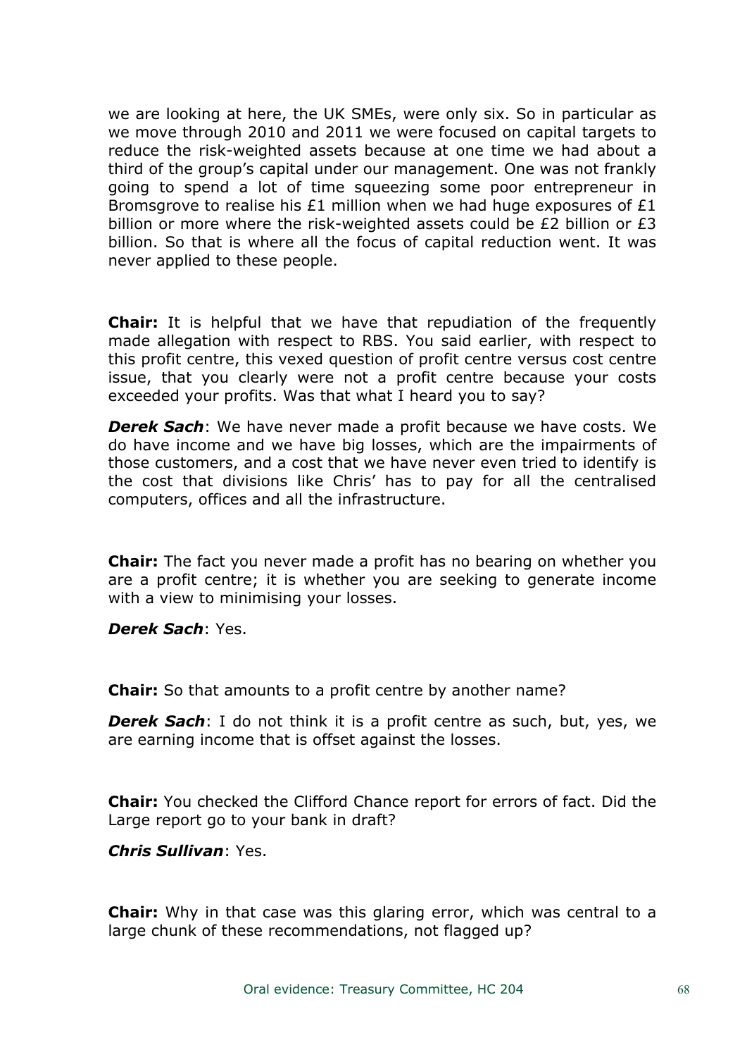we are looking at here, the UK SMEs, were only six. So in particular as we move through 2010 and 2011 we were focused on capital targets to reduce the risk-weighted assets because at one time we had about a third of the group's capital under our management. One was not frankly going to spend a lot of time squeezing some poor entrepreneur in Bromsgrove to realise his £1 million when we had huge exposures of £1 billion or more where the risk-weighted assets could be £2 billion or £3 billion. So that is where all the focus of capital reduction went. It was never applied to these people.

**Chair:** It is helpful that we have that repudiation of the frequently made allegation with respect to RBS. You said earlier, with respect to this profit centre, this vexed question of profit centre versus cost centre issue, that you clearly were not a profit centre because your costs exceeded your profits. Was that what I heard you to say?

***Derek Sach***: We have never made a profit because we have costs. We do have income and we have big losses, which are the impairments of those customers, and a cost that we have never even tried to identify is the cost that divisions like Chris' has to pay for all the centralised computers, offices and all the infrastructure.

**Chair:** The fact you never made a profit has no bearing on whether you are a profit centre; it is whether you are seeking to generate income with a view to minimising your losses.

***Derek Sach***: Yes.

**Chair:** So that amounts to a profit centre by another name?

***Derek Sach***: I do not think it is a profit centre as such, but, yes, we are earning income that is offset against the losses.

**Chair:** You checked the Clifford Chance report for errors of fact. Did the Large report go to your bank in draft?

***Chris Sullivan***: Yes.

**Chair:** Why in that case was this glaring error, which was central to a large chunk of these recommendations, not flagged up?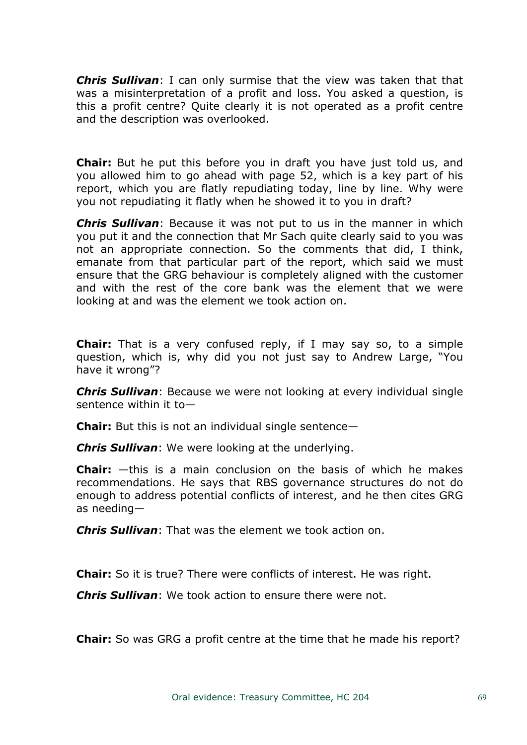***Chris Sullivan***: I can only surmise that the view was taken that that was a misinterpretation of a profit and loss. You asked a question, is this a profit centre? Quite clearly it is not operated as a profit centre and the description was overlooked.

**Chair:** But he put this before you in draft you have just told us, and you allowed him to go ahead with page 52, which is a key part of his report, which you are flatly repudiating today, line by line. Why were you not repudiating it flatly when he showed it to you in draft?

***Chris Sullivan***: Because it was not put to us in the manner in which you put it and the connection that Mr Sach quite clearly said to you was not an appropriate connection. So the comments that did, I think, emanate from that particular part of the report, which said we must ensure that the GRG behaviour is completely aligned with the customer and with the rest of the core bank was the element that we were looking at and was the element we took action on.

**Chair:** That is a very confused reply, if I may say so, to a simple question, which is, why did you not just say to Andrew Large, "You have it wrong"?

***Chris Sullivan***: Because we were not looking at every individual single sentence within it to—

**Chair:** But this is not an individual single sentence—

***Chris Sullivan***: We were looking at the underlying.

**Chair:** —this is a main conclusion on the basis of which he makes recommendations. He says that RBS governance structures do not do enough to address potential conflicts of interest, and he then cites GRG as needing—

***Chris Sullivan***: That was the element we took action on.

**Chair:** So it is true? There were conflicts of interest. He was right.

***Chris Sullivan***: We took action to ensure there were not.

**Chair:** So was GRG a profit centre at the time that he made his report?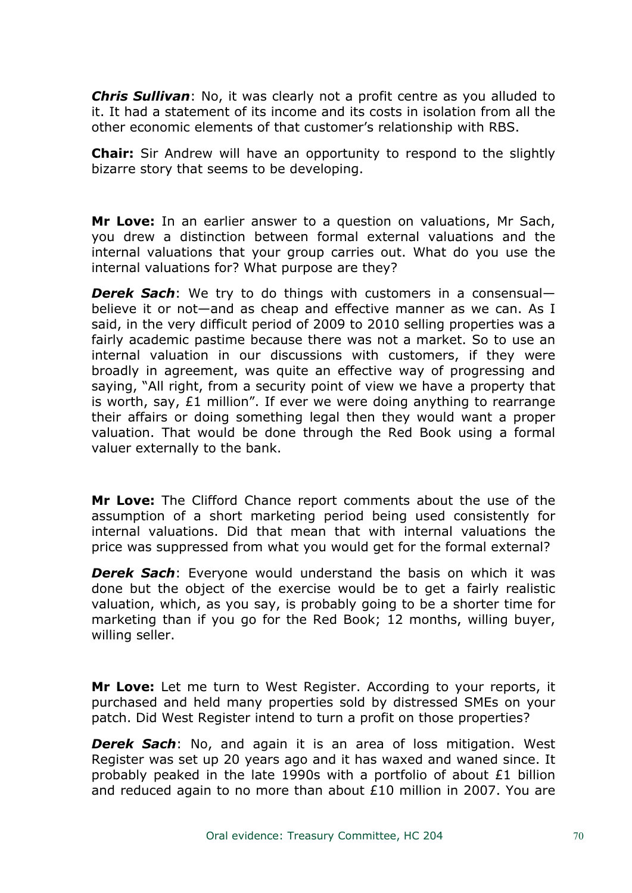***Chris Sullivan***: No, it was clearly not a profit centre as you alluded to it. It had a statement of its income and its costs in isolation from all the other economic elements of that customer's relationship with RBS.

**Chair:** Sir Andrew will have an opportunity to respond to the slightly bizarre story that seems to be developing.

**Mr Love:** In an earlier answer to a question on valuations, Mr Sach, you drew a distinction between formal external valuations and the internal valuations that your group carries out. What do you use the internal valuations for? What purpose are they?

***Derek Sach***: We try to do things with customers in a consensual—believe it or not—and as cheap and effective manner as we can. As I said, in the very difficult period of 2009 to 2010 selling properties was a fairly academic pastime because there was not a market. So to use an internal valuation in our discussions with customers, if they were broadly in agreement, was quite an effective way of progressing and saying, "All right, from a security point of view we have a property that is worth, say, £1 million". If ever we were doing anything to rearrange their affairs or doing something legal then they would want a proper valuation. That would be done through the Red Book using a formal valuer externally to the bank.

**Mr Love:** The Clifford Chance report comments about the use of the assumption of a short marketing period being used consistently for internal valuations. Did that mean that with internal valuations the price was suppressed from what you would get for the formal external?

***Derek Sach***: Everyone would understand the basis on which it was done but the object of the exercise would be to get a fairly realistic valuation, which, as you say, is probably going to be a shorter time for marketing than if you go for the Red Book; 12 months, willing buyer, willing seller.

**Mr Love:** Let me turn to West Register. According to your reports, it purchased and held many properties sold by distressed SMEs on your patch. Did West Register intend to turn a profit on those properties?

***Derek Sach***: No, and again it is an area of loss mitigation. West Register was set up 20 years ago and it has waxed and waned since. It probably peaked in the late 1990s with a portfolio of about £1 billion and reduced again to no more than about £10 million in 2007. You are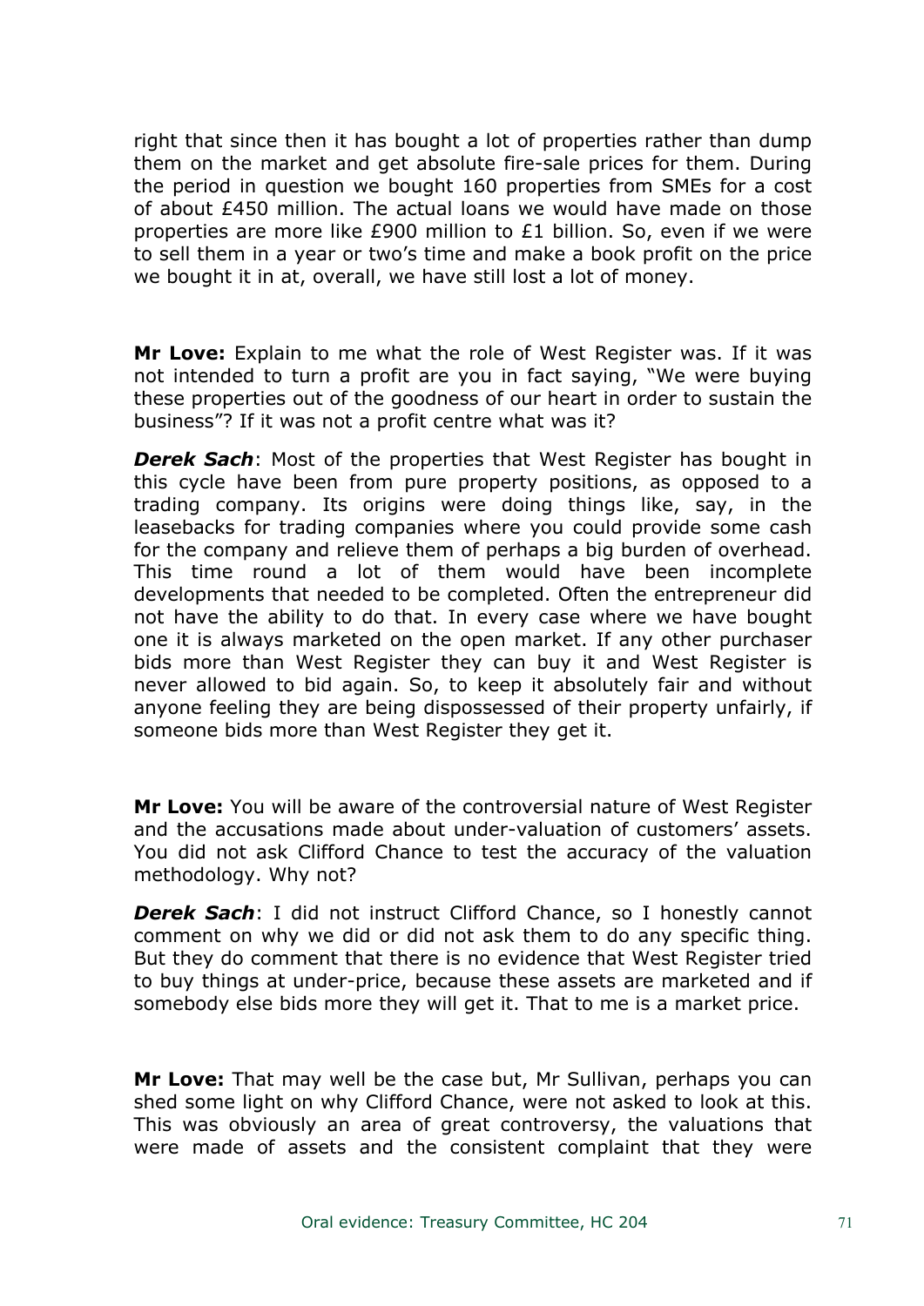right that since then it has bought a lot of properties rather than dump them on the market and get absolute fire-sale prices for them. During the period in question we bought 160 properties from SMEs for a cost of about £450 million. The actual loans we would have made on those properties are more like £900 million to £1 billion. So, even if we were to sell them in a year or two's time and make a book profit on the price we bought it in at, overall, we have still lost a lot of money.

**Mr Love:** Explain to me what the role of West Register was. If it was not intended to turn a profit are you in fact saying, "We were buying these properties out of the goodness of our heart in order to sustain the business"? If it was not a profit centre what was it?

***Derek Sach***: Most of the properties that West Register has bought in this cycle have been from pure property positions, as opposed to a trading company. Its origins were doing things like, say, in the leasebacks for trading companies where you could provide some cash for the company and relieve them of perhaps a big burden of overhead. This time round a lot of them would have been incomplete developments that needed to be completed. Often the entrepreneur did not have the ability to do that. In every case where we have bought one it is always marketed on the open market. If any other purchaser bids more than West Register they can buy it and West Register is never allowed to bid again. So, to keep it absolutely fair and without anyone feeling they are being dispossessed of their property unfairly, if someone bids more than West Register they get it.

**Mr Love:** You will be aware of the controversial nature of West Register and the accusations made about under-valuation of customers' assets. You did not ask Clifford Chance to test the accuracy of the valuation methodology. Why not?

***Derek Sach***: I did not instruct Clifford Chance, so I honestly cannot comment on why we did or did not ask them to do any specific thing. But they do comment that there is no evidence that West Register tried to buy things at under-price, because these assets are marketed and if somebody else bids more they will get it. That to me is a market price.

**Mr Love:** That may well be the case but, Mr Sullivan, perhaps you can shed some light on why Clifford Chance, were not asked to look at this. This was obviously an area of great controversy, the valuations that were made of assets and the consistent complaint that they were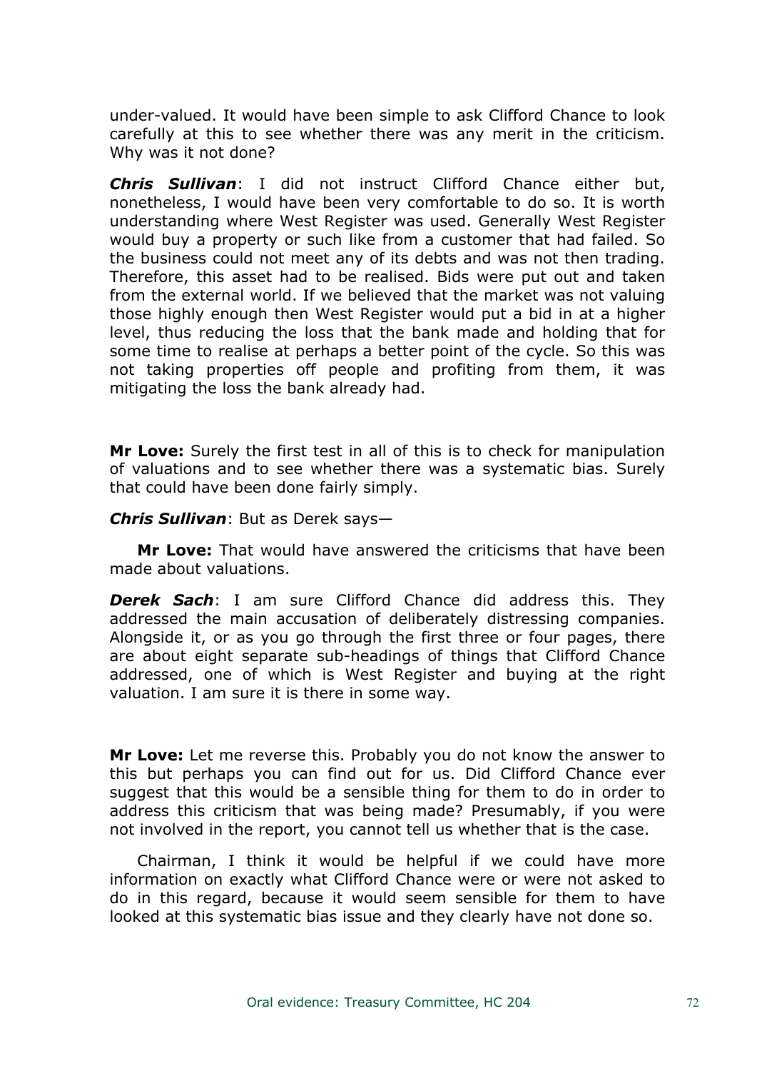under-valued. It would have been simple to ask Clifford Chance to look carefully at this to see whether there was any merit in the criticism. Why was it not done?

***Chris Sullivan***: I did not instruct Clifford Chance either but, nonetheless, I would have been very comfortable to do so. It is worth understanding where West Register was used. Generally West Register would buy a property or such like from a customer that had failed. So the business could not meet any of its debts and was not then trading. Therefore, this asset had to be realised. Bids were put out and taken from the external world. If we believed that the market was not valuing those highly enough then West Register would put a bid in at a higher level, thus reducing the loss that the bank made and holding that for some time to realise at perhaps a better point of the cycle. So this was not taking properties off people and profiting from them, it was mitigating the loss the bank already had.

**Mr Love:** Surely the first test in all of this is to check for manipulation of valuations and to see whether there was a systematic bias. Surely that could have been done fairly simply.

***Chris Sullivan***: But as Derek says—

**Mr Love:** That would have answered the criticisms that have been made about valuations.

***Derek Sach***: I am sure Clifford Chance did address this. They addressed the main accusation of deliberately distressing companies. Alongside it, or as you go through the first three or four pages, there are about eight separate sub-headings of things that Clifford Chance addressed, one of which is West Register and buying at the right valuation. I am sure it is there in some way.

**Mr Love:** Let me reverse this. Probably you do not know the answer to this but perhaps you can find out for us. Did Clifford Chance ever suggest that this would be a sensible thing for them to do in order to address this criticism that was being made? Presumably, if you were not involved in the report, you cannot tell us whether that is the case.

Chairman, I think it would be helpful if we could have more information on exactly what Clifford Chance were or were not asked to do in this regard, because it would seem sensible for them to have looked at this systematic bias issue and they clearly have not done so.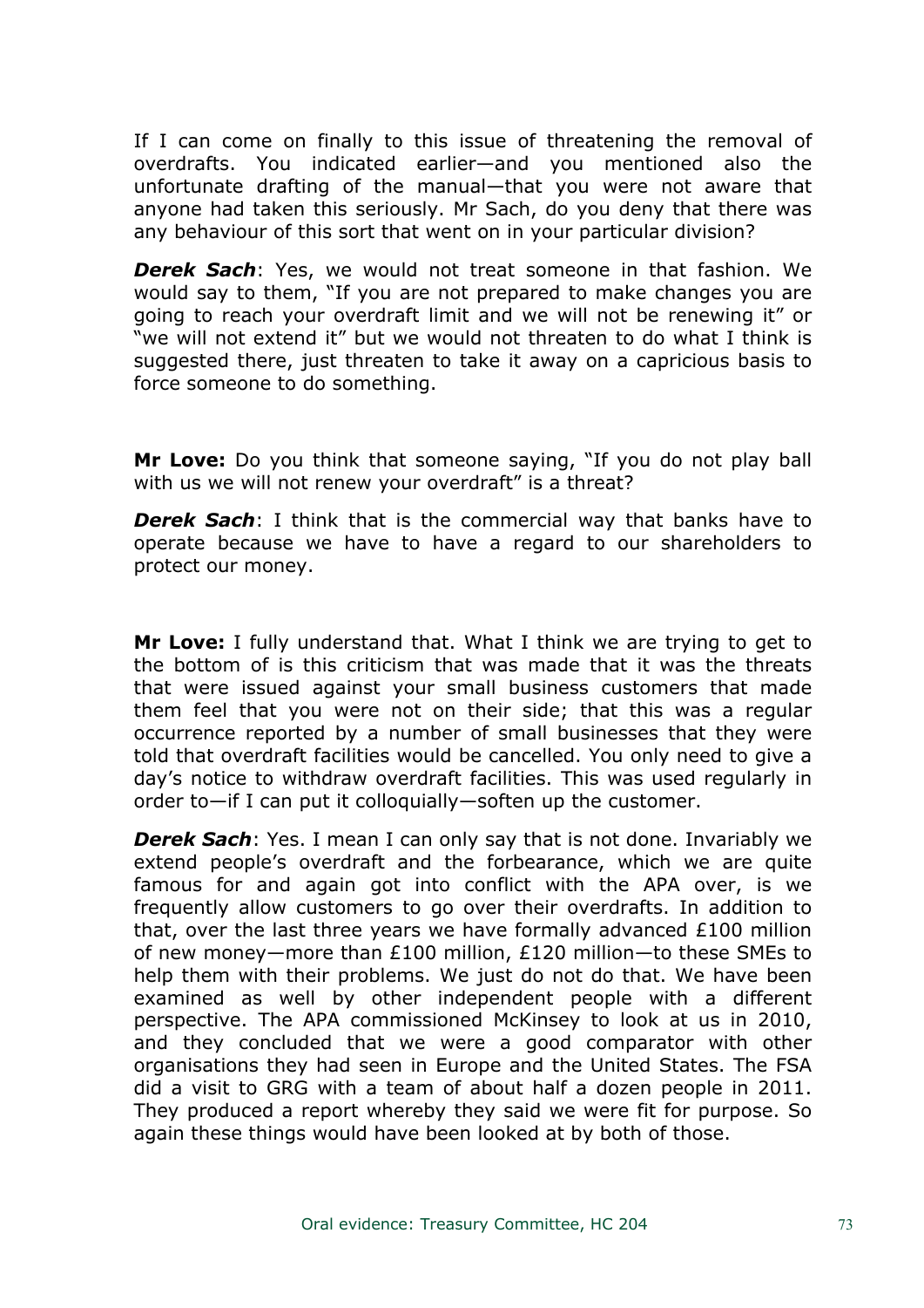If I can come on finally to this issue of threatening the removal of overdrafts. You indicated earlier—and you mentioned also the unfortunate drafting of the manual—that you were not aware that anyone had taken this seriously. Mr Sach, do you deny that there was any behaviour of this sort that went on in your particular division?

***Derek Sach***: Yes, we would not treat someone in that fashion. We would say to them, "If you are not prepared to make changes you are going to reach your overdraft limit and we will not be renewing it" or "we will not extend it" but we would not threaten to do what I think is suggested there, just threaten to take it away on a capricious basis to force someone to do something.

**Mr Love:** Do you think that someone saying, "If you do not play ball with us we will not renew your overdraft" is a threat?

***Derek Sach***: I think that is the commercial way that banks have to operate because we have to have a regard to our shareholders to protect our money.

**Mr Love:** I fully understand that. What I think we are trying to get to the bottom of is this criticism that was made that it was the threats that were issued against your small business customers that made them feel that you were not on their side; that this was a regular occurrence reported by a number of small businesses that they were told that overdraft facilities would be cancelled. You only need to give a day's notice to withdraw overdraft facilities. This was used regularly in order to—if I can put it colloquially—soften up the customer.

***Derek Sach***: Yes. I mean I can only say that is not done. Invariably we extend people's overdraft and the forbearance, which we are quite famous for and again got into conflict with the APA over, is we frequently allow customers to go over their overdrafts. In addition to that, over the last three years we have formally advanced £100 million of new money—more than £100 million, £120 million—to these SMEs to help them with their problems. We just do not do that. We have been examined as well by other independent people with a different perspective. The APA commissioned McKinsey to look at us in 2010, and they concluded that we were a good comparator with other organisations they had seen in Europe and the United States. The FSA did a visit to GRG with a team of about half a dozen people in 2011. They produced a report whereby they said we were fit for purpose. So again these things would have been looked at by both of those.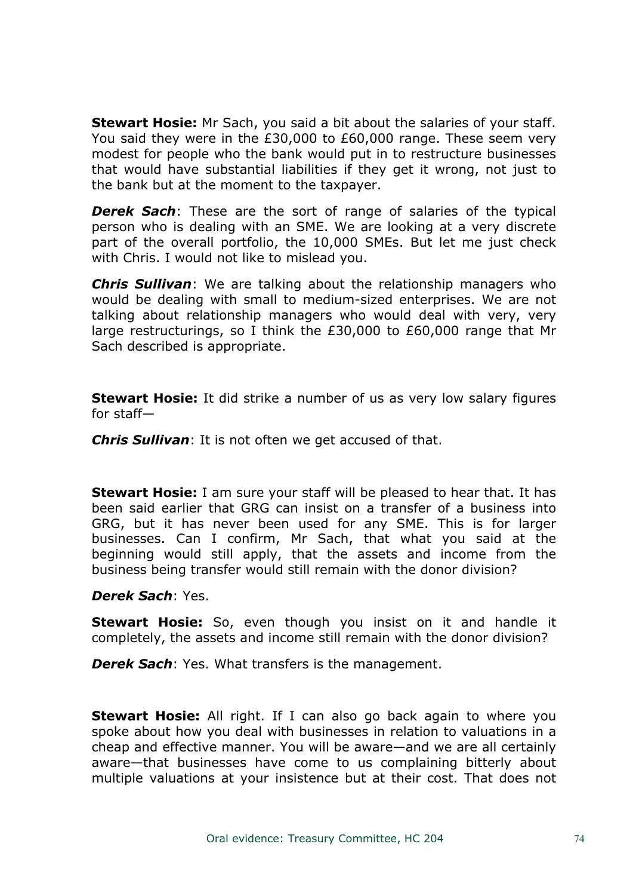**Stewart Hosie:** Mr Sach, you said a bit about the salaries of your staff. You said they were in the £30,000 to £60,000 range. These seem very modest for people who the bank would put in to restructure businesses that would have substantial liabilities if they get it wrong, not just to the bank but at the moment to the taxpayer.

***Derek Sach***: These are the sort of range of salaries of the typical person who is dealing with an SME. We are looking at a very discrete part of the overall portfolio, the 10,000 SMEs. But let me just check with Chris. I would not like to mislead you.

***Chris Sullivan***: We are talking about the relationship managers who would be dealing with small to medium-sized enterprises. We are not talking about relationship managers who would deal with very, very large restructurings, so I think the £30,000 to £60,000 range that Mr Sach described is appropriate.

**Stewart Hosie:** It did strike a number of us as very low salary figures for staff—

***Chris Sullivan***: It is not often we get accused of that.

**Stewart Hosie:** I am sure your staff will be pleased to hear that. It has been said earlier that GRG can insist on a transfer of a business into GRG, but it has never been used for any SME. This is for larger businesses. Can I confirm, Mr Sach, that what you said at the beginning would still apply, that the assets and income from the business being transfer would still remain with the donor division?

***Derek Sach***: Yes.

**Stewart Hosie:** So, even though you insist on it and handle it completely, the assets and income still remain with the donor division?

***Derek Sach***: Yes. What transfers is the management.

**Stewart Hosie:** All right. If I can also go back again to where you spoke about how you deal with businesses in relation to valuations in a cheap and effective manner. You will be aware—and we are all certainly aware—that businesses have come to us complaining bitterly about multiple valuations at your insistence but at their cost. That does not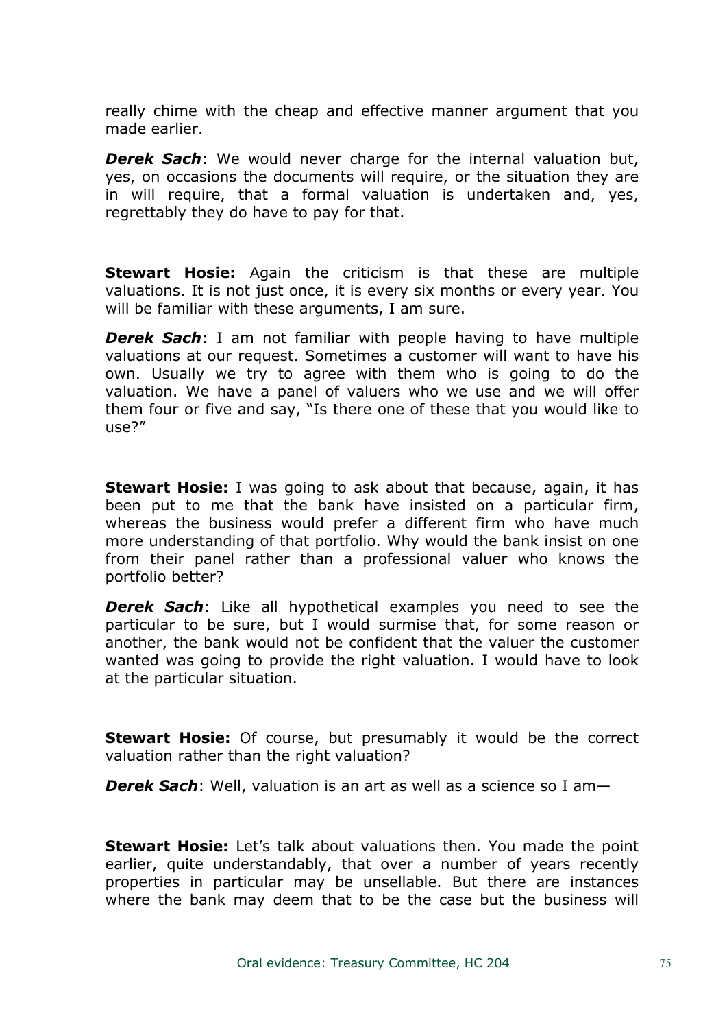really chime with the cheap and effective manner argument that you made earlier.

***Derek Sach***: We would never charge for the internal valuation but, yes, on occasions the documents will require, or the situation they are in will require, that a formal valuation is undertaken and, yes, regrettably they do have to pay for that.

**Stewart Hosie:** Again the criticism is that these are multiple valuations. It is not just once, it is every six months or every year. You will be familiar with these arguments, I am sure.

***Derek Sach***: I am not familiar with people having to have multiple valuations at our request. Sometimes a customer will want to have his own. Usually we try to agree with them who is going to do the valuation. We have a panel of valuers who we use and we will offer them four or five and say, "Is there one of these that you would like to use?"

**Stewart Hosie:** I was going to ask about that because, again, it has been put to me that the bank have insisted on a particular firm, whereas the business would prefer a different firm who have much more understanding of that portfolio. Why would the bank insist on one from their panel rather than a professional valuer who knows the portfolio better?

***Derek Sach***: Like all hypothetical examples you need to see the particular to be sure, but I would surmise that, for some reason or another, the bank would not be confident that the valuer the customer wanted was going to provide the right valuation. I would have to look at the particular situation.

**Stewart Hosie:** Of course, but presumably it would be the correct valuation rather than the right valuation?

***Derek Sach***: Well, valuation is an art as well as a science so I am—

**Stewart Hosie:** Let's talk about valuations then. You made the point earlier, quite understandably, that over a number of years recently properties in particular may be unsellable. But there are instances where the bank may deem that to be the case but the business will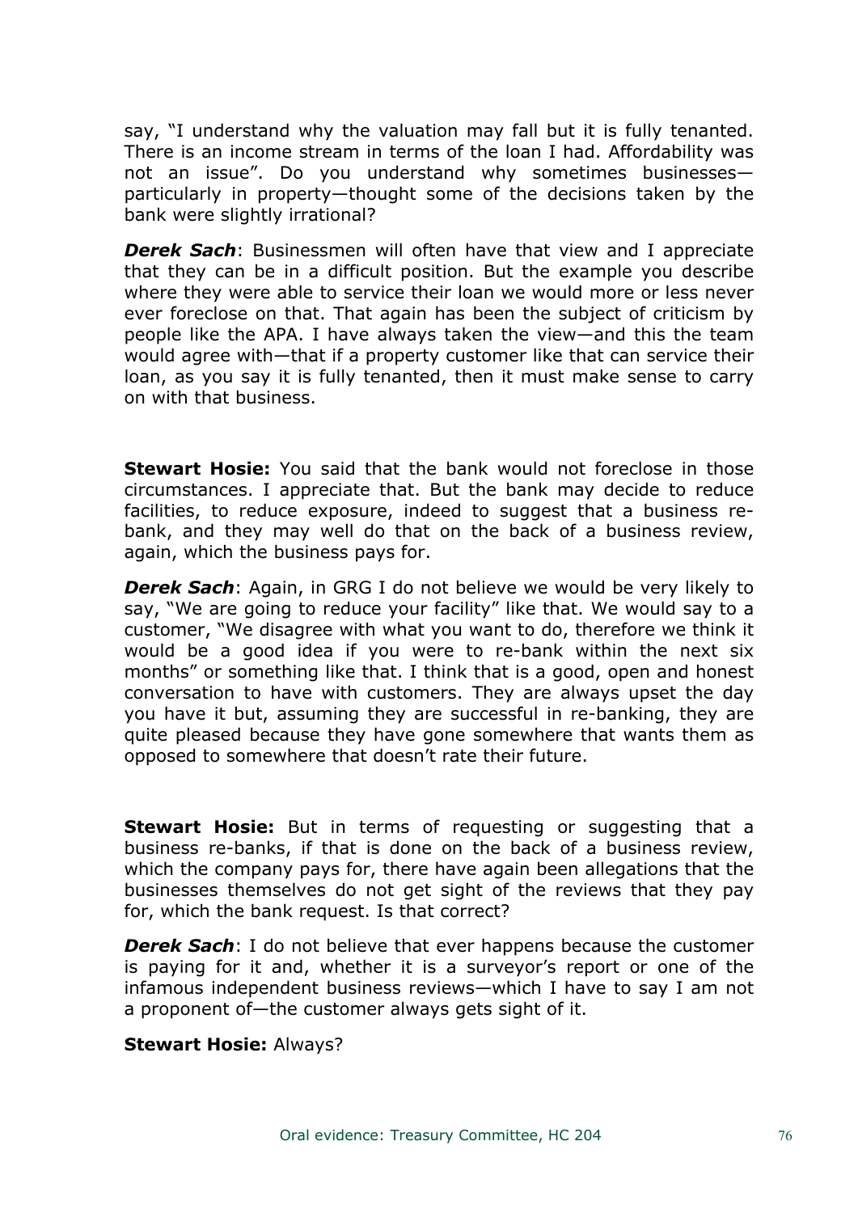say, "I understand why the valuation may fall but it is fully tenanted. There is an income stream in terms of the loan I had. Affordability was not an issue". Do you understand why sometimes businesses—particularly in property—thought some of the decisions taken by the bank were slightly irrational?

***Derek Sach***: Businessmen will often have that view and I appreciate that they can be in a difficult position. But the example you describe where they were able to service their loan we would more or less never ever foreclose on that. That again has been the subject of criticism by people like the APA. I have always taken the view—and this the team would agree with—that if a property customer like that can service their loan, as you say it is fully tenanted, then it must make sense to carry on with that business.

**Stewart Hosie:** You said that the bank would not foreclose in those circumstances. I appreciate that. But the bank may decide to reduce facilities, to reduce exposure, indeed to suggest that a business re-bank, and they may well do that on the back of a business review, again, which the business pays for.

***Derek Sach***: Again, in GRG I do not believe we would be very likely to say, "We are going to reduce your facility" like that. We would say to a customer, "We disagree with what you want to do, therefore we think it would be a good idea if you were to re-bank within the next six months" or something like that. I think that is a good, open and honest conversation to have with customers. They are always upset the day you have it but, assuming they are successful in re-banking, they are quite pleased because they have gone somewhere that wants them as opposed to somewhere that doesn't rate their future.

**Stewart Hosie:** But in terms of requesting or suggesting that a business re-banks, if that is done on the back of a business review, which the company pays for, there have again been allegations that the businesses themselves do not get sight of the reviews that they pay for, which the bank request. Is that correct?

***Derek Sach***: I do not believe that ever happens because the customer is paying for it and, whether it is a surveyor's report or one of the infamous independent business reviews—which I have to say I am not a proponent of—the customer always gets sight of it.

**Stewart Hosie:** Always?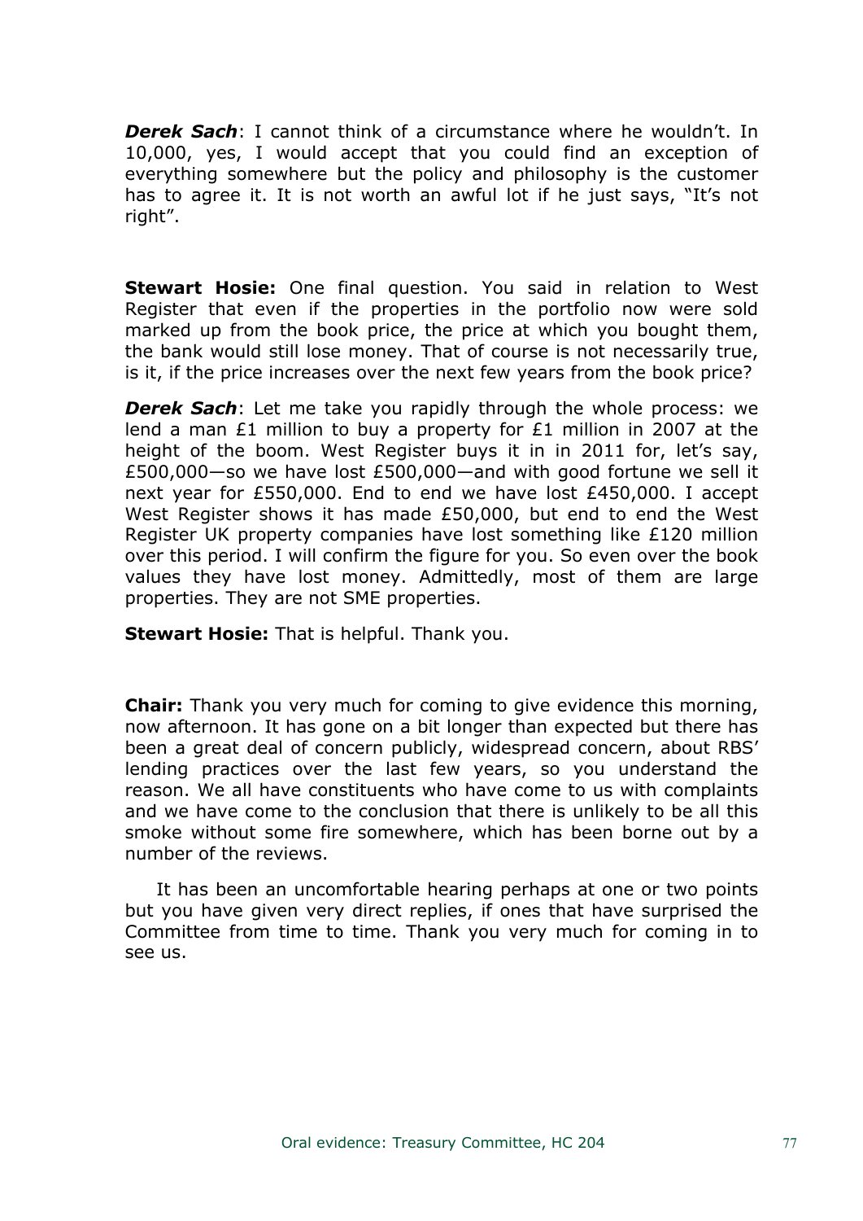***Derek Sach***: I cannot think of a circumstance where he wouldn't. In 10,000, yes, I would accept that you could find an exception of everything somewhere but the policy and philosophy is the customer has to agree it. It is not worth an awful lot if he just says, "It's not right".

**Stewart Hosie:** One final question. You said in relation to West Register that even if the properties in the portfolio now were sold marked up from the book price, the price at which you bought them, the bank would still lose money. That of course is not necessarily true, is it, if the price increases over the next few years from the book price?

***Derek Sach***: Let me take you rapidly through the whole process: we lend a man £1 million to buy a property for £1 million in 2007 at the height of the boom. West Register buys it in in 2011 for, let's say, £500,000—so we have lost £500,000—and with good fortune we sell it next year for £550,000. End to end we have lost £450,000. I accept West Register shows it has made £50,000, but end to end the West Register UK property companies have lost something like £120 million over this period. I will confirm the figure for you. So even over the book values they have lost money. Admittedly, most of them are large properties. They are not SME properties.

**Stewart Hosie:** That is helpful. Thank you.

**Chair:** Thank you very much for coming to give evidence this morning, now afternoon. It has gone on a bit longer than expected but there has been a great deal of concern publicly, widespread concern, about RBS' lending practices over the last few years, so you understand the reason. We all have constituents who have come to us with complaints and we have come to the conclusion that there is unlikely to be all this smoke without some fire somewhere, which has been borne out by a number of the reviews.

It has been an uncomfortable hearing perhaps at one or two points but you have given very direct replies, if ones that have surprised the Committee from time to time. Thank you very much for coming in to see us.